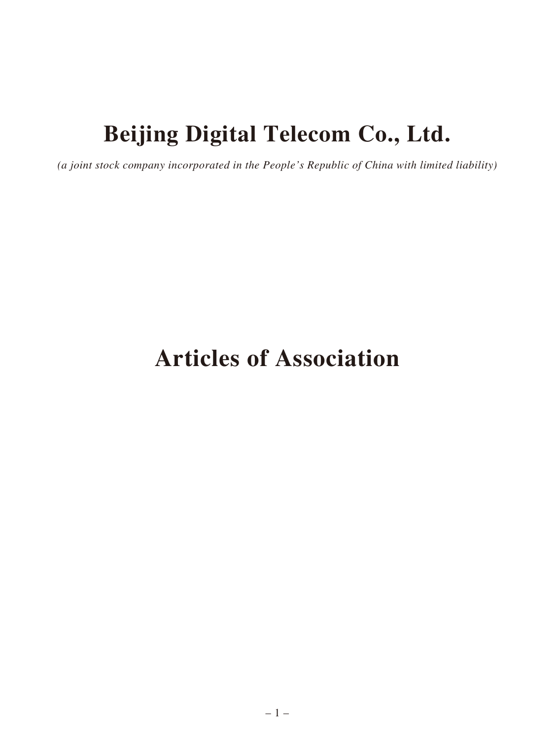# Beijing Digital Telecom Co., Ltd.

*(a joint stock company incorporated in the People's Republic of China with limited liability)*

# Articles of Association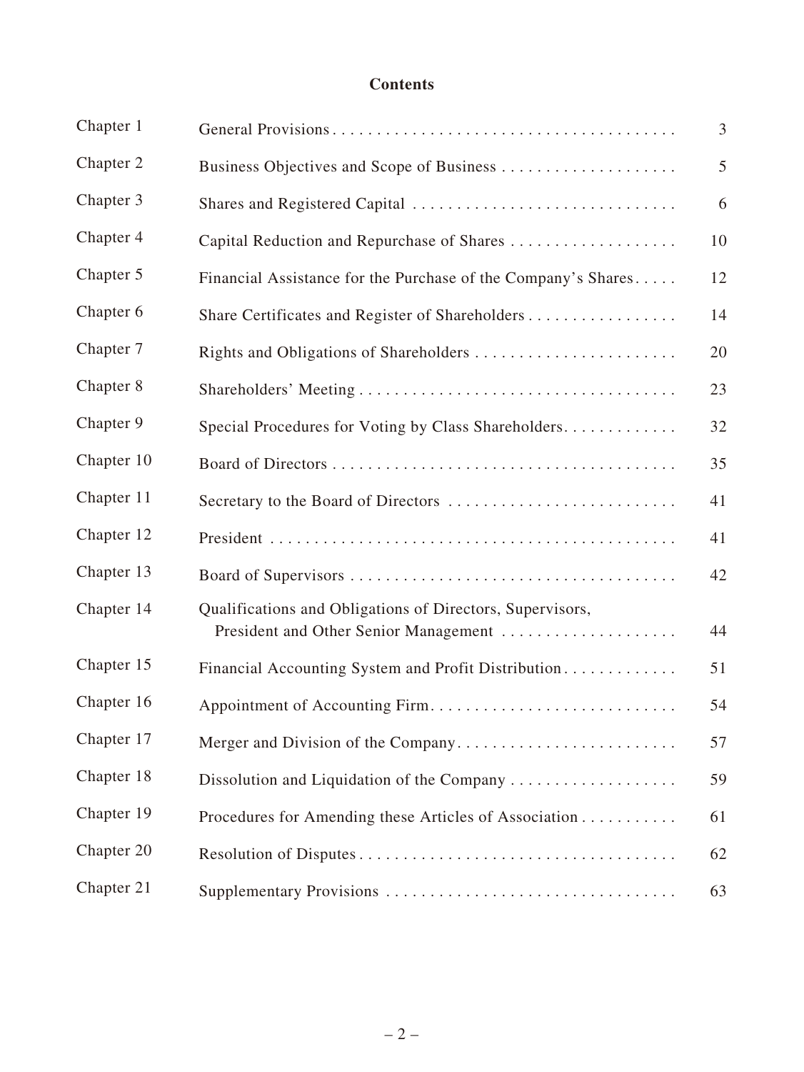# Contents

| | | |
|---|---|---|
| Chapter 1 | General Provisions | 3 |
| Chapter 2 | Business Objectives and Scope of Business | 5 |
| Chapter 3 | Shares and Registered Capital | 6 |
| Chapter 4 | Capital Reduction and Repurchase of Shares | 10 |
| Chapter 5 | Financial Assistance for the Purchase of the Company's Shares | 12 |
| Chapter 6 | Share Certificates and Register of Shareholders | 14 |
| Chapter 7 | Rights and Obligations of Shareholders | 20 |
| Chapter 8 | Shareholders' Meeting | 23 |
| Chapter 9 | Special Procedures for Voting by Class Shareholders | 32 |
| Chapter 10 | Board of Directors | 35 |
| Chapter 11 | Secretary to the Board of Directors | 41 |
| Chapter 12 | President | 41 |
| Chapter 13 | Board of Supervisors | 42 |
| Chapter 14 | Qualifications and Obligations of Directors, Supervisors, President and Other Senior Management | 44 |
| Chapter 15 | Financial Accounting System and Profit Distribution | 51 |
| Chapter 16 | Appointment of Accounting Firm | 54 |
| Chapter 17 | Merger and Division of the Company | 57 |
| Chapter 18 | Dissolution and Liquidation of the Company | 59 |
| Chapter 19 | Procedures for Amending these Articles of Association | 61 |
| Chapter 20 | Resolution of Disputes | 62 |
| Chapter 21 | Supplementary Provisions | 63 |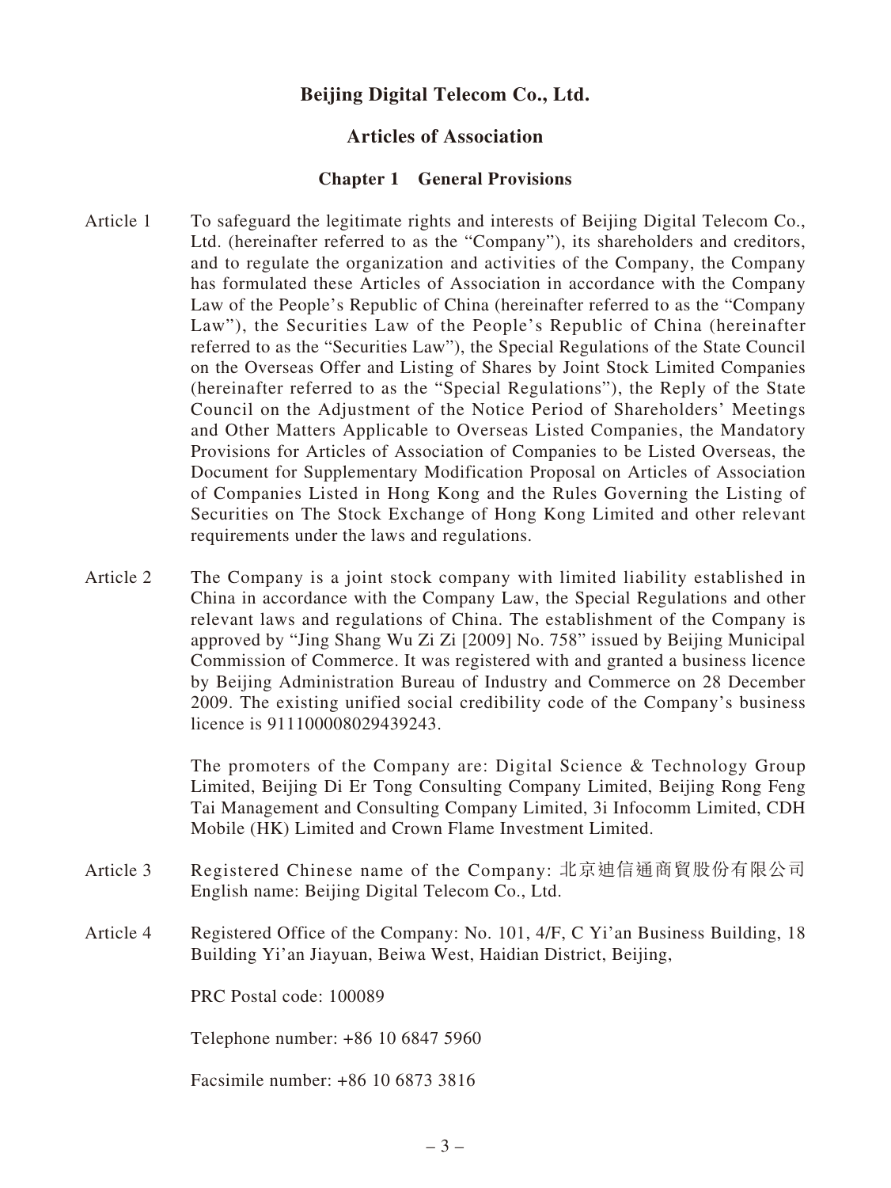# Beijing Digital Telecom Co., Ltd.

## Articles of Association

### Chapter 1 General Provisions

Article 1 To safeguard the legitimate rights and interests of Beijing Digital Telecom Co., Ltd. (hereinafter referred to as the "Company"), its shareholders and creditors, and to regulate the organization and activities of the Company, the Company has formulated these Articles of Association in accordance with the Company Law of the People's Republic of China (hereinafter referred to as the "Company Law"), the Securities Law of the People's Republic of China (hereinafter referred to as the "Securities Law"), the Special Regulations of the State Council on the Overseas Offer and Listing of Shares by Joint Stock Limited Companies (hereinafter referred to as the "Special Regulations"), the Reply of the State Council on the Adjustment of the Notice Period of Shareholders' Meetings and Other Matters Applicable to Overseas Listed Companies, the Mandatory Provisions for Articles of Association of Companies to be Listed Overseas, the Document for Supplementary Modification Proposal on Articles of Association of Companies Listed in Hong Kong and the Rules Governing the Listing of Securities on The Stock Exchange of Hong Kong Limited and other relevant requirements under the laws and regulations.

Article 2 The Company is a joint stock company with limited liability established in China in accordance with the Company Law, the Special Regulations and other relevant laws and regulations of China. The establishment of the Company is approved by "Jing Shang Wu Zi Zi [2009] No. 758" issued by Beijing Municipal Commission of Commerce. It was registered with and granted a business licence by Beijing Administration Bureau of Industry and Commerce on 28 December 2009. The existing unified social credibility code of the Company's business licence is 911100008029439243.

The promoters of the Company are: Digital Science & Technology Group Limited, Beijing Di Er Tong Consulting Company Limited, Beijing Rong Feng Tai Management and Consulting Company Limited, 3i Infocomm Limited, CDH Mobile (HK) Limited and Crown Flame Investment Limited.

Article 3 Registered Chinese name of the Company: 北京迪信通商貿股份有限公司
English name: Beijing Digital Telecom Co., Ltd.

Article 4 Registered Office of the Company: No. 101, 4/F, C Yi'an Business Building, 18 Building Yi'an Jiayuan, Beiwa West, Haidian District, Beijing,

PRC Postal code: 100089

Telephone number: +86 10 6847 5960

Facsimile number: +86 10 6873 3816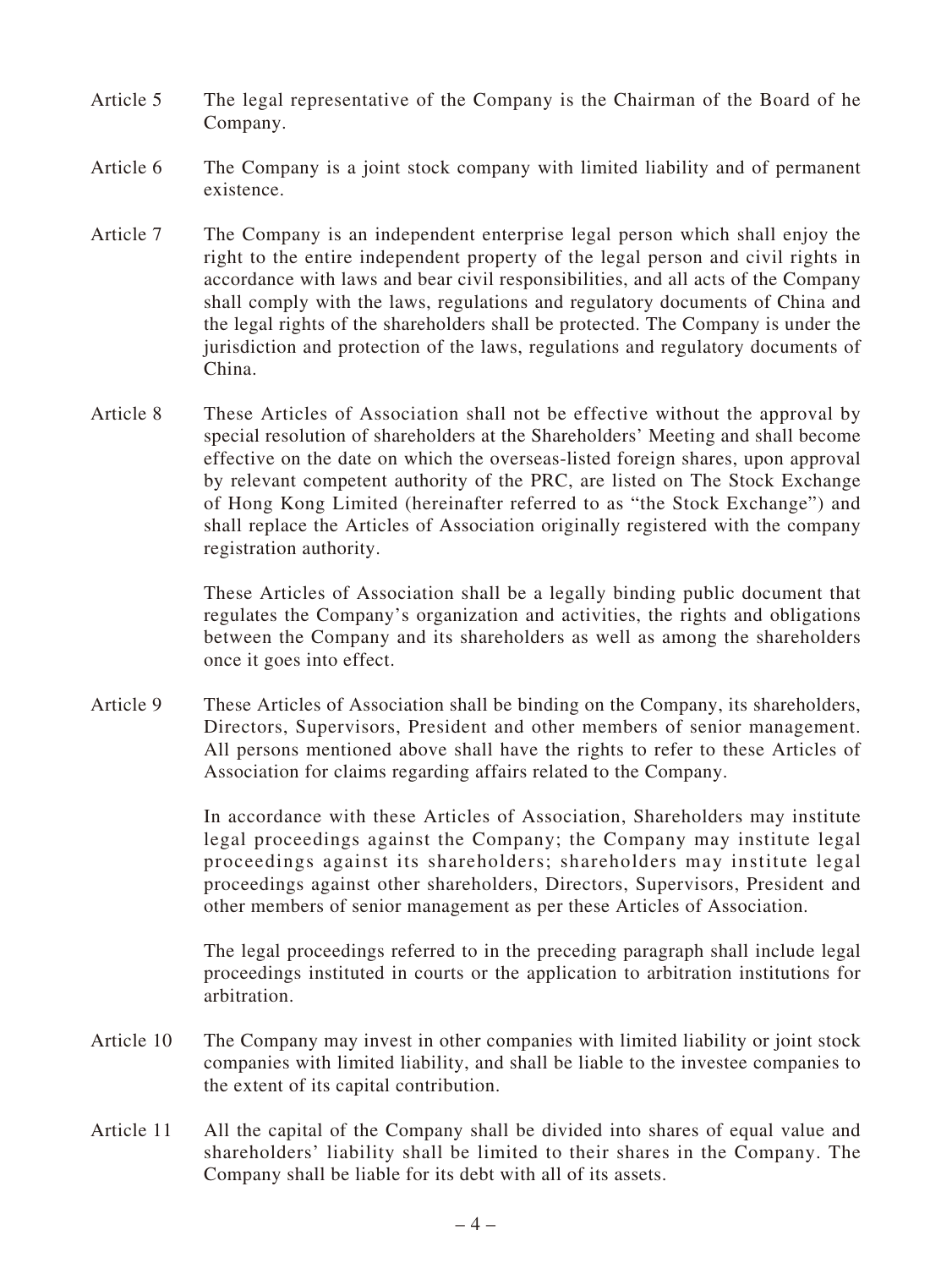Article 5 The legal representative of the Company is the Chairman of the Board of he Company.

Article 6 The Company is a joint stock company with limited liability and of permanent existence.

Article 7 The Company is an independent enterprise legal person which shall enjoy the right to the entire independent property of the legal person and civil rights in accordance with laws and bear civil responsibilities, and all acts of the Company shall comply with the laws, regulations and regulatory documents of China and the legal rights of the shareholders shall be protected. The Company is under the jurisdiction and protection of the laws, regulations and regulatory documents of China.

Article 8 These Articles of Association shall not be effective without the approval by special resolution of shareholders at the Shareholders' Meeting and shall become effective on the date on which the overseas-listed foreign shares, upon approval by relevant competent authority of the PRC, are listed on The Stock Exchange of Hong Kong Limited (hereinafter referred to as "the Stock Exchange") and shall replace the Articles of Association originally registered with the company registration authority.

These Articles of Association shall be a legally binding public document that regulates the Company's organization and activities, the rights and obligations between the Company and its shareholders as well as among the shareholders once it goes into effect.

Article 9 These Articles of Association shall be binding on the Company, its shareholders, Directors, Supervisors, President and other members of senior management. All persons mentioned above shall have the rights to refer to these Articles of Association for claims regarding affairs related to the Company.

In accordance with these Articles of Association, Shareholders may institute legal proceedings against the Company; the Company may institute legal proceedings against its shareholders; shareholders may institute legal proceedings against other shareholders, Directors, Supervisors, President and other members of senior management as per these Articles of Association.

The legal proceedings referred to in the preceding paragraph shall include legal proceedings instituted in courts or the application to arbitration institutions for arbitration.

Article 10 The Company may invest in other companies with limited liability or joint stock companies with limited liability, and shall be liable to the investee companies to the extent of its capital contribution.

Article 11 All the capital of the Company shall be divided into shares of equal value and shareholders' liability shall be limited to their shares in the Company. The Company shall be liable for its debt with all of its assets.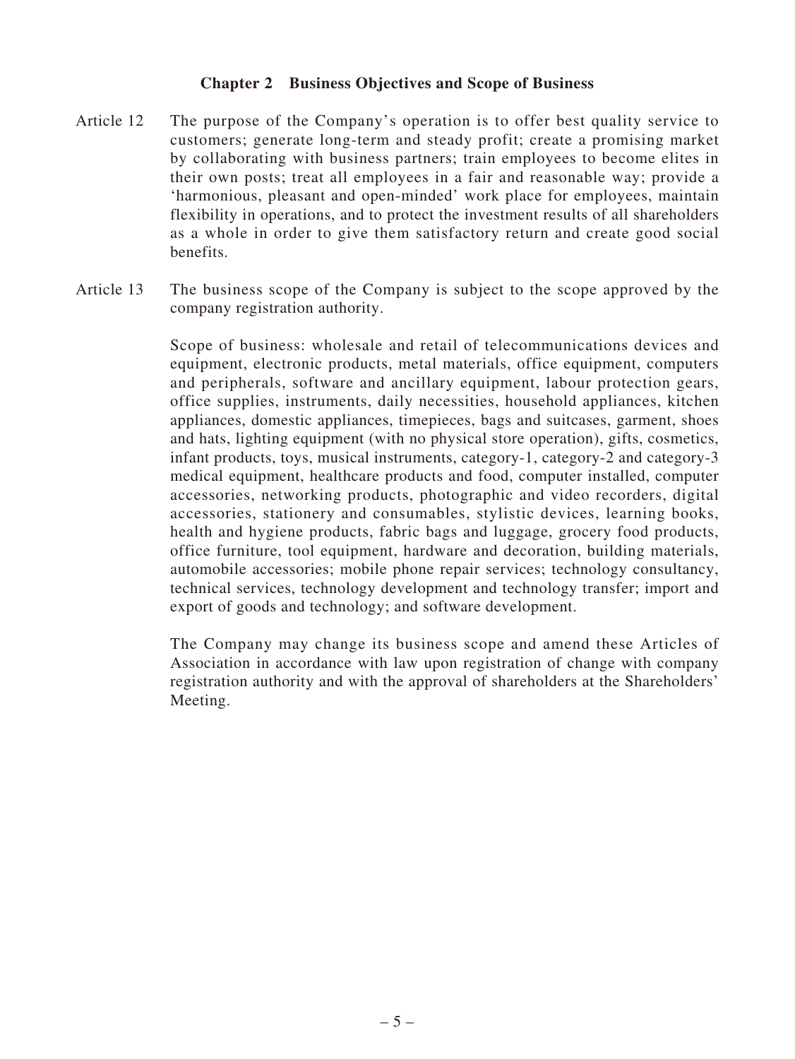## Chapter 2 Business Objectives and Scope of Business

Article 12 The purpose of the Company's operation is to offer best quality service to customers; generate long-term and steady profit; create a promising market by collaborating with business partners; train employees to become elites in their own posts; treat all employees in a fair and reasonable way; provide a 'harmonious, pleasant and open-minded' work place for employees, maintain flexibility in operations, and to protect the investment results of all shareholders as a whole in order to give them satisfactory return and create good social benefits.

Article 13 The business scope of the Company is subject to the scope approved by the company registration authority.

Scope of business: wholesale and retail of telecommunications devices and equipment, electronic products, metal materials, office equipment, computers and peripherals, software and ancillary equipment, labour protection gears, office supplies, instruments, daily necessities, household appliances, kitchen appliances, domestic appliances, timepieces, bags and suitcases, garment, shoes and hats, lighting equipment (with no physical store operation), gifts, cosmetics, infant products, toys, musical instruments, category-1, category-2 and category-3 medical equipment, healthcare products and food, computer installed, computer accessories, networking products, photographic and video recorders, digital accessories, stationery and consumables, stylistic devices, learning books, health and hygiene products, fabric bags and luggage, grocery food products, office furniture, tool equipment, hardware and decoration, building materials, automobile accessories; mobile phone repair services; technology consultancy, technical services, technology development and technology transfer; import and export of goods and technology; and software development.

The Company may change its business scope and amend these Articles of Association in accordance with law upon registration of change with company registration authority and with the approval of shareholders at the Shareholders' Meeting.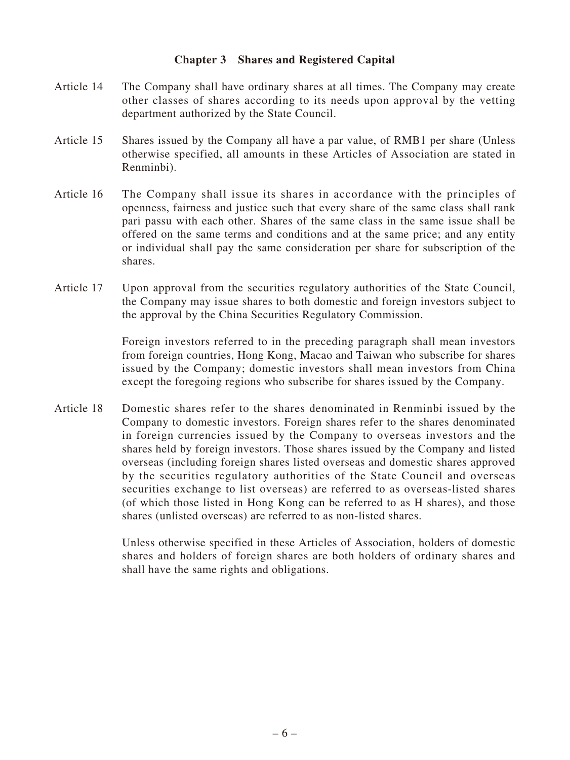## Chapter 3 Shares and Registered Capital

Article 14 The Company shall have ordinary shares at all times. The Company may create other classes of shares according to its needs upon approval by the vetting department authorized by the State Council.

Article 15 Shares issued by the Company all have a par value, of RMB1 per share (Unless otherwise specified, all amounts in these Articles of Association are stated in Renminbi).

Article 16 The Company shall issue its shares in accordance with the principles of openness, fairness and justice such that every share of the same class shall rank pari passu with each other. Shares of the same class in the same issue shall be offered on the same terms and conditions and at the same price; and any entity or individual shall pay the same consideration per share for subscription of the shares.

Article 17 Upon approval from the securities regulatory authorities of the State Council, the Company may issue shares to both domestic and foreign investors subject to the approval by the China Securities Regulatory Commission.

Foreign investors referred to in the preceding paragraph shall mean investors from foreign countries, Hong Kong, Macao and Taiwan who subscribe for shares issued by the Company; domestic investors shall mean investors from China except the foregoing regions who subscribe for shares issued by the Company.

Article 18 Domestic shares refer to the shares denominated in Renminbi issued by the Company to domestic investors. Foreign shares refer to the shares denominated in foreign currencies issued by the Company to overseas investors and the shares held by foreign investors. Those shares issued by the Company and listed overseas (including foreign shares listed overseas and domestic shares approved by the securities regulatory authorities of the State Council and overseas securities exchange to list overseas) are referred to as overseas-listed shares (of which those listed in Hong Kong can be referred to as H shares), and those shares (unlisted overseas) are referred to as non-listed shares.

Unless otherwise specified in these Articles of Association, holders of domestic shares and holders of foreign shares are both holders of ordinary shares and shall have the same rights and obligations.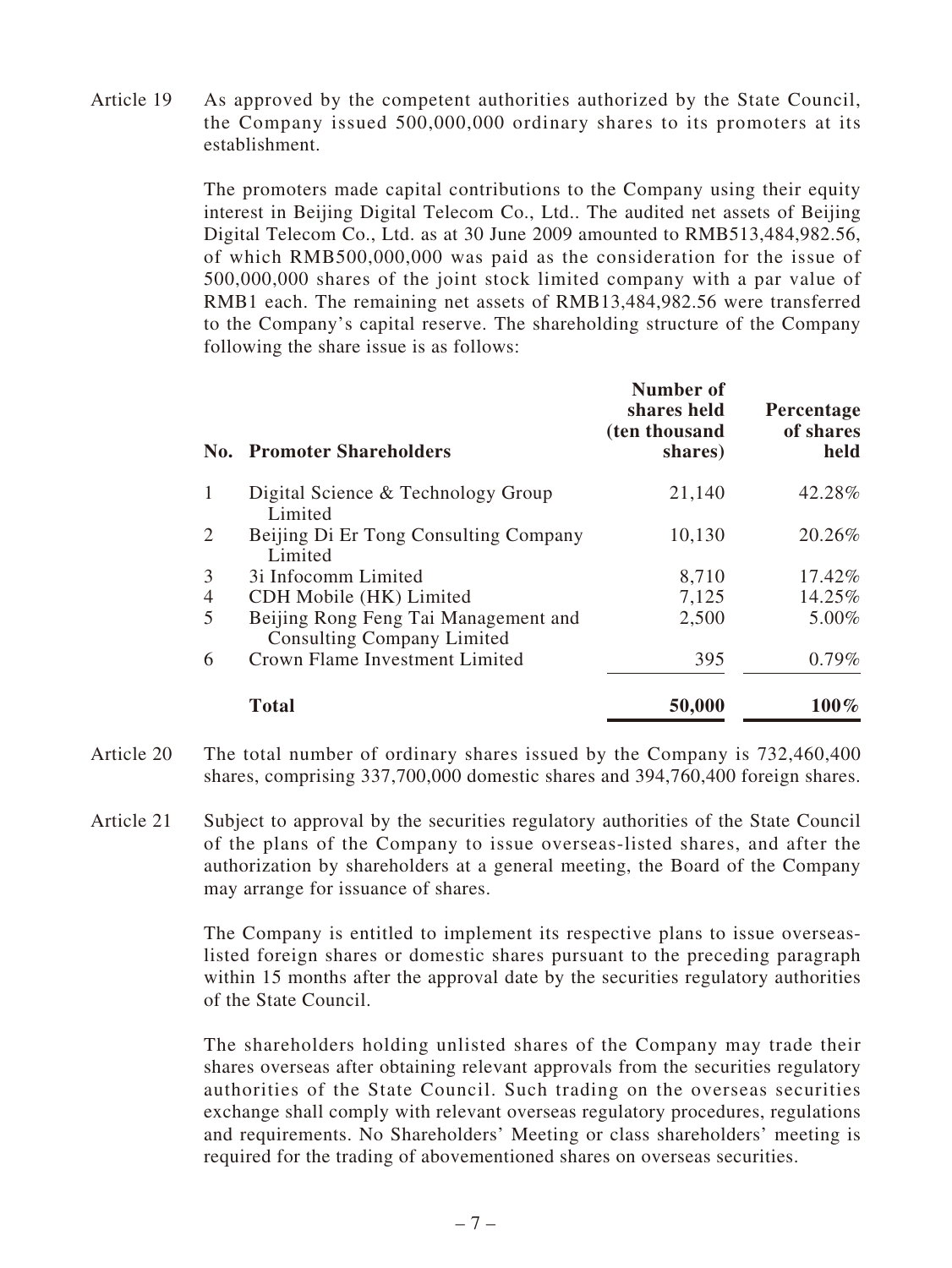Article 19 As approved by the competent authorities authorized by the State Council, the Company issued 500,000,000 ordinary shares to its promoters at its establishment.

The promoters made capital contributions to the Company using their equity interest in Beijing Digital Telecom Co., Ltd.. The audited net assets of Beijing Digital Telecom Co., Ltd. as at 30 June 2009 amounted to RMB513,484,982.56, of which RMB500,000,000 was paid as the consideration for the issue of 500,000,000 shares of the joint stock limited company with a par value of RMB1 each. The remaining net assets of RMB13,484,982.56 were transferred to the Company's capital reserve. The shareholding structure of the Company following the share issue is as follows:

| No. | Promoter Shareholders | Number of shares held (ten thousand shares) | Percentage of shares held |
|---|---|---|---|
| 1 | Digital Science & Technology Group Limited | 21,140 | 42.28% |
| 2 | Beijing Di Er Tong Consulting Company Limited | 10,130 | 20.26% |
| 3 | 3i Infocomm Limited | 8,710 | 17.42% |
| 4 | CDH Mobile (HK) Limited | 7,125 | 14.25% |
| 5 | Beijing Rong Feng Tai Management and Consulting Company Limited | 2,500 | 5.00% |
| 6 | Crown Flame Investment Limited | 395 | 0.79% |
| | **Total** | **50,000** | **100%** |

Article 20 The total number of ordinary shares issued by the Company is 732,460,400 shares, comprising 337,700,000 domestic shares and 394,760,400 foreign shares.

Article 21 Subject to approval by the securities regulatory authorities of the State Council of the plans of the Company to issue overseas-listed shares, and after the authorization by shareholders at a general meeting, the Board of the Company may arrange for issuance of shares.

The Company is entitled to implement its respective plans to issue overseas-listed foreign shares or domestic shares pursuant to the preceding paragraph within 15 months after the approval date by the securities regulatory authorities of the State Council.

The shareholders holding unlisted shares of the Company may trade their shares overseas after obtaining relevant approvals from the securities regulatory authorities of the State Council. Such trading on the overseas securities exchange shall comply with relevant overseas regulatory procedures, regulations and requirements. No Shareholders' Meeting or class shareholders' meeting is required for the trading of abovementioned shares on overseas securities.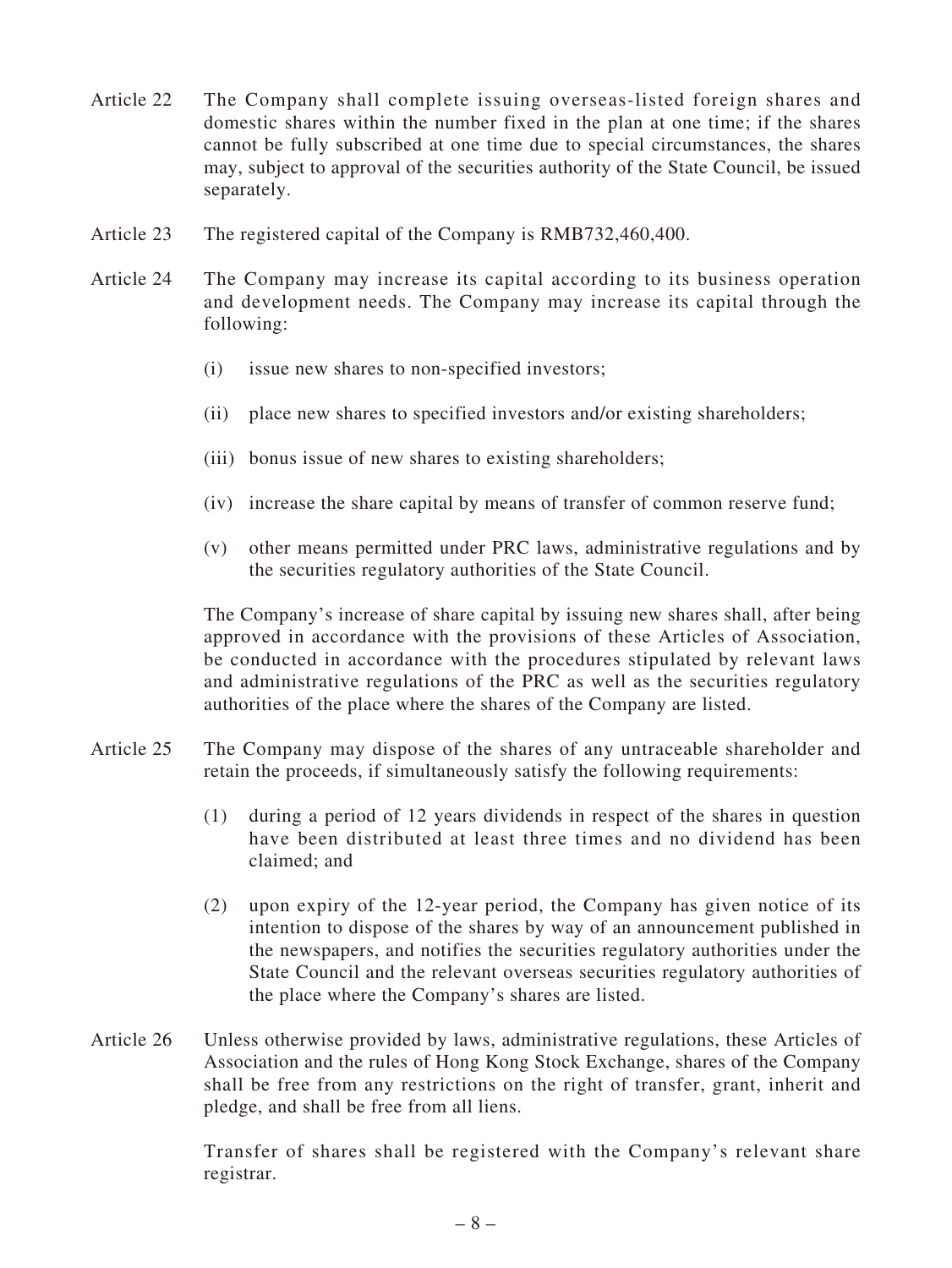Article 22 The Company shall complete issuing overseas-listed foreign shares and domestic shares within the number fixed in the plan at one time; if the shares cannot be fully subscribed at one time due to special circumstances, the shares may, subject to approval of the securities authority of the State Council, be issued separately.

Article 23 The registered capital of the Company is RMB732,460,400.

Article 24 The Company may increase its capital according to its business operation and development needs. The Company may increase its capital through the following:

(i) issue new shares to non-specified investors;

(ii) place new shares to specified investors and/or existing shareholders;

(iii) bonus issue of new shares to existing shareholders;

(iv) increase the share capital by means of transfer of common reserve fund;

(v) other means permitted under PRC laws, administrative regulations and by the securities regulatory authorities of the State Council.

The Company's increase of share capital by issuing new shares shall, after being approved in accordance with the provisions of these Articles of Association, be conducted in accordance with the procedures stipulated by relevant laws and administrative regulations of the PRC as well as the securities regulatory authorities of the place where the shares of the Company are listed.

Article 25 The Company may dispose of the shares of any untraceable shareholder and retain the proceeds, if simultaneously satisfy the following requirements:

(1) during a period of 12 years dividends in respect of the shares in question have been distributed at least three times and no dividend has been claimed; and

(2) upon expiry of the 12-year period, the Company has given notice of its intention to dispose of the shares by way of an announcement published in the newspapers, and notifies the securities regulatory authorities under the State Council and the relevant overseas securities regulatory authorities of the place where the Company's shares are listed.

Article 26 Unless otherwise provided by laws, administrative regulations, these Articles of Association and the rules of Hong Kong Stock Exchange, shares of the Company shall be free from any restrictions on the right of transfer, grant, inherit and pledge, and shall be free from all liens.

Transfer of shares shall be registered with the Company's relevant share registrar.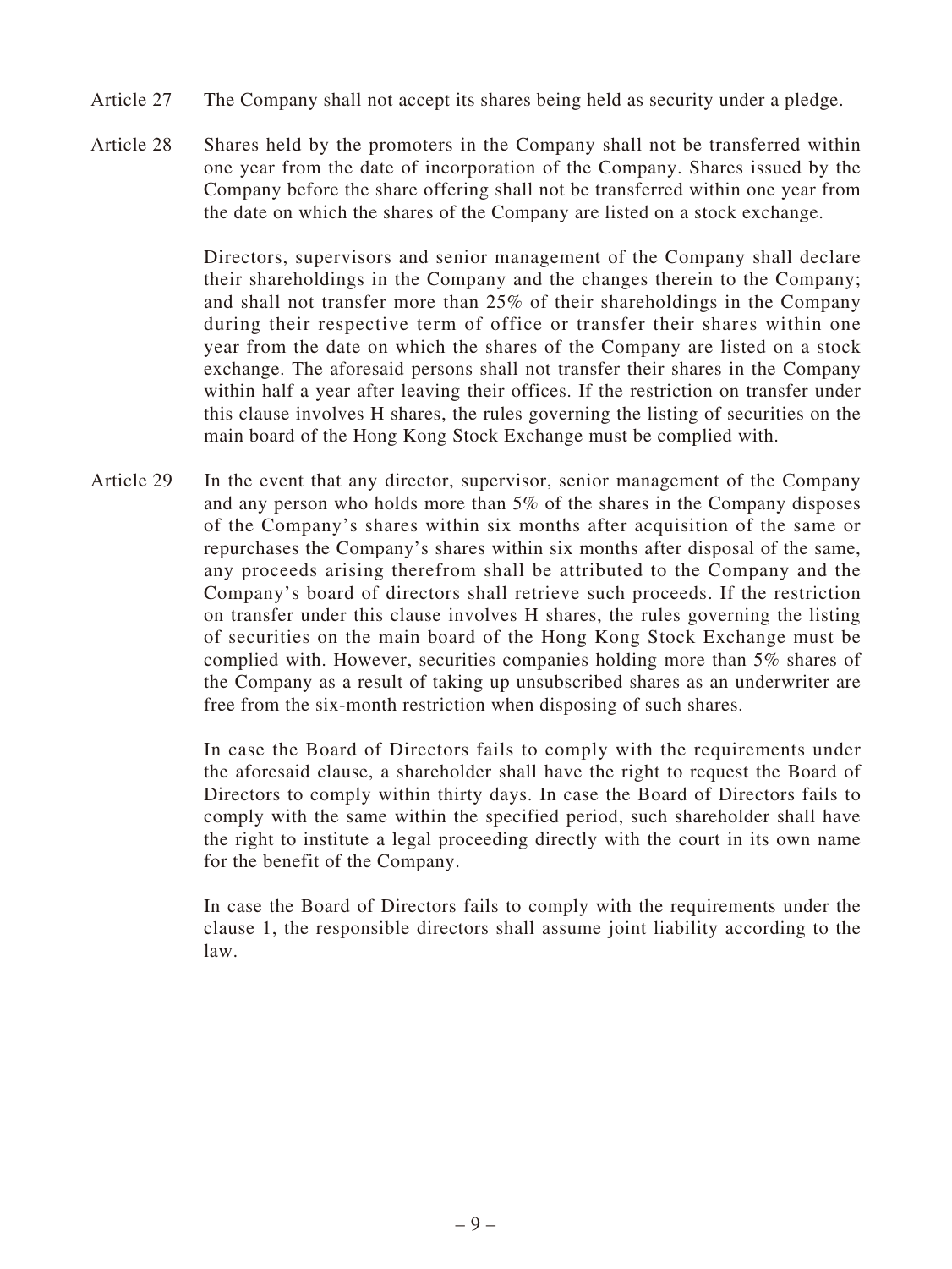Article 27 The Company shall not accept its shares being held as security under a pledge.

Article 28 Shares held by the promoters in the Company shall not be transferred within one year from the date of incorporation of the Company. Shares issued by the Company before the share offering shall not be transferred within one year from the date on which the shares of the Company are listed on a stock exchange.

Directors, supervisors and senior management of the Company shall declare their shareholdings in the Company and the changes therein to the Company; and shall not transfer more than 25% of their shareholdings in the Company during their respective term of office or transfer their shares within one year from the date on which the shares of the Company are listed on a stock exchange. The aforesaid persons shall not transfer their shares in the Company within half a year after leaving their offices. If the restriction on transfer under this clause involves H shares, the rules governing the listing of securities on the main board of the Hong Kong Stock Exchange must be complied with.

Article 29 In the event that any director, supervisor, senior management of the Company and any person who holds more than 5% of the shares in the Company disposes of the Company's shares within six months after acquisition of the same or repurchases the Company's shares within six months after disposal of the same, any proceeds arising therefrom shall be attributed to the Company and the Company's board of directors shall retrieve such proceeds. If the restriction on transfer under this clause involves H shares, the rules governing the listing of securities on the main board of the Hong Kong Stock Exchange must be complied with. However, securities companies holding more than 5% shares of the Company as a result of taking up unsubscribed shares as an underwriter are free from the six-month restriction when disposing of such shares.

In case the Board of Directors fails to comply with the requirements under the aforesaid clause, a shareholder shall have the right to request the Board of Directors to comply within thirty days. In case the Board of Directors fails to comply with the same within the specified period, such shareholder shall have the right to institute a legal proceeding directly with the court in its own name for the benefit of the Company.

In case the Board of Directors fails to comply with the requirements under the clause 1, the responsible directors shall assume joint liability according to the law.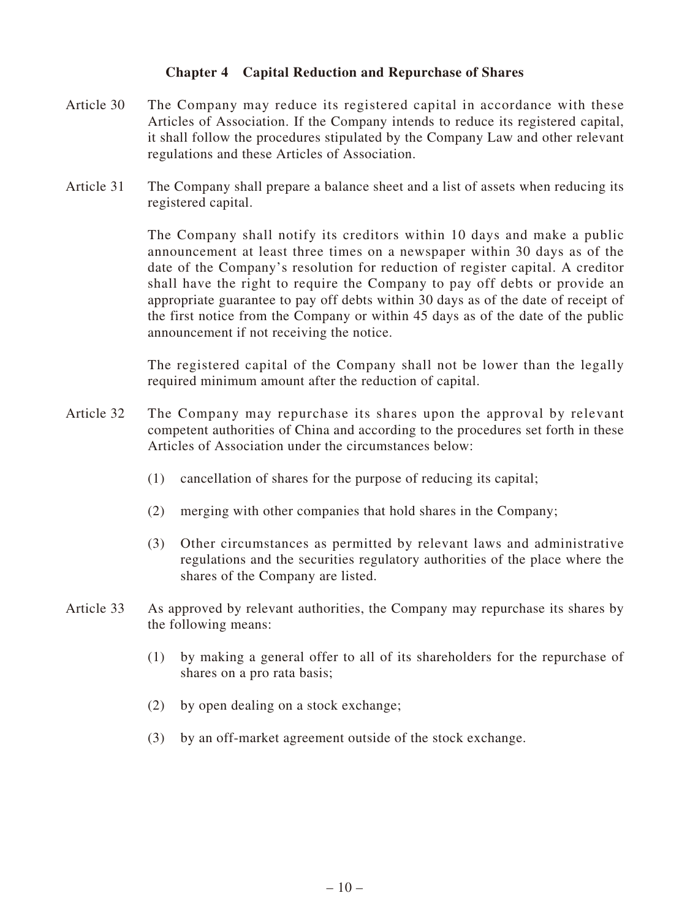## Chapter 4 Capital Reduction and Repurchase of Shares

Article 30 The Company may reduce its registered capital in accordance with these Articles of Association. If the Company intends to reduce its registered capital, it shall follow the procedures stipulated by the Company Law and other relevant regulations and these Articles of Association.

Article 31 The Company shall prepare a balance sheet and a list of assets when reducing its registered capital.

The Company shall notify its creditors within 10 days and make a public announcement at least three times on a newspaper within 30 days as of the date of the Company's resolution for reduction of register capital. A creditor shall have the right to require the Company to pay off debts or provide an appropriate guarantee to pay off debts within 30 days as of the date of receipt of the first notice from the Company or within 45 days as of the date of the public announcement if not receiving the notice.

The registered capital of the Company shall not be lower than the legally required minimum amount after the reduction of capital.

Article 32 The Company may repurchase its shares upon the approval by relevant competent authorities of China and according to the procedures set forth in these Articles of Association under the circumstances below:

(1) cancellation of shares for the purpose of reducing its capital;

(2) merging with other companies that hold shares in the Company;

(3) Other circumstances as permitted by relevant laws and administrative regulations and the securities regulatory authorities of the place where the shares of the Company are listed.

Article 33 As approved by relevant authorities, the Company may repurchase its shares by the following means:

(1) by making a general offer to all of its shareholders for the repurchase of shares on a pro rata basis;

(2) by open dealing on a stock exchange;

(3) by an off-market agreement outside of the stock exchange.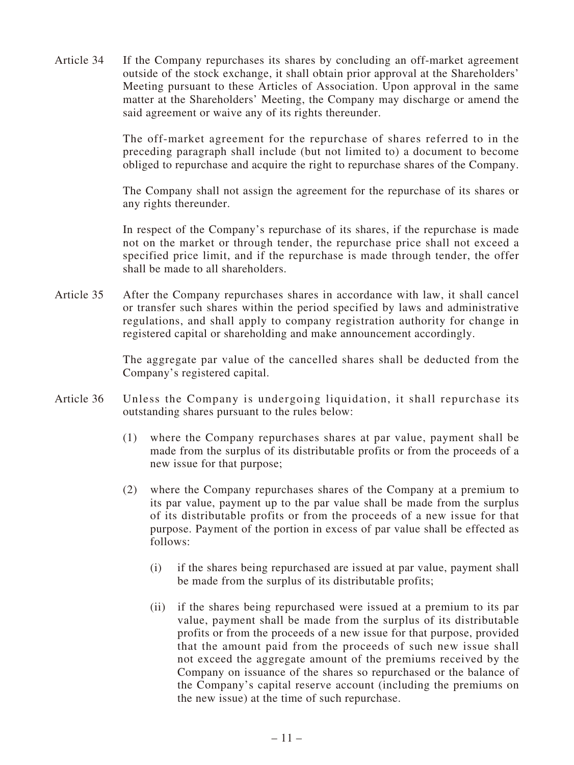Article 34 If the Company repurchases its shares by concluding an off-market agreement outside of the stock exchange, it shall obtain prior approval at the Shareholders' Meeting pursuant to these Articles of Association. Upon approval in the same matter at the Shareholders' Meeting, the Company may discharge or amend the said agreement or waive any of its rights thereunder.

The off-market agreement for the repurchase of shares referred to in the preceding paragraph shall include (but not limited to) a document to become obliged to repurchase and acquire the right to repurchase shares of the Company.

The Company shall not assign the agreement for the repurchase of its shares or any rights thereunder.

In respect of the Company's repurchase of its shares, if the repurchase is made not on the market or through tender, the repurchase price shall not exceed a specified price limit, and if the repurchase is made through tender, the offer shall be made to all shareholders.

Article 35 After the Company repurchases shares in accordance with law, it shall cancel or transfer such shares within the period specified by laws and administrative regulations, and shall apply to company registration authority for change in registered capital or shareholding and make announcement accordingly.

The aggregate par value of the cancelled shares shall be deducted from the Company's registered capital.

Article 36 Unless the Company is undergoing liquidation, it shall repurchase its outstanding shares pursuant to the rules below:

(1) where the Company repurchases shares at par value, payment shall be made from the surplus of its distributable profits or from the proceeds of a new issue for that purpose;

(2) where the Company repurchases shares of the Company at a premium to its par value, payment up to the par value shall be made from the surplus of its distributable profits or from the proceeds of a new issue for that purpose. Payment of the portion in excess of par value shall be effected as follows:

   (i) if the shares being repurchased are issued at par value, payment shall be made from the surplus of its distributable profits;

   (ii) if the shares being repurchased were issued at a premium to its par value, payment shall be made from the surplus of its distributable profits or from the proceeds of a new issue for that purpose, provided that the amount paid from the proceeds of such new issue shall not exceed the aggregate amount of the premiums received by the Company on issuance of the shares so repurchased or the balance of the Company's capital reserve account (including the premiums on the new issue) at the time of such repurchase.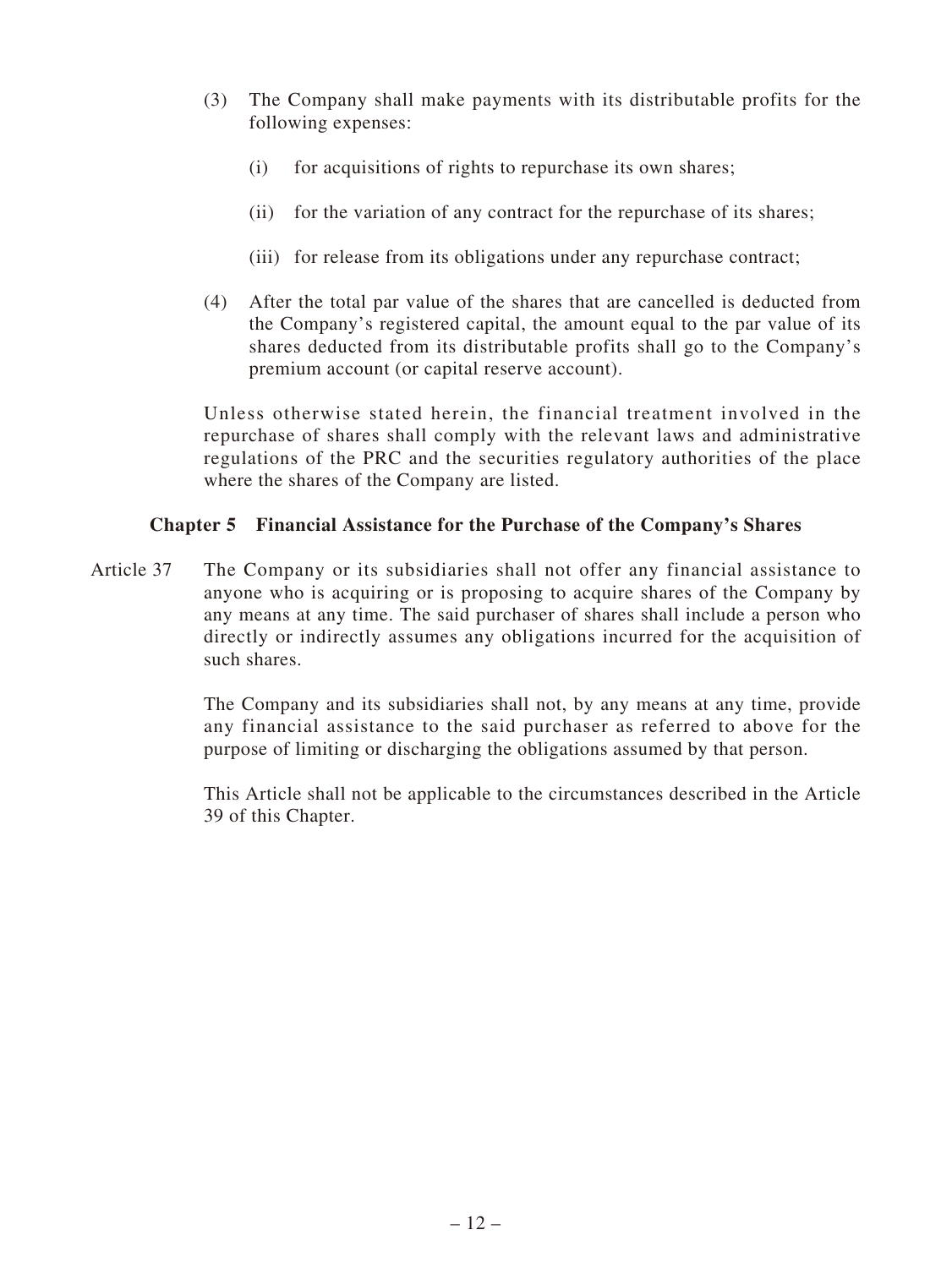(3) The Company shall make payments with its distributable profits for the following expenses:

 (i) for acquisitions of rights to repurchase its own shares;

 (ii) for the variation of any contract for the repurchase of its shares;

 (iii) for release from its obligations under any repurchase contract;

(4) After the total par value of the shares that are cancelled is deducted from the Company's registered capital, the amount equal to the par value of its shares deducted from its distributable profits shall go to the Company's premium account (or capital reserve account).

Unless otherwise stated herein, the financial treatment involved in the repurchase of shares shall comply with the relevant laws and administrative regulations of the PRC and the securities regulatory authorities of the place where the shares of the Company are listed.

## Chapter 5 Financial Assistance for the Purchase of the Company's Shares

Article 37 The Company or its subsidiaries shall not offer any financial assistance to anyone who is acquiring or is proposing to acquire shares of the Company by any means at any time. The said purchaser of shares shall include a person who directly or indirectly assumes any obligations incurred for the acquisition of such shares.

The Company and its subsidiaries shall not, by any means at any time, provide any financial assistance to the said purchaser as referred to above for the purpose of limiting or discharging the obligations assumed by that person.

This Article shall not be applicable to the circumstances described in the Article 39 of this Chapter.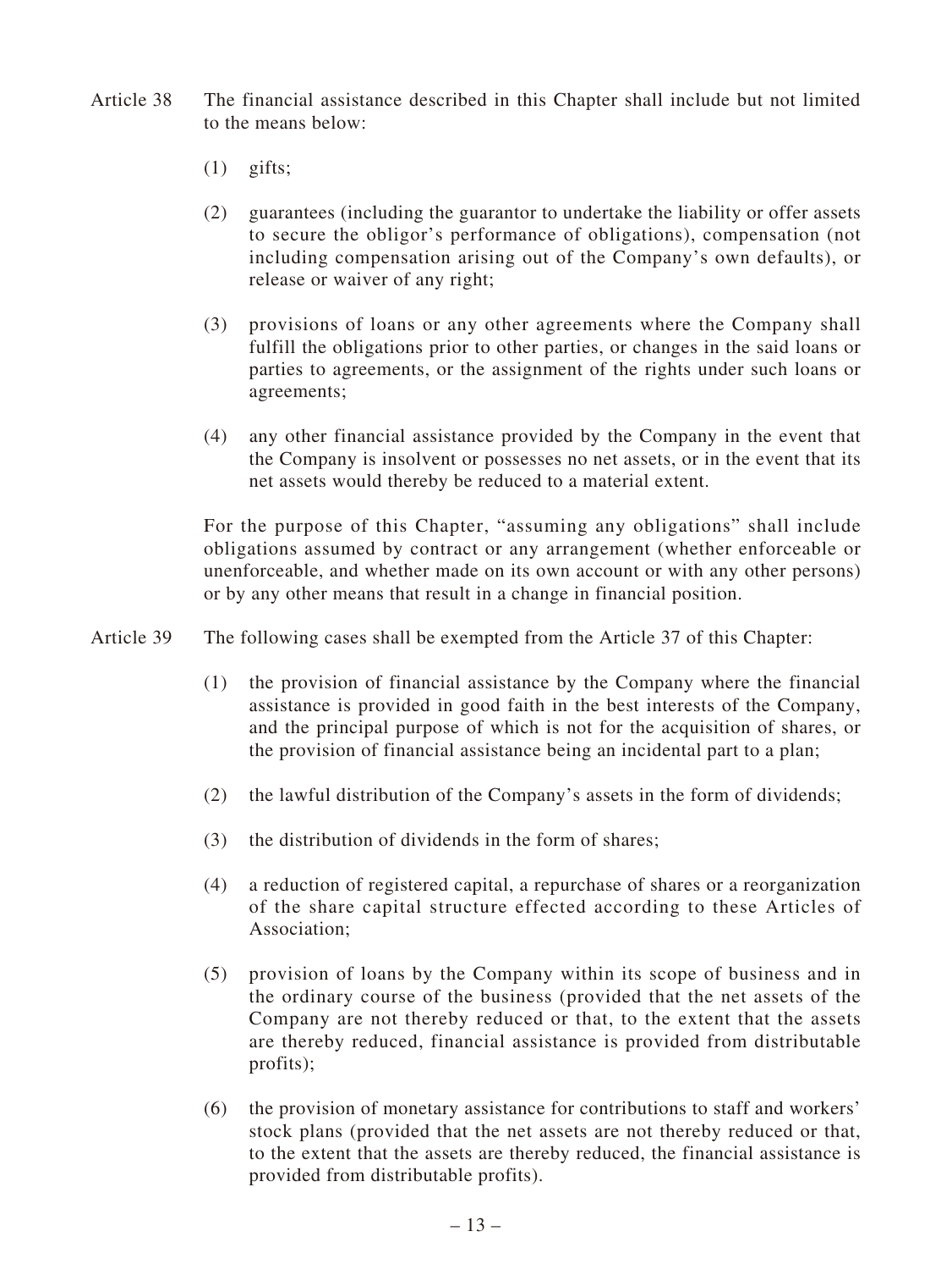Article 38 The financial assistance described in this Chapter shall include but not limited to the means below:

(1) gifts;

(2) guarantees (including the guarantor to undertake the liability or offer assets to secure the obligor's performance of obligations), compensation (not including compensation arising out of the Company's own defaults), or release or waiver of any right;

(3) provisions of loans or any other agreements where the Company shall fulfill the obligations prior to other parties, or changes in the said loans or parties to agreements, or the assignment of the rights under such loans or agreements;

(4) any other financial assistance provided by the Company in the event that the Company is insolvent or possesses no net assets, or in the event that its net assets would thereby be reduced to a material extent.

For the purpose of this Chapter, "assuming any obligations" shall include obligations assumed by contract or any arrangement (whether enforceable or unenforceable, and whether made on its own account or with any other persons) or by any other means that result in a change in financial position.

Article 39 The following cases shall be exempted from the Article 37 of this Chapter:

(1) the provision of financial assistance by the Company where the financial assistance is provided in good faith in the best interests of the Company, and the principal purpose of which is not for the acquisition of shares, or the provision of financial assistance being an incidental part to a plan;

(2) the lawful distribution of the Company's assets in the form of dividends;

(3) the distribution of dividends in the form of shares;

(4) a reduction of registered capital, a repurchase of shares or a reorganization of the share capital structure effected according to these Articles of Association;

(5) provision of loans by the Company within its scope of business and in the ordinary course of the business (provided that the net assets of the Company are not thereby reduced or that, to the extent that the assets are thereby reduced, financial assistance is provided from distributable profits);

(6) the provision of monetary assistance for contributions to staff and workers' stock plans (provided that the net assets are not thereby reduced or that, to the extent that the assets are thereby reduced, the financial assistance is provided from distributable profits).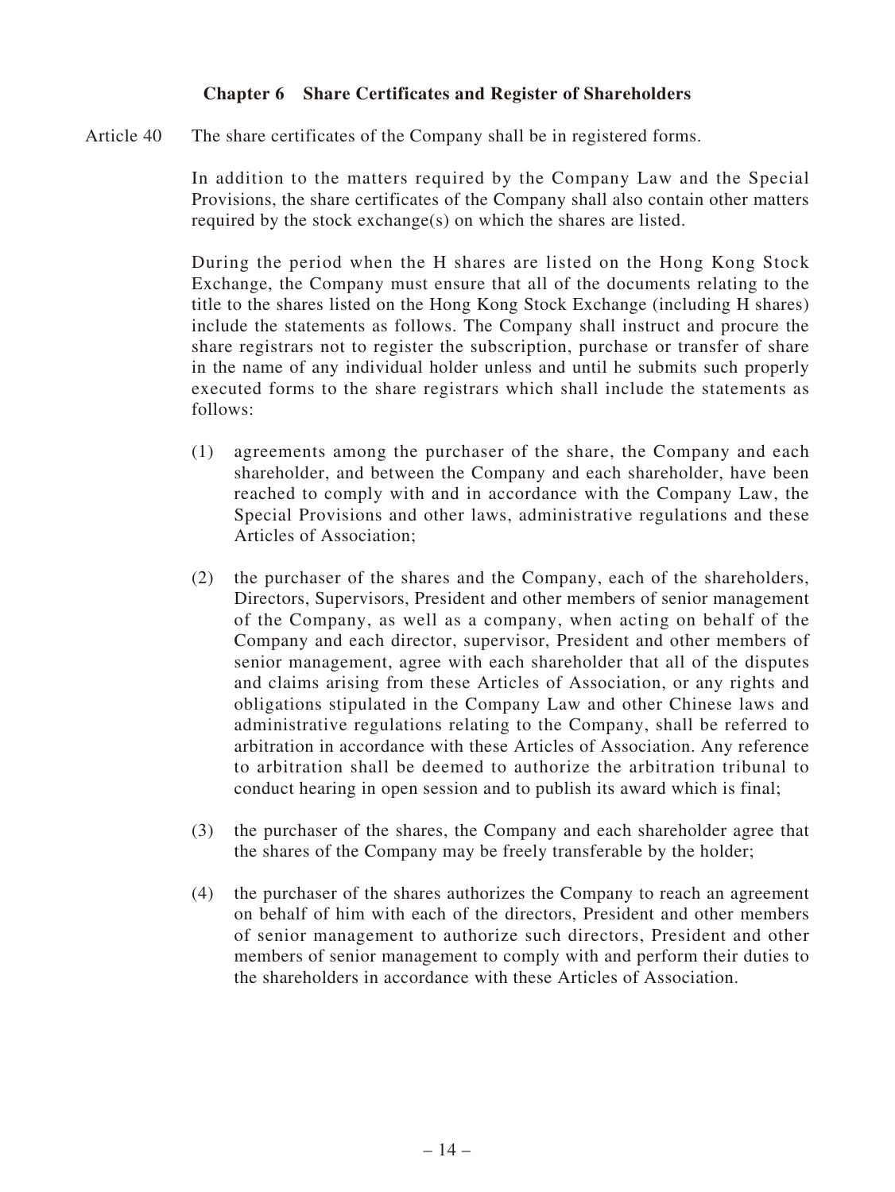## Chapter 6 Share Certificates and Register of Shareholders

Article 40 The share certificates of the Company shall be in registered forms.

In addition to the matters required by the Company Law and the Special Provisions, the share certificates of the Company shall also contain other matters required by the stock exchange(s) on which the shares are listed.

During the period when the H shares are listed on the Hong Kong Stock Exchange, the Company must ensure that all of the documents relating to the title to the shares listed on the Hong Kong Stock Exchange (including H shares) include the statements as follows. The Company shall instruct and procure the share registrars not to register the subscription, purchase or transfer of share in the name of any individual holder unless and until he submits such properly executed forms to the share registrars which shall include the statements as follows:

(1) agreements among the purchaser of the share, the Company and each shareholder, and between the Company and each shareholder, have been reached to comply with and in accordance with the Company Law, the Special Provisions and other laws, administrative regulations and these Articles of Association;

(2) the purchaser of the shares and the Company, each of the shareholders, Directors, Supervisors, President and other members of senior management of the Company, as well as a company, when acting on behalf of the Company and each director, supervisor, President and other members of senior management, agree with each shareholder that all of the disputes and claims arising from these Articles of Association, or any rights and obligations stipulated in the Company Law and other Chinese laws and administrative regulations relating to the Company, shall be referred to arbitration in accordance with these Articles of Association. Any reference to arbitration shall be deemed to authorize the arbitration tribunal to conduct hearing in open session and to publish its award which is final;

(3) the purchaser of the shares, the Company and each shareholder agree that the shares of the Company may be freely transferable by the holder;

(4) the purchaser of the shares authorizes the Company to reach an agreement on behalf of him with each of the directors, President and other members of senior management to authorize such directors, President and other members of senior management to comply with and perform their duties to the shareholders in accordance with these Articles of Association.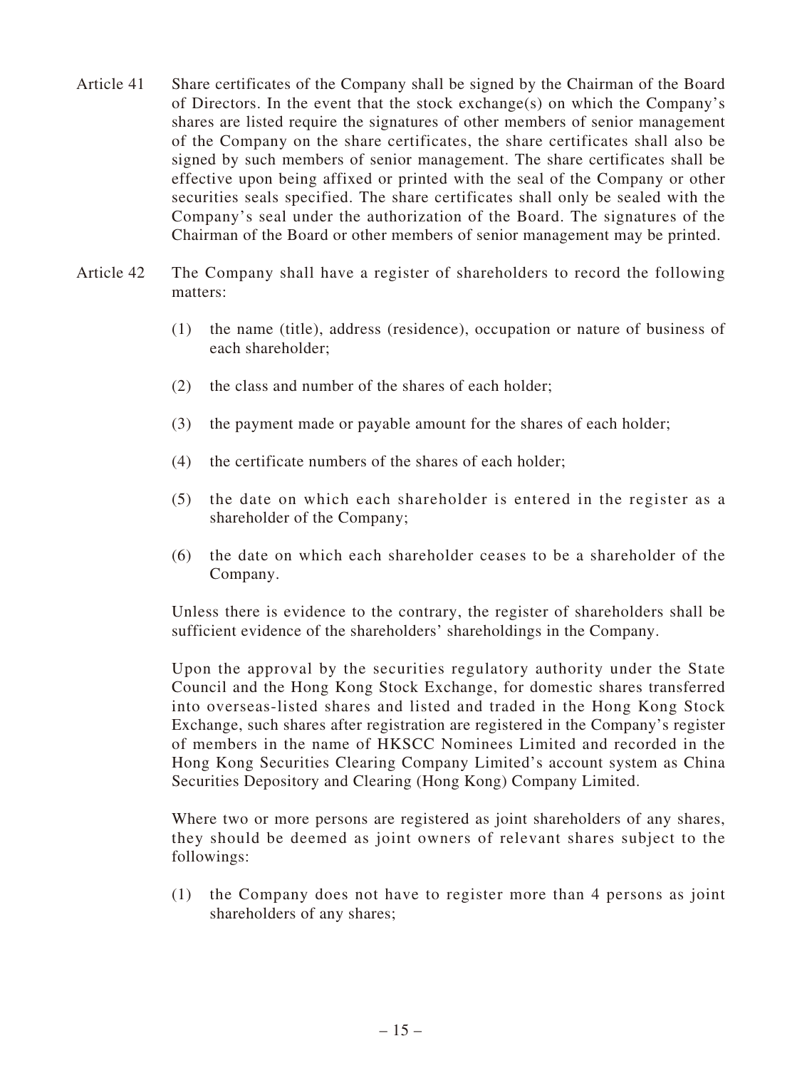Article 41 Share certificates of the Company shall be signed by the Chairman of the Board of Directors. In the event that the stock exchange(s) on which the Company's shares are listed require the signatures of other members of senior management of the Company on the share certificates, the share certificates shall also be signed by such members of senior management. The share certificates shall be effective upon being affixed or printed with the seal of the Company or other securities seals specified. The share certificates shall only be sealed with the Company's seal under the authorization of the Board. The signatures of the Chairman of the Board or other members of senior management may be printed.

Article 42 The Company shall have a register of shareholders to record the following matters:

(1) the name (title), address (residence), occupation or nature of business of each shareholder;

(2) the class and number of the shares of each holder;

(3) the payment made or payable amount for the shares of each holder;

(4) the certificate numbers of the shares of each holder;

(5) the date on which each shareholder is entered in the register as a shareholder of the Company;

(6) the date on which each shareholder ceases to be a shareholder of the Company.

Unless there is evidence to the contrary, the register of shareholders shall be sufficient evidence of the shareholders' shareholdings in the Company.

Upon the approval by the securities regulatory authority under the State Council and the Hong Kong Stock Exchange, for domestic shares transferred into overseas-listed shares and listed and traded in the Hong Kong Stock Exchange, such shares after registration are registered in the Company's register of members in the name of HKSCC Nominees Limited and recorded in the Hong Kong Securities Clearing Company Limited's account system as China Securities Depository and Clearing (Hong Kong) Company Limited.

Where two or more persons are registered as joint shareholders of any shares, they should be deemed as joint owners of relevant shares subject to the followings:

(1) the Company does not have to register more than 4 persons as joint shareholders of any shares;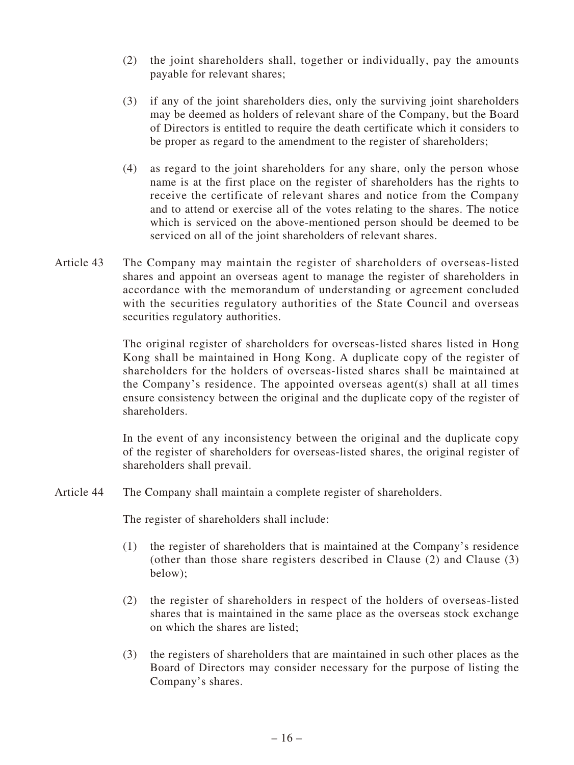(2) the joint shareholders shall, together or individually, pay the amounts payable for relevant shares;

(3) if any of the joint shareholders dies, only the surviving joint shareholders may be deemed as holders of relevant share of the Company, but the Board of Directors is entitled to require the death certificate which it considers to be proper as regard to the amendment to the register of shareholders;

(4) as regard to the joint shareholders for any share, only the person whose name is at the first place on the register of shareholders has the rights to receive the certificate of relevant shares and notice from the Company and to attend or exercise all of the votes relating to the shares. The notice which is serviced on the above-mentioned person should be deemed to be serviced on all of the joint shareholders of relevant shares.

Article 43 The Company may maintain the register of shareholders of overseas-listed shares and appoint an overseas agent to manage the register of shareholders in accordance with the memorandum of understanding or agreement concluded with the securities regulatory authorities of the State Council and overseas securities regulatory authorities.

The original register of shareholders for overseas-listed shares listed in Hong Kong shall be maintained in Hong Kong. A duplicate copy of the register of shareholders for the holders of overseas-listed shares shall be maintained at the Company's residence. The appointed overseas agent(s) shall at all times ensure consistency between the original and the duplicate copy of the register of shareholders.

In the event of any inconsistency between the original and the duplicate copy of the register of shareholders for overseas-listed shares, the original register of shareholders shall prevail.

Article 44 The Company shall maintain a complete register of shareholders.

The register of shareholders shall include:

(1) the register of shareholders that is maintained at the Company's residence (other than those share registers described in Clause (2) and Clause (3) below);

(2) the register of shareholders in respect of the holders of overseas-listed shares that is maintained in the same place as the overseas stock exchange on which the shares are listed;

(3) the registers of shareholders that are maintained in such other places as the Board of Directors may consider necessary for the purpose of listing the Company's shares.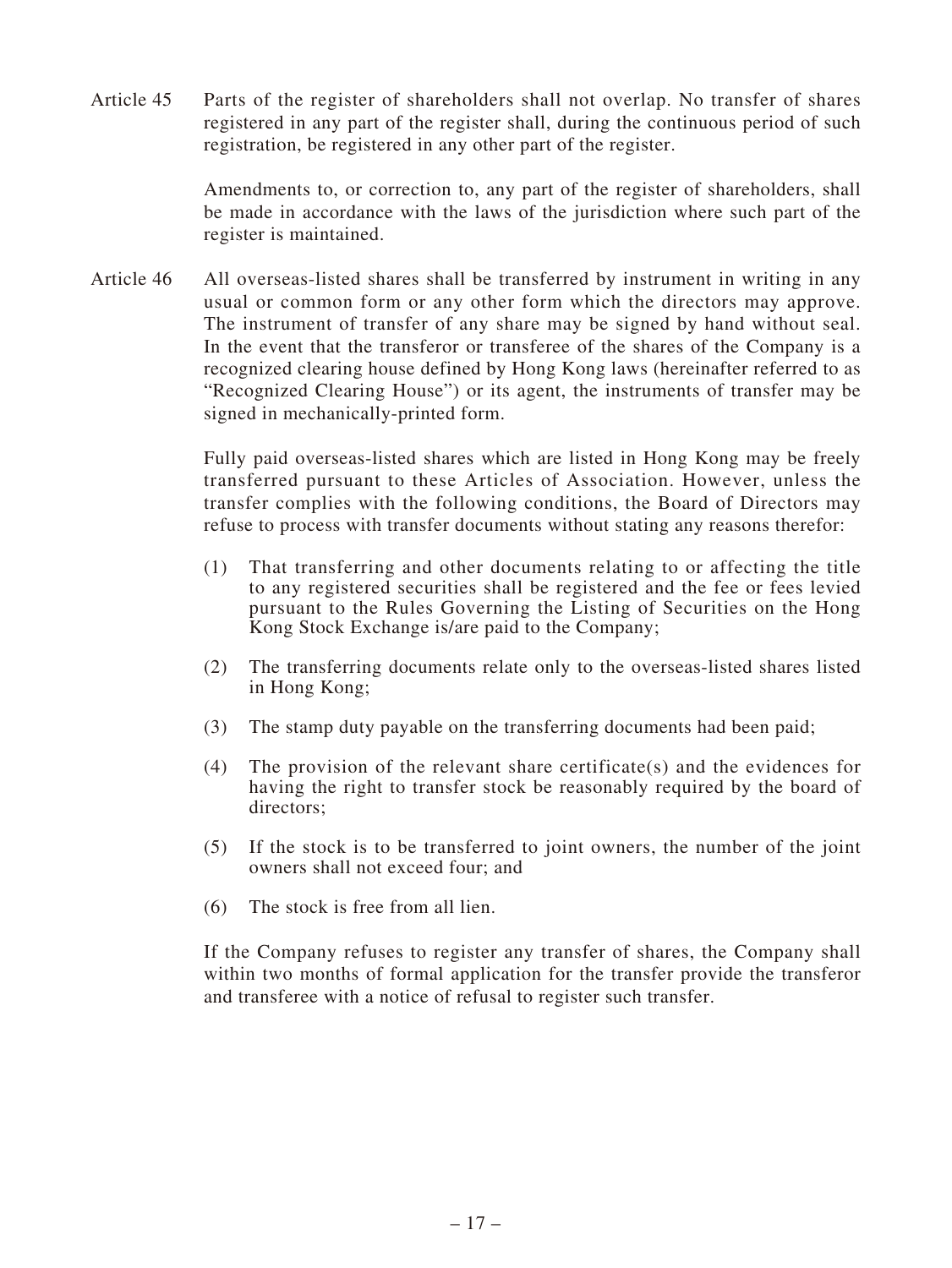Article 45 Parts of the register of shareholders shall not overlap. No transfer of shares registered in any part of the register shall, during the continuous period of such registration, be registered in any other part of the register.

Amendments to, or correction to, any part of the register of shareholders, shall be made in accordance with the laws of the jurisdiction where such part of the register is maintained.

Article 46 All overseas-listed shares shall be transferred by instrument in writing in any usual or common form or any other form which the directors may approve. The instrument of transfer of any share may be signed by hand without seal. In the event that the transferor or transferee of the shares of the Company is a recognized clearing house defined by Hong Kong laws (hereinafter referred to as "Recognized Clearing House") or its agent, the instruments of transfer may be signed in mechanically-printed form.

Fully paid overseas-listed shares which are listed in Hong Kong may be freely transferred pursuant to these Articles of Association. However, unless the transfer complies with the following conditions, the Board of Directors may refuse to process with transfer documents without stating any reasons therefor:

(1) That transferring and other documents relating to or affecting the title to any registered securities shall be registered and the fee or fees levied pursuant to the Rules Governing the Listing of Securities on the Hong Kong Stock Exchange is/are paid to the Company;

(2) The transferring documents relate only to the overseas-listed shares listed in Hong Kong;

(3) The stamp duty payable on the transferring documents had been paid;

(4) The provision of the relevant share certificate(s) and the evidences for having the right to transfer stock be reasonably required by the board of directors;

(5) If the stock is to be transferred to joint owners, the number of the joint owners shall not exceed four; and

(6) The stock is free from all lien.

If the Company refuses to register any transfer of shares, the Company shall within two months of formal application for the transfer provide the transferor and transferee with a notice of refusal to register such transfer.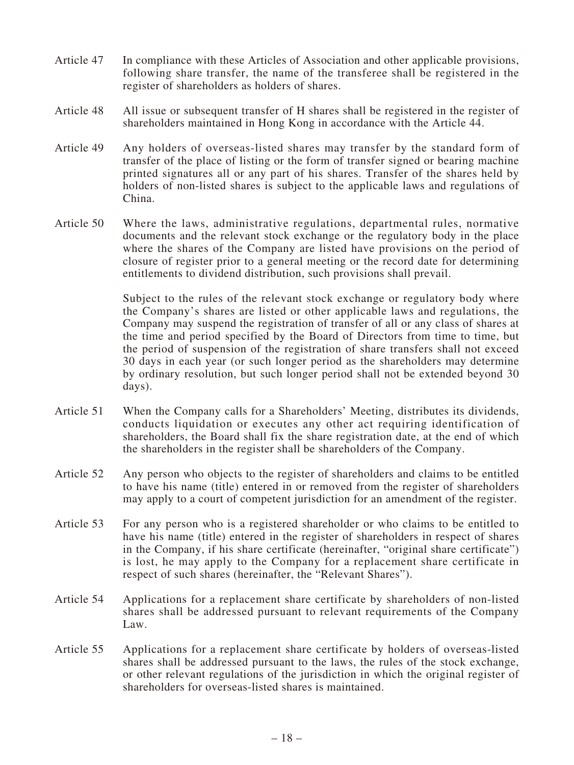Article 47 In compliance with these Articles of Association and other applicable provisions, following share transfer, the name of the transferee shall be registered in the register of shareholders as holders of shares.

Article 48 All issue or subsequent transfer of H shares shall be registered in the register of shareholders maintained in Hong Kong in accordance with the Article 44.

Article 49 Any holders of overseas-listed shares may transfer by the standard form of transfer of the place of listing or the form of transfer signed or bearing machine printed signatures all or any part of his shares. Transfer of the shares held by holders of non-listed shares is subject to the applicable laws and regulations of China.

Article 50 Where the laws, administrative regulations, departmental rules, normative documents and the relevant stock exchange or the regulatory body in the place where the shares of the Company are listed have provisions on the period of closure of register prior to a general meeting or the record date for determining entitlements to dividend distribution, such provisions shall prevail.

Subject to the rules of the relevant stock exchange or regulatory body where the Company's shares are listed or other applicable laws and regulations, the Company may suspend the registration of transfer of all or any class of shares at the time and period specified by the Board of Directors from time to time, but the period of suspension of the registration of share transfers shall not exceed 30 days in each year (or such longer period as the shareholders may determine by ordinary resolution, but such longer period shall not be extended beyond 30 days).

Article 51 When the Company calls for a Shareholders' Meeting, distributes its dividends, conducts liquidation or executes any other act requiring identification of shareholders, the Board shall fix the share registration date, at the end of which the shareholders in the register shall be shareholders of the Company.

Article 52 Any person who objects to the register of shareholders and claims to be entitled to have his name (title) entered in or removed from the register of shareholders may apply to a court of competent jurisdiction for an amendment of the register.

Article 53 For any person who is a registered shareholder or who claims to be entitled to have his name (title) entered in the register of shareholders in respect of shares in the Company, if his share certificate (hereinafter, "original share certificate") is lost, he may apply to the Company for a replacement share certificate in respect of such shares (hereinafter, the "Relevant Shares").

Article 54 Applications for a replacement share certificate by shareholders of non-listed shares shall be addressed pursuant to relevant requirements of the Company Law.

Article 55 Applications for a replacement share certificate by holders of overseas-listed shares shall be addressed pursuant to the laws, the rules of the stock exchange, or other relevant regulations of the jurisdiction in which the original register of shareholders for overseas-listed shares is maintained.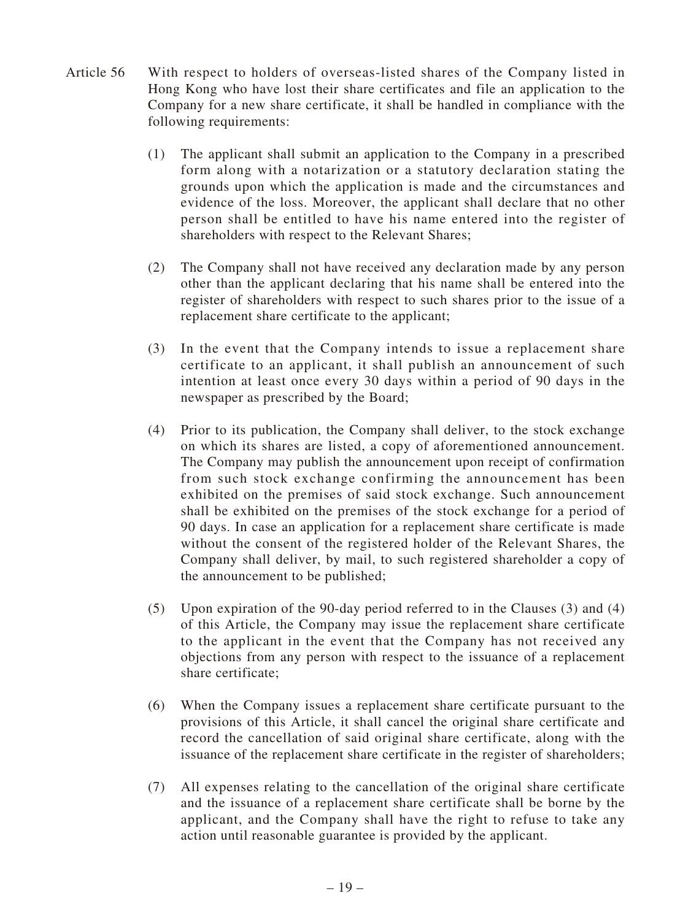Article 56 With respect to holders of overseas-listed shares of the Company listed in Hong Kong who have lost their share certificates and file an application to the Company for a new share certificate, it shall be handled in compliance with the following requirements:

(1) The applicant shall submit an application to the Company in a prescribed form along with a notarization or a statutory declaration stating the grounds upon which the application is made and the circumstances and evidence of the loss. Moreover, the applicant shall declare that no other person shall be entitled to have his name entered into the register of shareholders with respect to the Relevant Shares;

(2) The Company shall not have received any declaration made by any person other than the applicant declaring that his name shall be entered into the register of shareholders with respect to such shares prior to the issue of a replacement share certificate to the applicant;

(3) In the event that the Company intends to issue a replacement share certificate to an applicant, it shall publish an announcement of such intention at least once every 30 days within a period of 90 days in the newspaper as prescribed by the Board;

(4) Prior to its publication, the Company shall deliver, to the stock exchange on which its shares are listed, a copy of aforementioned announcement. The Company may publish the announcement upon receipt of confirmation from such stock exchange confirming the announcement has been exhibited on the premises of said stock exchange. Such announcement shall be exhibited on the premises of the stock exchange for a period of 90 days. In case an application for a replacement share certificate is made without the consent of the registered holder of the Relevant Shares, the Company shall deliver, by mail, to such registered shareholder a copy of the announcement to be published;

(5) Upon expiration of the 90-day period referred to in the Clauses (3) and (4) of this Article, the Company may issue the replacement share certificate to the applicant in the event that the Company has not received any objections from any person with respect to the issuance of a replacement share certificate;

(6) When the Company issues a replacement share certificate pursuant to the provisions of this Article, it shall cancel the original share certificate and record the cancellation of said original share certificate, along with the issuance of the replacement share certificate in the register of shareholders;

(7) All expenses relating to the cancellation of the original share certificate and the issuance of a replacement share certificate shall be borne by the applicant, and the Company shall have the right to refuse to take any action until reasonable guarantee is provided by the applicant.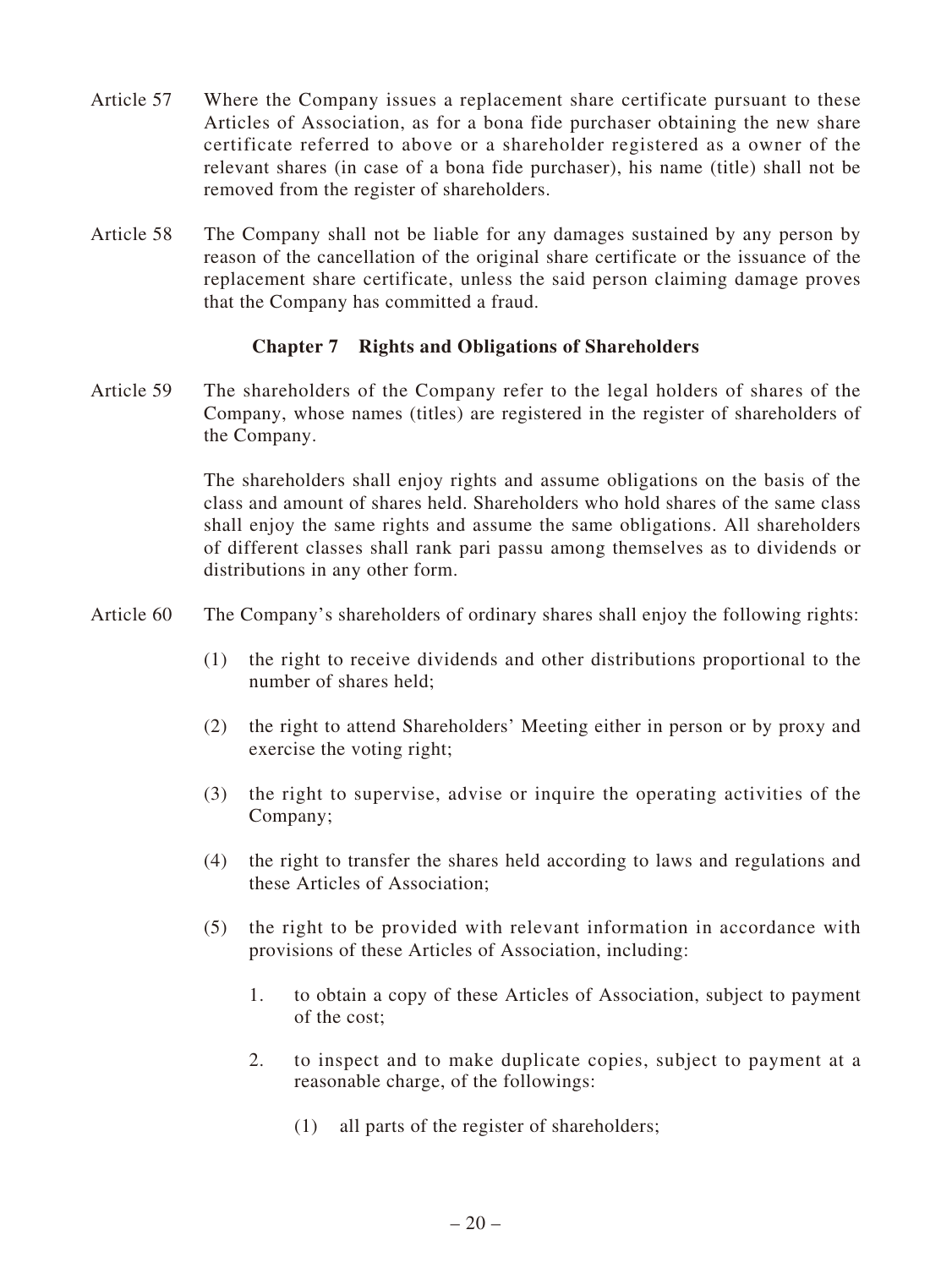Article 57 Where the Company issues a replacement share certificate pursuant to these Articles of Association, as for a bona fide purchaser obtaining the new share certificate referred to above or a shareholder registered as a owner of the relevant shares (in case of a bona fide purchaser), his name (title) shall not be removed from the register of shareholders.

Article 58 The Company shall not be liable for any damages sustained by any person by reason of the cancellation of the original share certificate or the issuance of the replacement share certificate, unless the said person claiming damage proves that the Company has committed a fraud.

## Chapter 7 Rights and Obligations of Shareholders

Article 59 The shareholders of the Company refer to the legal holders of shares of the Company, whose names (titles) are registered in the register of shareholders of the Company.

The shareholders shall enjoy rights and assume obligations on the basis of the class and amount of shares held. Shareholders who hold shares of the same class shall enjoy the same rights and assume the same obligations. All shareholders of different classes shall rank pari passu among themselves as to dividends or distributions in any other form.

Article 60 The Company's shareholders of ordinary shares shall enjoy the following rights:

(1) the right to receive dividends and other distributions proportional to the number of shares held;

(2) the right to attend Shareholders' Meeting either in person or by proxy and exercise the voting right;

(3) the right to supervise, advise or inquire the operating activities of the Company;

(4) the right to transfer the shares held according to laws and regulations and these Articles of Association;

(5) the right to be provided with relevant information in accordance with provisions of these Articles of Association, including:

1. to obtain a copy of these Articles of Association, subject to payment of the cost;

2. to inspect and to make duplicate copies, subject to payment at a reasonable charge, of the followings:

(1) all parts of the register of shareholders;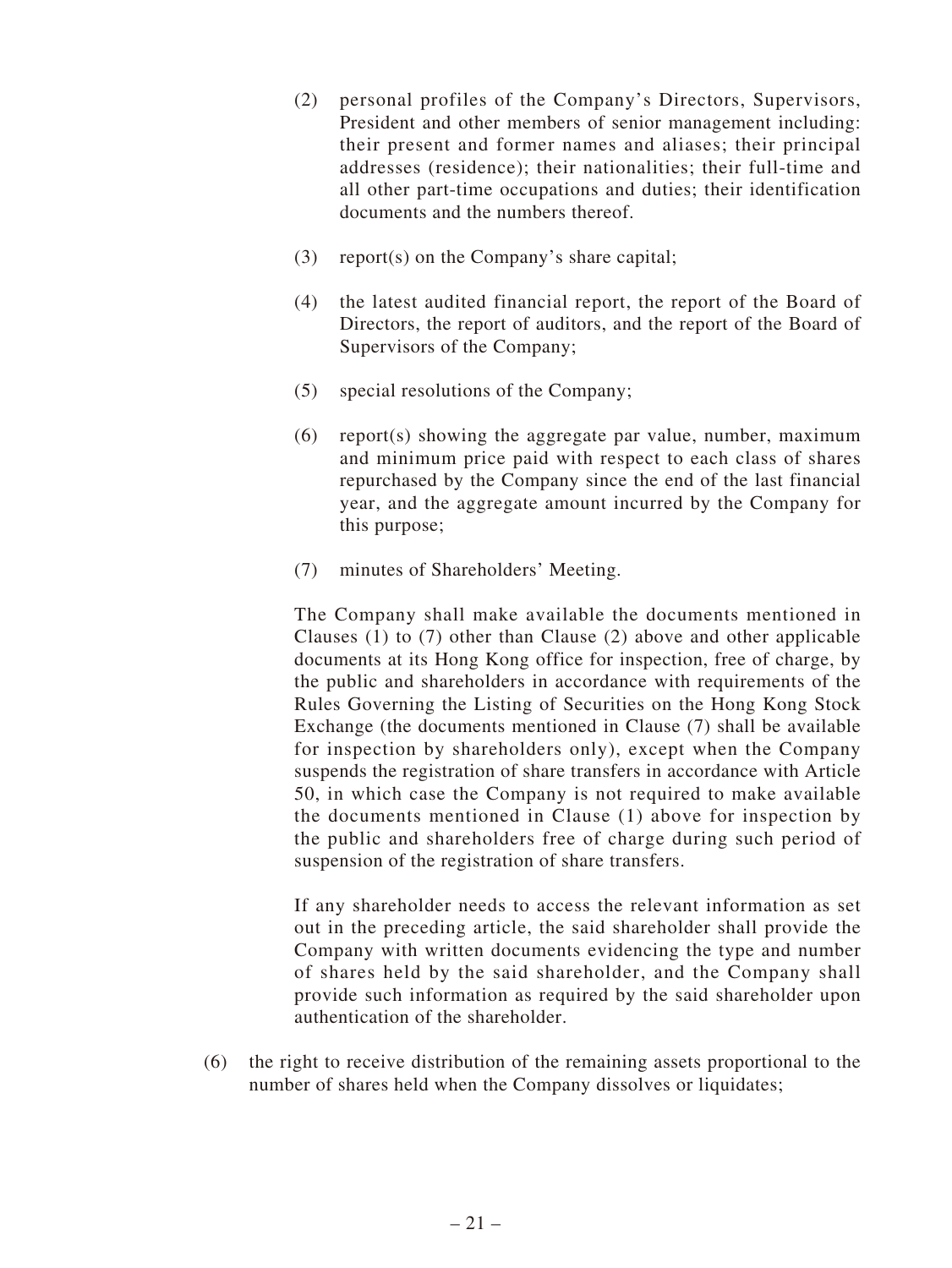(2) personal profiles of the Company's Directors, Supervisors, President and other members of senior management including: their present and former names and aliases; their principal addresses (residence); their nationalities; their full-time and all other part-time occupations and duties; their identification documents and the numbers thereof.

(3) report(s) on the Company's share capital;

(4) the latest audited financial report, the report of the Board of Directors, the report of auditors, and the report of the Board of Supervisors of the Company;

(5) special resolutions of the Company;

(6) report(s) showing the aggregate par value, number, maximum and minimum price paid with respect to each class of shares repurchased by the Company since the end of the last financial year, and the aggregate amount incurred by the Company for this purpose;

(7) minutes of Shareholders' Meeting.

The Company shall make available the documents mentioned in Clauses (1) to (7) other than Clause (2) above and other applicable documents at its Hong Kong office for inspection, free of charge, by the public and shareholders in accordance with requirements of the Rules Governing the Listing of Securities on the Hong Kong Stock Exchange (the documents mentioned in Clause (7) shall be available for inspection by shareholders only), except when the Company suspends the registration of share transfers in accordance with Article 50, in which case the Company is not required to make available the documents mentioned in Clause (1) above for inspection by the public and shareholders free of charge during such period of suspension of the registration of share transfers.

If any shareholder needs to access the relevant information as set out in the preceding article, the said shareholder shall provide the Company with written documents evidencing the type and number of shares held by the said shareholder, and the Company shall provide such information as required by the said shareholder upon authentication of the shareholder.

(6) the right to receive distribution of the remaining assets proportional to the number of shares held when the Company dissolves or liquidates;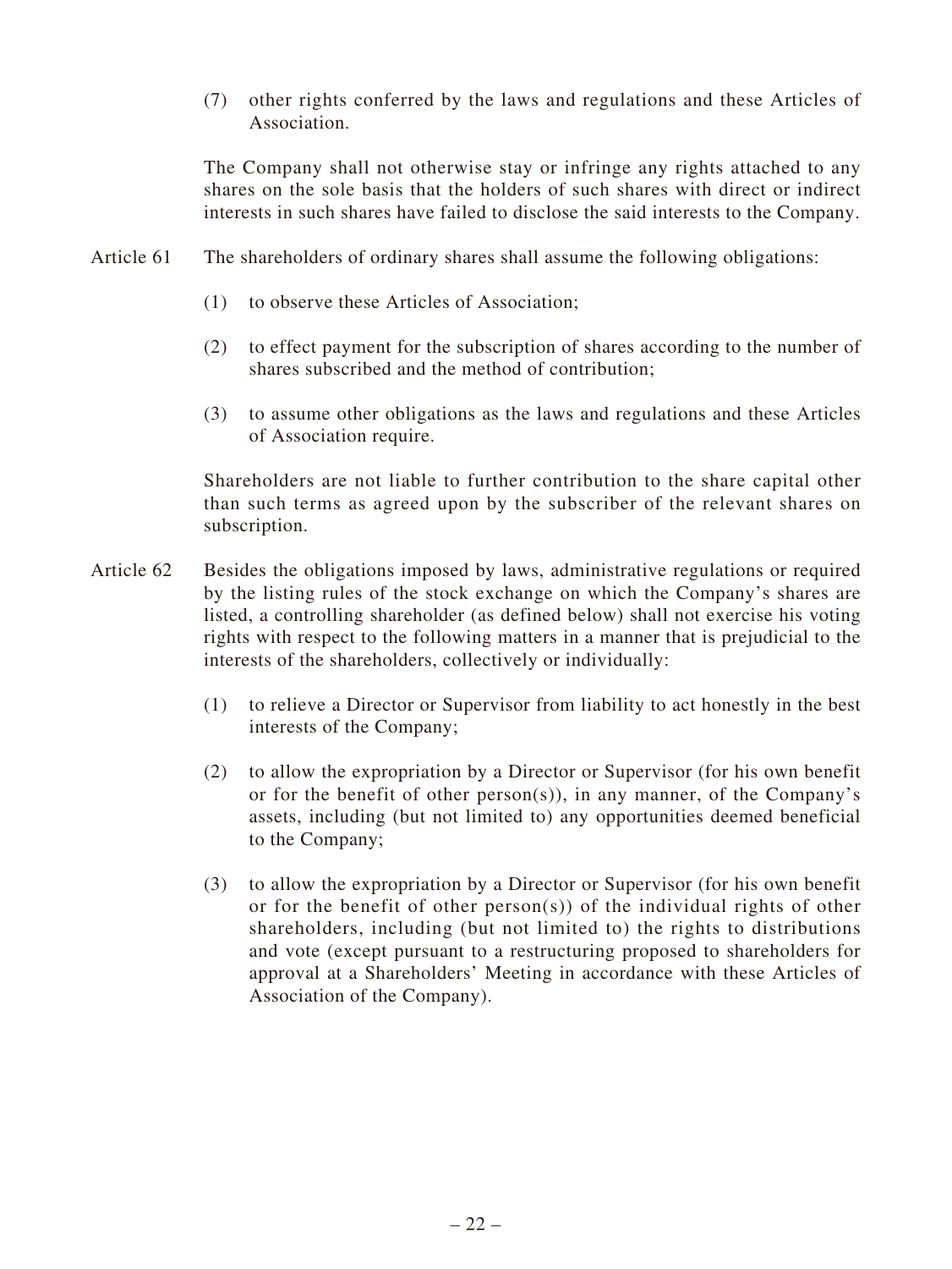(7) other rights conferred by the laws and regulations and these Articles of Association.

The Company shall not otherwise stay or infringe any rights attached to any shares on the sole basis that the holders of such shares with direct or indirect interests in such shares have failed to disclose the said interests to the Company.

Article 61 The shareholders of ordinary shares shall assume the following obligations:

(1) to observe these Articles of Association;

(2) to effect payment for the subscription of shares according to the number of shares subscribed and the method of contribution;

(3) to assume other obligations as the laws and regulations and these Articles of Association require.

Shareholders are not liable to further contribution to the share capital other than such terms as agreed upon by the subscriber of the relevant shares on subscription.

Article 62 Besides the obligations imposed by laws, administrative regulations or required by the listing rules of the stock exchange on which the Company's shares are listed, a controlling shareholder (as defined below) shall not exercise his voting rights with respect to the following matters in a manner that is prejudicial to the interests of the shareholders, collectively or individually:

(1) to relieve a Director or Supervisor from liability to act honestly in the best interests of the Company;

(2) to allow the expropriation by a Director or Supervisor (for his own benefit or for the benefit of other person(s)), in any manner, of the Company's assets, including (but not limited to) any opportunities deemed beneficial to the Company;

(3) to allow the expropriation by a Director or Supervisor (for his own benefit or for the benefit of other person(s)) of the individual rights of other shareholders, including (but not limited to) the rights to distributions and vote (except pursuant to a restructuring proposed to shareholders for approval at a Shareholders' Meeting in accordance with these Articles of Association of the Company).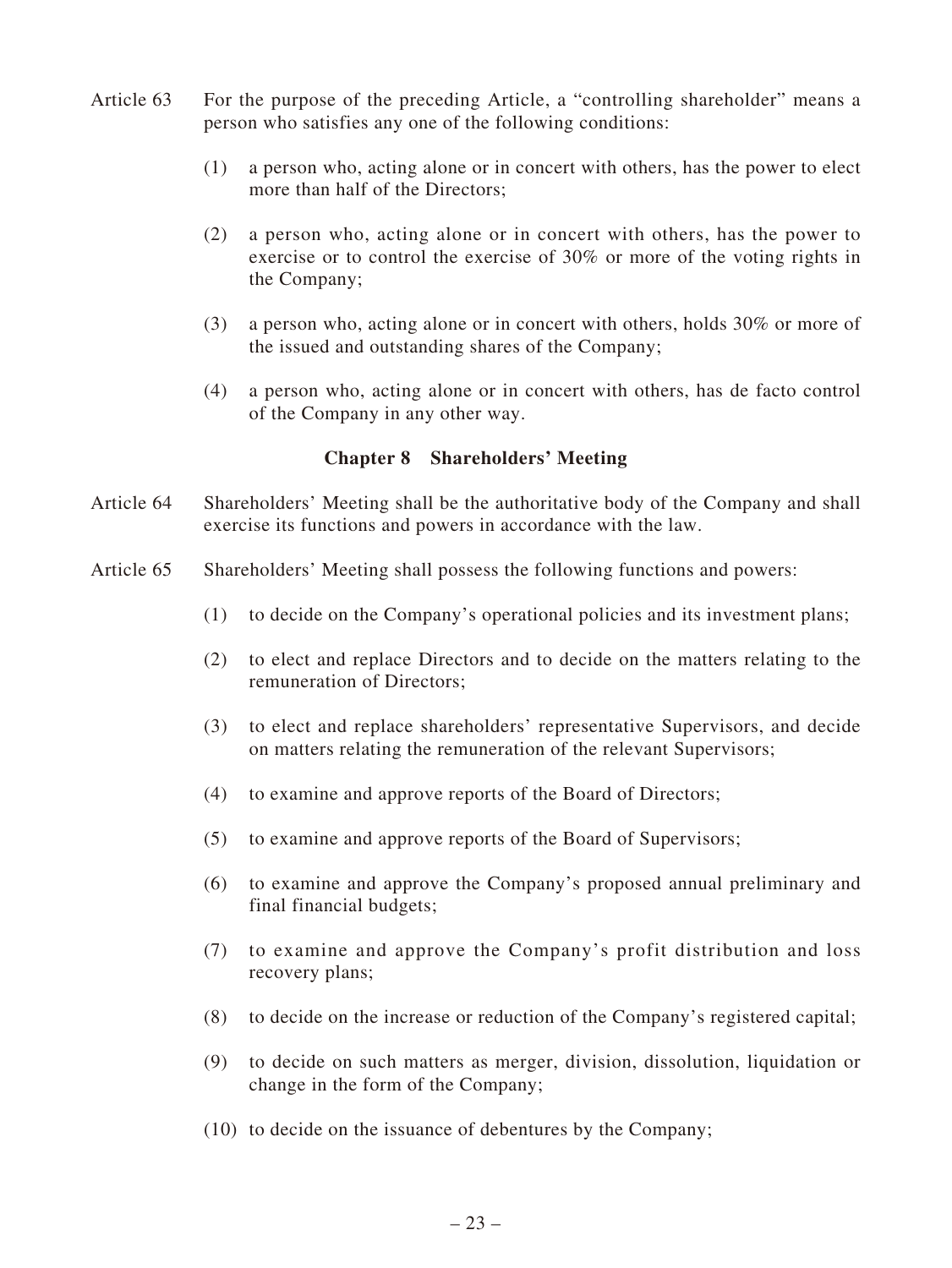Article 63 For the purpose of the preceding Article, a "controlling shareholder" means a person who satisfies any one of the following conditions:

(1) a person who, acting alone or in concert with others, has the power to elect more than half of the Directors;

(2) a person who, acting alone or in concert with others, has the power to exercise or to control the exercise of 30% or more of the voting rights in the Company;

(3) a person who, acting alone or in concert with others, holds 30% or more of the issued and outstanding shares of the Company;

(4) a person who, acting alone or in concert with others, has de facto control of the Company in any other way.

## Chapter 8 Shareholders' Meeting

Article 64 Shareholders' Meeting shall be the authoritative body of the Company and shall exercise its functions and powers in accordance with the law.

Article 65 Shareholders' Meeting shall possess the following functions and powers:

(1) to decide on the Company's operational policies and its investment plans;

(2) to elect and replace Directors and to decide on the matters relating to the remuneration of Directors;

(3) to elect and replace shareholders' representative Supervisors, and decide on matters relating the remuneration of the relevant Supervisors;

(4) to examine and approve reports of the Board of Directors;

(5) to examine and approve reports of the Board of Supervisors;

(6) to examine and approve the Company's proposed annual preliminary and final financial budgets;

(7) to examine and approve the Company's profit distribution and loss recovery plans;

(8) to decide on the increase or reduction of the Company's registered capital;

(9) to decide on such matters as merger, division, dissolution, liquidation or change in the form of the Company;

(10) to decide on the issuance of debentures by the Company;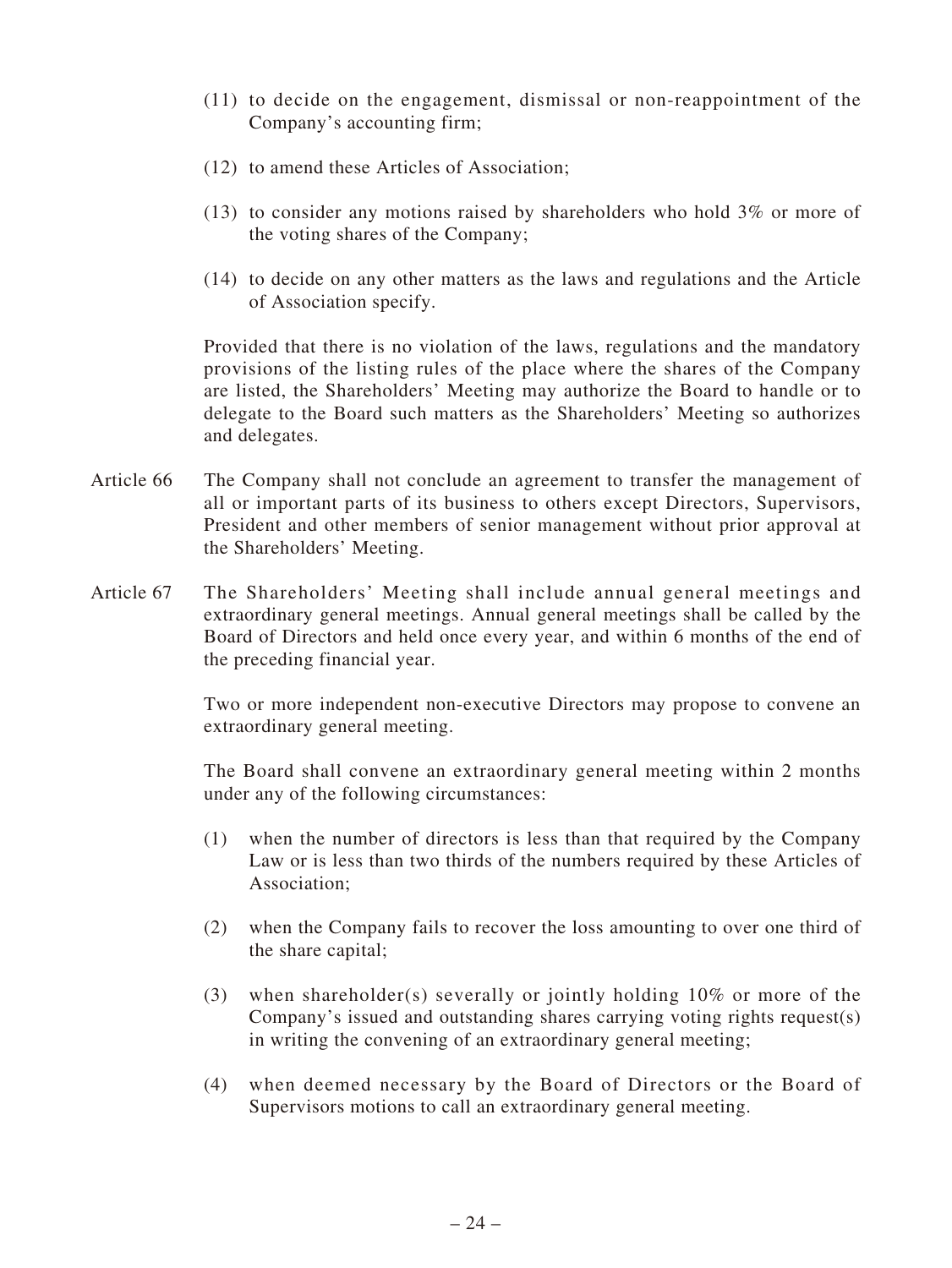(11) to decide on the engagement, dismissal or non-reappointment of the Company's accounting firm;

(12) to amend these Articles of Association;

(13) to consider any motions raised by shareholders who hold 3% or more of the voting shares of the Company;

(14) to decide on any other matters as the laws and regulations and the Article of Association specify.

Provided that there is no violation of the laws, regulations and the mandatory provisions of the listing rules of the place where the shares of the Company are listed, the Shareholders' Meeting may authorize the Board to handle or to delegate to the Board such matters as the Shareholders' Meeting so authorizes and delegates.

Article 66 The Company shall not conclude an agreement to transfer the management of all or important parts of its business to others except Directors, Supervisors, President and other members of senior management without prior approval at the Shareholders' Meeting.

Article 67 The Shareholders' Meeting shall include annual general meetings and extraordinary general meetings. Annual general meetings shall be called by the Board of Directors and held once every year, and within 6 months of the end of the preceding financial year.

Two or more independent non-executive Directors may propose to convene an extraordinary general meeting.

The Board shall convene an extraordinary general meeting within 2 months under any of the following circumstances:

(1) when the number of directors is less than that required by the Company Law or is less than two thirds of the numbers required by these Articles of Association;

(2) when the Company fails to recover the loss amounting to over one third of the share capital;

(3) when shareholder(s) severally or jointly holding 10% or more of the Company's issued and outstanding shares carrying voting rights request(s) in writing the convening of an extraordinary general meeting;

(4) when deemed necessary by the Board of Directors or the Board of Supervisors motions to call an extraordinary general meeting.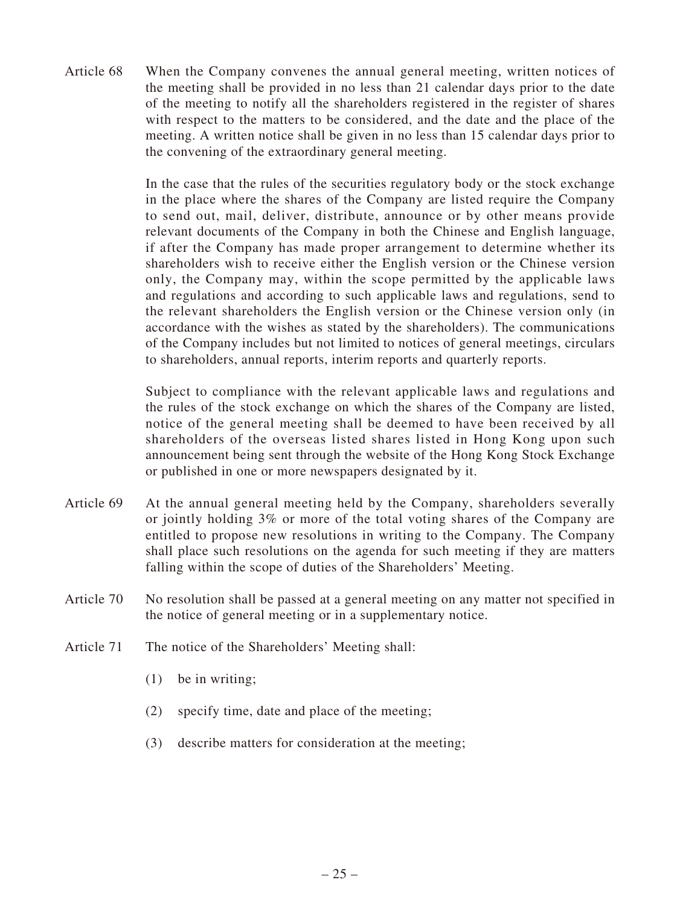Article 68 When the Company convenes the annual general meeting, written notices of the meeting shall be provided in no less than 21 calendar days prior to the date of the meeting to notify all the shareholders registered in the register of shares with respect to the matters to be considered, and the date and the place of the meeting. A written notice shall be given in no less than 15 calendar days prior to the convening of the extraordinary general meeting.

In the case that the rules of the securities regulatory body or the stock exchange in the place where the shares of the Company are listed require the Company to send out, mail, deliver, distribute, announce or by other means provide relevant documents of the Company in both the Chinese and English language, if after the Company has made proper arrangement to determine whether its shareholders wish to receive either the English version or the Chinese version only, the Company may, within the scope permitted by the applicable laws and regulations and according to such applicable laws and regulations, send to the relevant shareholders the English version or the Chinese version only (in accordance with the wishes as stated by the shareholders). The communications of the Company includes but not limited to notices of general meetings, circulars to shareholders, annual reports, interim reports and quarterly reports.

Subject to compliance with the relevant applicable laws and regulations and the rules of the stock exchange on which the shares of the Company are listed, notice of the general meeting shall be deemed to have been received by all shareholders of the overseas listed shares listed in Hong Kong upon such announcement being sent through the website of the Hong Kong Stock Exchange or published in one or more newspapers designated by it.

Article 69 At the annual general meeting held by the Company, shareholders severally or jointly holding 3% or more of the total voting shares of the Company are entitled to propose new resolutions in writing to the Company. The Company shall place such resolutions on the agenda for such meeting if they are matters falling within the scope of duties of the Shareholders' Meeting.

Article 70 No resolution shall be passed at a general meeting on any matter not specified in the notice of general meeting or in a supplementary notice.

Article 71 The notice of the Shareholders' Meeting shall:

(1) be in writing;

(2) specify time, date and place of the meeting;

(3) describe matters for consideration at the meeting;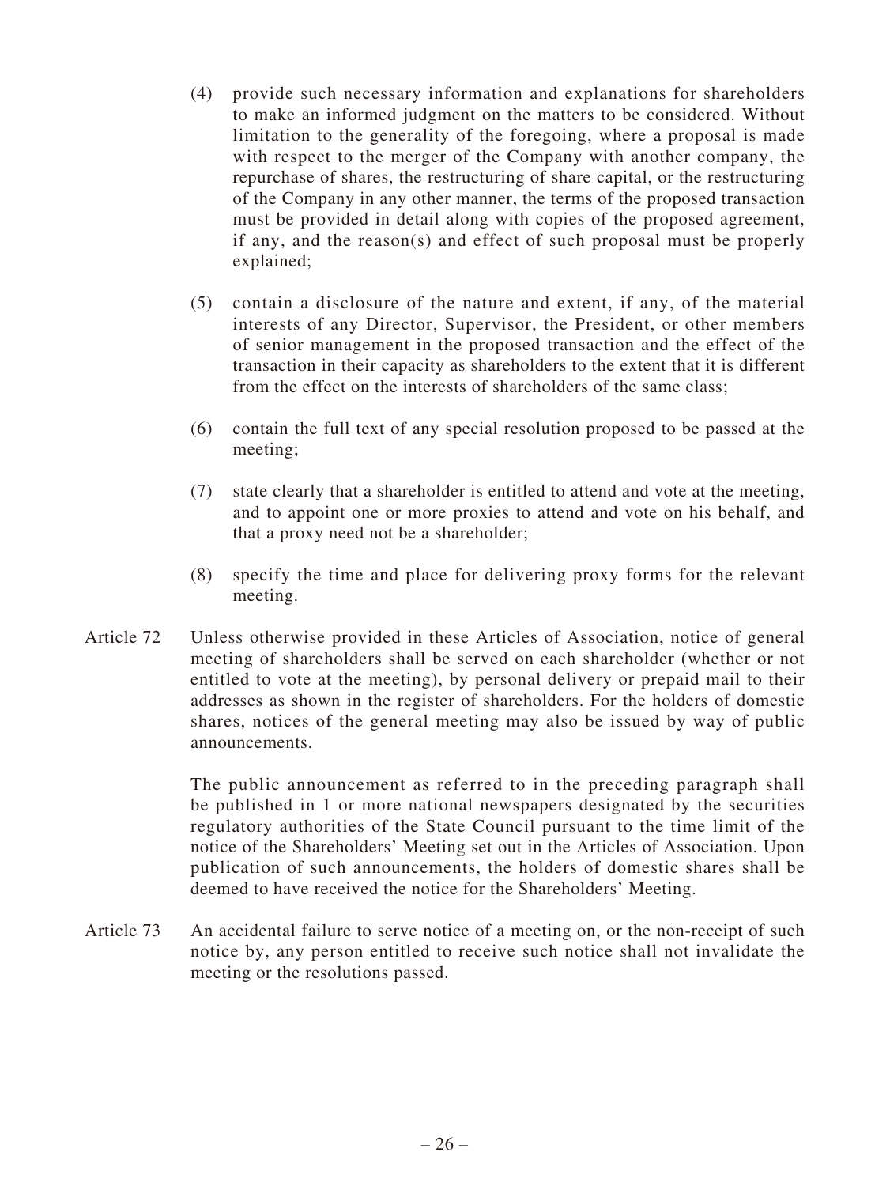(4) provide such necessary information and explanations for shareholders to make an informed judgment on the matters to be considered. Without limitation to the generality of the foregoing, where a proposal is made with respect to the merger of the Company with another company, the repurchase of shares, the restructuring of share capital, or the restructuring of the Company in any other manner, the terms of the proposed transaction must be provided in detail along with copies of the proposed agreement, if any, and the reason(s) and effect of such proposal must be properly explained;

(5) contain a disclosure of the nature and extent, if any, of the material interests of any Director, Supervisor, the President, or other members of senior management in the proposed transaction and the effect of the transaction in their capacity as shareholders to the extent that it is different from the effect on the interests of shareholders of the same class;

(6) contain the full text of any special resolution proposed to be passed at the meeting;

(7) state clearly that a shareholder is entitled to attend and vote at the meeting, and to appoint one or more proxies to attend and vote on his behalf, and that a proxy need not be a shareholder;

(8) specify the time and place for delivering proxy forms for the relevant meeting.

Article 72 Unless otherwise provided in these Articles of Association, notice of general meeting of shareholders shall be served on each shareholder (whether or not entitled to vote at the meeting), by personal delivery or prepaid mail to their addresses as shown in the register of shareholders. For the holders of domestic shares, notices of the general meeting may also be issued by way of public announcements.

The public announcement as referred to in the preceding paragraph shall be published in 1 or more national newspapers designated by the securities regulatory authorities of the State Council pursuant to the time limit of the notice of the Shareholders' Meeting set out in the Articles of Association. Upon publication of such announcements, the holders of domestic shares shall be deemed to have received the notice for the Shareholders' Meeting.

Article 73 An accidental failure to serve notice of a meeting on, or the non-receipt of such notice by, any person entitled to receive such notice shall not invalidate the meeting or the resolutions passed.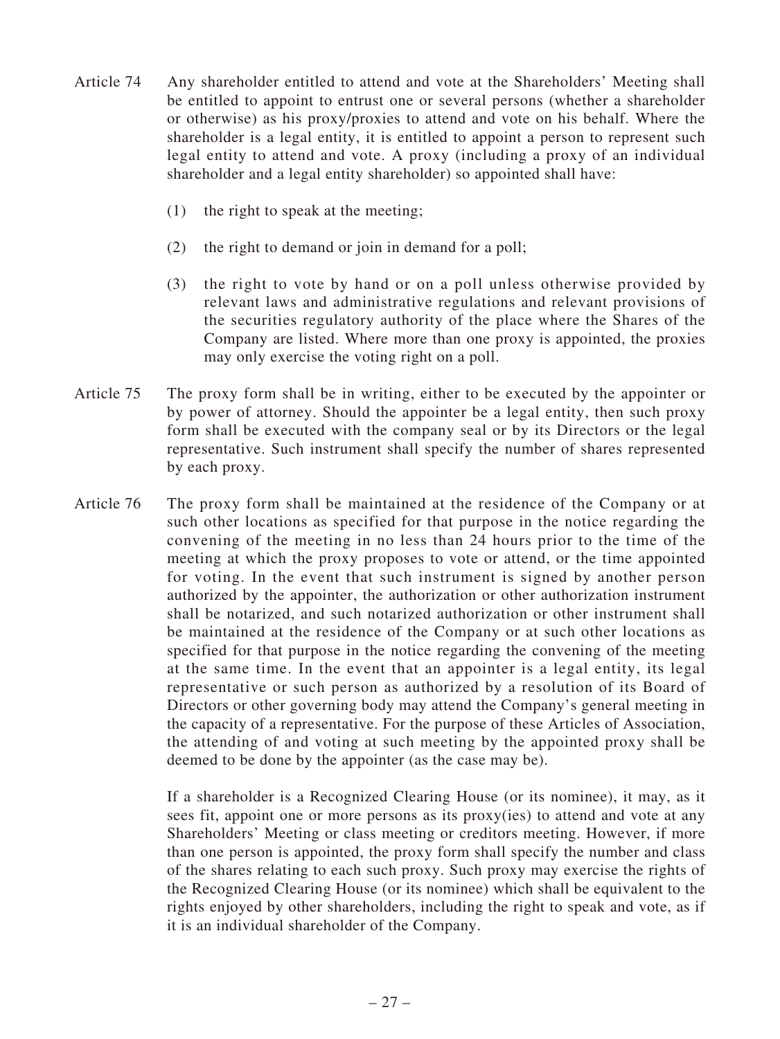Article 74 Any shareholder entitled to attend and vote at the Shareholders' Meeting shall be entitled to appoint to entrust one or several persons (whether a shareholder or otherwise) as his proxy/proxies to attend and vote on his behalf. Where the shareholder is a legal entity, it is entitled to appoint a person to represent such legal entity to attend and vote. A proxy (including a proxy of an individual shareholder and a legal entity shareholder) so appointed shall have:

(1) the right to speak at the meeting;

(2) the right to demand or join in demand for a poll;

(3) the right to vote by hand or on a poll unless otherwise provided by relevant laws and administrative regulations and relevant provisions of the securities regulatory authority of the place where the Shares of the Company are listed. Where more than one proxy is appointed, the proxies may only exercise the voting right on a poll.

Article 75 The proxy form shall be in writing, either to be executed by the appointer or by power of attorney. Should the appointer be a legal entity, then such proxy form shall be executed with the company seal or by its Directors or the legal representative. Such instrument shall specify the number of shares represented by each proxy.

Article 76 The proxy form shall be maintained at the residence of the Company or at such other locations as specified for that purpose in the notice regarding the convening of the meeting in no less than 24 hours prior to the time of the meeting at which the proxy proposes to vote or attend, or the time appointed for voting. In the event that such instrument is signed by another person authorized by the appointer, the authorization or other authorization instrument shall be notarized, and such notarized authorization or other instrument shall be maintained at the residence of the Company or at such other locations as specified for that purpose in the notice regarding the convening of the meeting at the same time. In the event that an appointer is a legal entity, its legal representative or such person as authorized by a resolution of its Board of Directors or other governing body may attend the Company's general meeting in the capacity of a representative. For the purpose of these Articles of Association, the attending of and voting at such meeting by the appointed proxy shall be deemed to be done by the appointer (as the case may be).

If a shareholder is a Recognized Clearing House (or its nominee), it may, as it sees fit, appoint one or more persons as its proxy(ies) to attend and vote at any Shareholders' Meeting or class meeting or creditors meeting. However, if more than one person is appointed, the proxy form shall specify the number and class of the shares relating to each such proxy. Such proxy may exercise the rights of the Recognized Clearing House (or its nominee) which shall be equivalent to the rights enjoyed by other shareholders, including the right to speak and vote, as if it is an individual shareholder of the Company.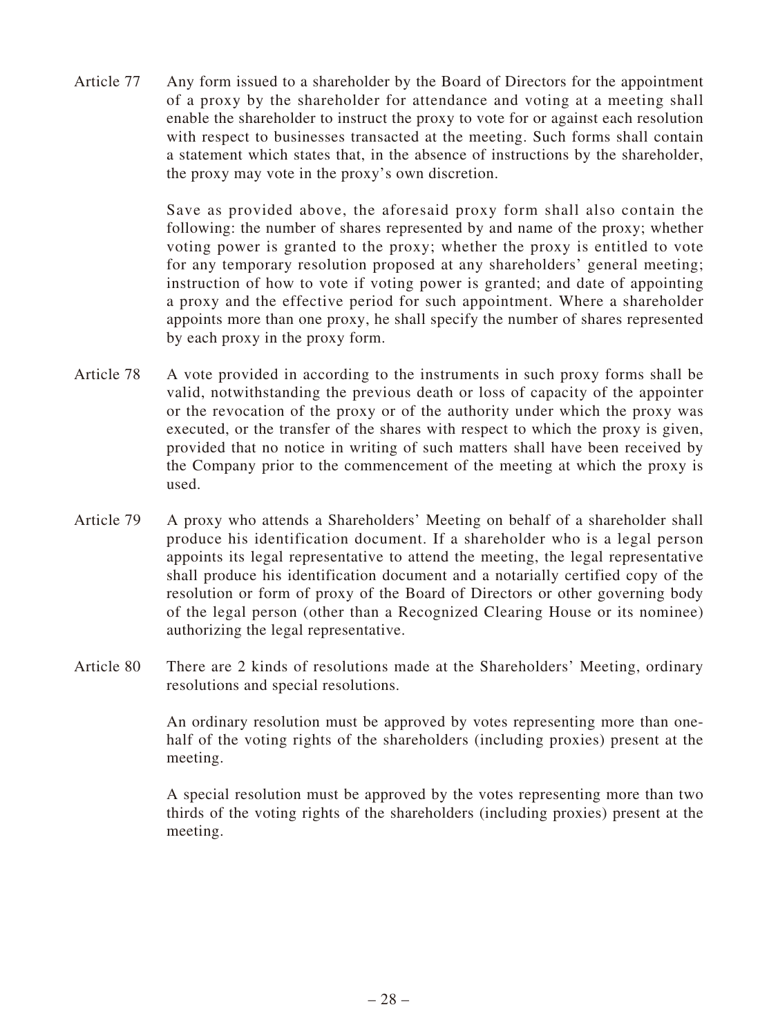Article 77 Any form issued to a shareholder by the Board of Directors for the appointment of a proxy by the shareholder for attendance and voting at a meeting shall enable the shareholder to instruct the proxy to vote for or against each resolution with respect to businesses transacted at the meeting. Such forms shall contain a statement which states that, in the absence of instructions by the shareholder, the proxy may vote in the proxy's own discretion.

Save as provided above, the aforesaid proxy form shall also contain the following: the number of shares represented by and name of the proxy; whether voting power is granted to the proxy; whether the proxy is entitled to vote for any temporary resolution proposed at any shareholders' general meeting; instruction of how to vote if voting power is granted; and date of appointing a proxy and the effective period for such appointment. Where a shareholder appoints more than one proxy, he shall specify the number of shares represented by each proxy in the proxy form.

Article 78 A vote provided in according to the instruments in such proxy forms shall be valid, notwithstanding the previous death or loss of capacity of the appointer or the revocation of the proxy or of the authority under which the proxy was executed, or the transfer of the shares with respect to which the proxy is given, provided that no notice in writing of such matters shall have been received by the Company prior to the commencement of the meeting at which the proxy is used.

Article 79 A proxy who attends a Shareholders' Meeting on behalf of a shareholder shall produce his identification document. If a shareholder who is a legal person appoints its legal representative to attend the meeting, the legal representative shall produce his identification document and a notarially certified copy of the resolution or form of proxy of the Board of Directors or other governing body of the legal person (other than a Recognized Clearing House or its nominee) authorizing the legal representative.

Article 80 There are 2 kinds of resolutions made at the Shareholders' Meeting, ordinary resolutions and special resolutions.

An ordinary resolution must be approved by votes representing more than one-half of the voting rights of the shareholders (including proxies) present at the meeting.

A special resolution must be approved by the votes representing more than two thirds of the voting rights of the shareholders (including proxies) present at the meeting.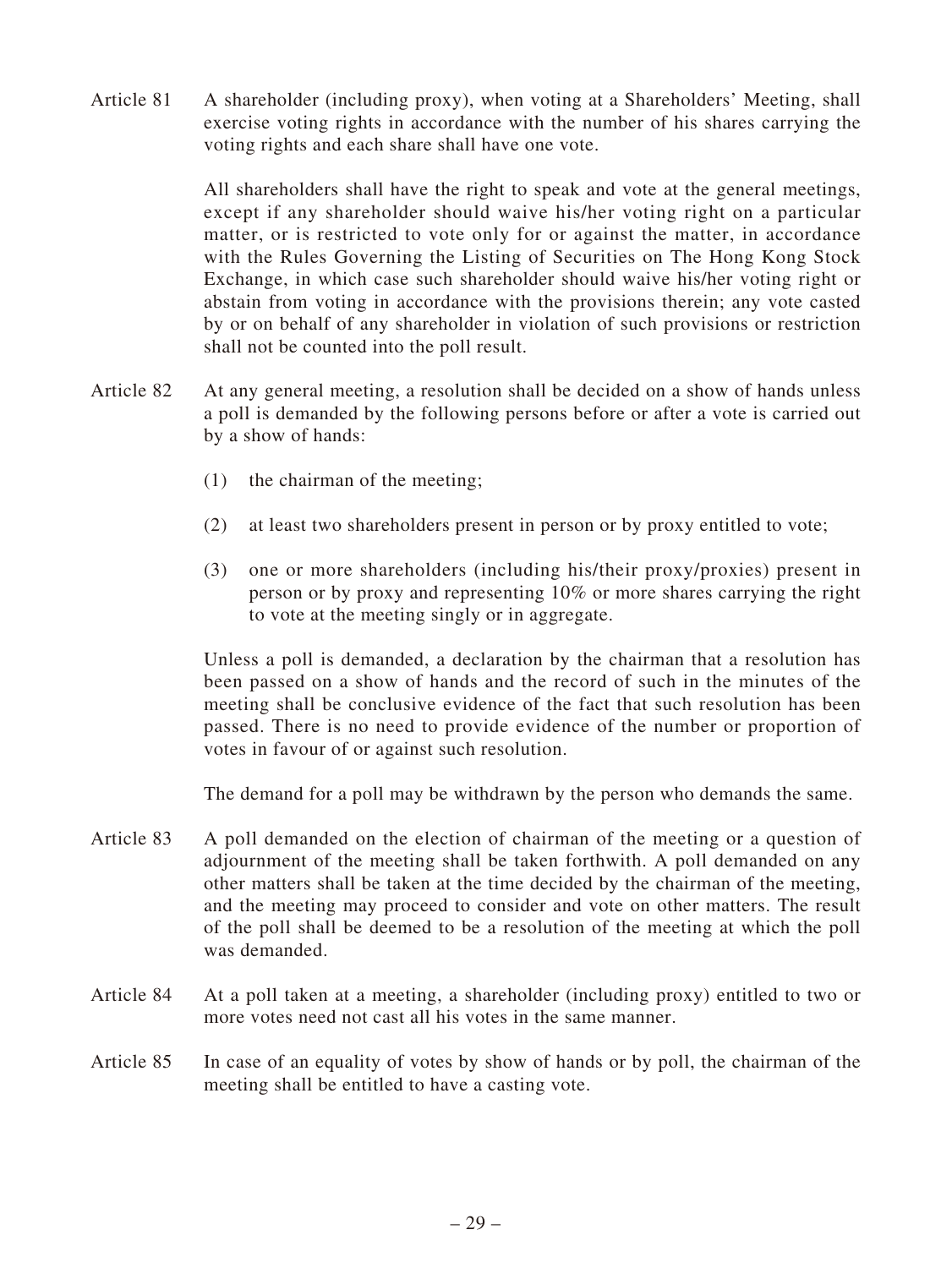Article 81 A shareholder (including proxy), when voting at a Shareholders' Meeting, shall exercise voting rights in accordance with the number of his shares carrying the voting rights and each share shall have one vote.

All shareholders shall have the right to speak and vote at the general meetings, except if any shareholder should waive his/her voting right on a particular matter, or is restricted to vote only for or against the matter, in accordance with the Rules Governing the Listing of Securities on The Hong Kong Stock Exchange, in which case such shareholder should waive his/her voting right or abstain from voting in accordance with the provisions therein; any vote casted by or on behalf of any shareholder in violation of such provisions or restriction shall not be counted into the poll result.

Article 82 At any general meeting, a resolution shall be decided on a show of hands unless a poll is demanded by the following persons before or after a vote is carried out by a show of hands:

(1) the chairman of the meeting;

(2) at least two shareholders present in person or by proxy entitled to vote;

(3) one or more shareholders (including his/their proxy/proxies) present in person or by proxy and representing 10% or more shares carrying the right to vote at the meeting singly or in aggregate.

Unless a poll is demanded, a declaration by the chairman that a resolution has been passed on a show of hands and the record of such in the minutes of the meeting shall be conclusive evidence of the fact that such resolution has been passed. There is no need to provide evidence of the number or proportion of votes in favour of or against such resolution.

The demand for a poll may be withdrawn by the person who demands the same.

Article 83 A poll demanded on the election of chairman of the meeting or a question of adjournment of the meeting shall be taken forthwith. A poll demanded on any other matters shall be taken at the time decided by the chairman of the meeting, and the meeting may proceed to consider and vote on other matters. The result of the poll shall be deemed to be a resolution of the meeting at which the poll was demanded.

Article 84 At a poll taken at a meeting, a shareholder (including proxy) entitled to two or more votes need not cast all his votes in the same manner.

Article 85 In case of an equality of votes by show of hands or by poll, the chairman of the meeting shall be entitled to have a casting vote.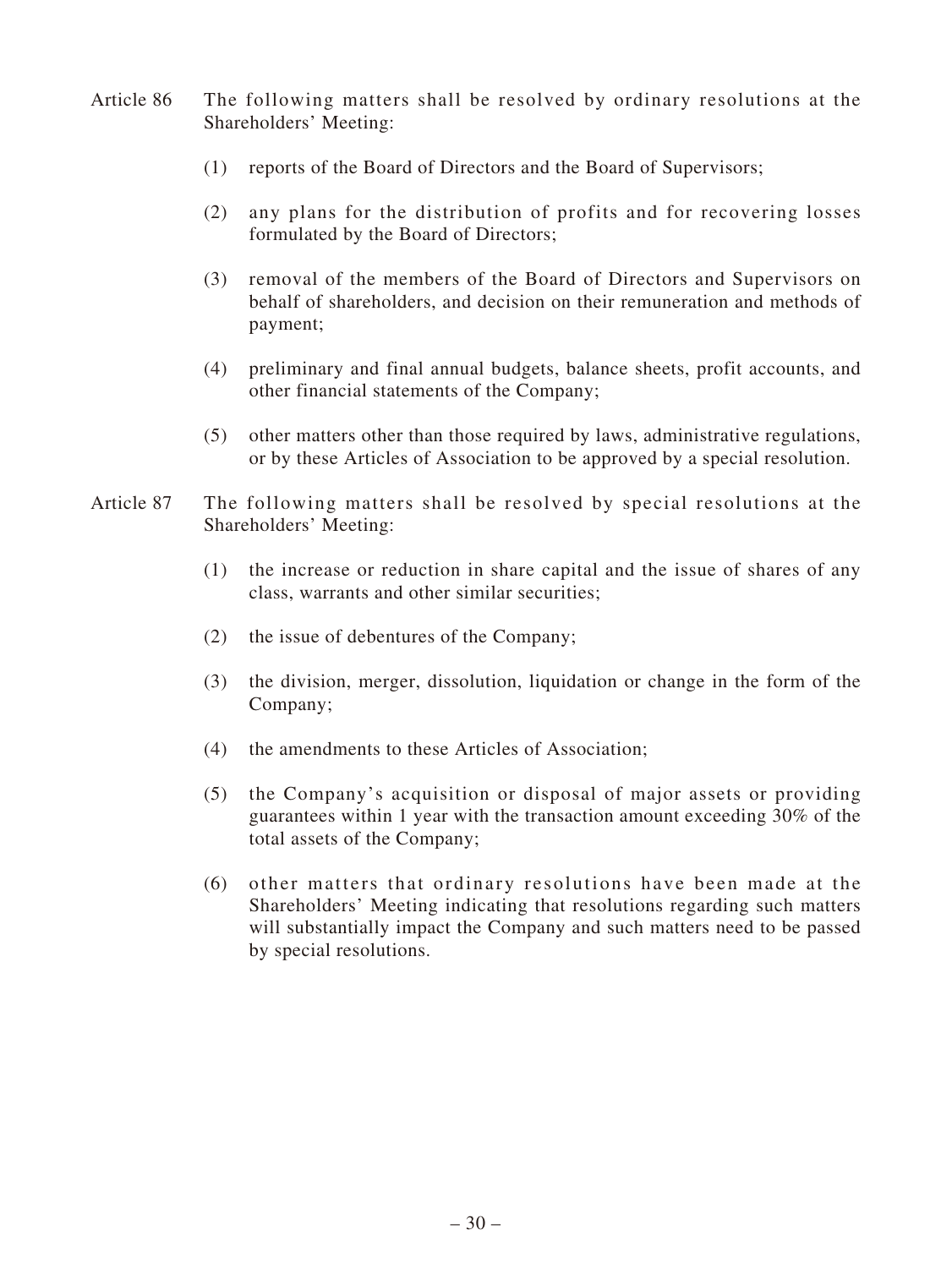Article 86 The following matters shall be resolved by ordinary resolutions at the Shareholders' Meeting:

(1) reports of the Board of Directors and the Board of Supervisors;

(2) any plans for the distribution of profits and for recovering losses formulated by the Board of Directors;

(3) removal of the members of the Board of Directors and Supervisors on behalf of shareholders, and decision on their remuneration and methods of payment;

(4) preliminary and final annual budgets, balance sheets, profit accounts, and other financial statements of the Company;

(5) other matters other than those required by laws, administrative regulations, or by these Articles of Association to be approved by a special resolution.

Article 87 The following matters shall be resolved by special resolutions at the Shareholders' Meeting:

(1) the increase or reduction in share capital and the issue of shares of any class, warrants and other similar securities;

(2) the issue of debentures of the Company;

(3) the division, merger, dissolution, liquidation or change in the form of the Company;

(4) the amendments to these Articles of Association;

(5) the Company's acquisition or disposal of major assets or providing guarantees within 1 year with the transaction amount exceeding 30% of the total assets of the Company;

(6) other matters that ordinary resolutions have been made at the Shareholders' Meeting indicating that resolutions regarding such matters will substantially impact the Company and such matters need to be passed by special resolutions.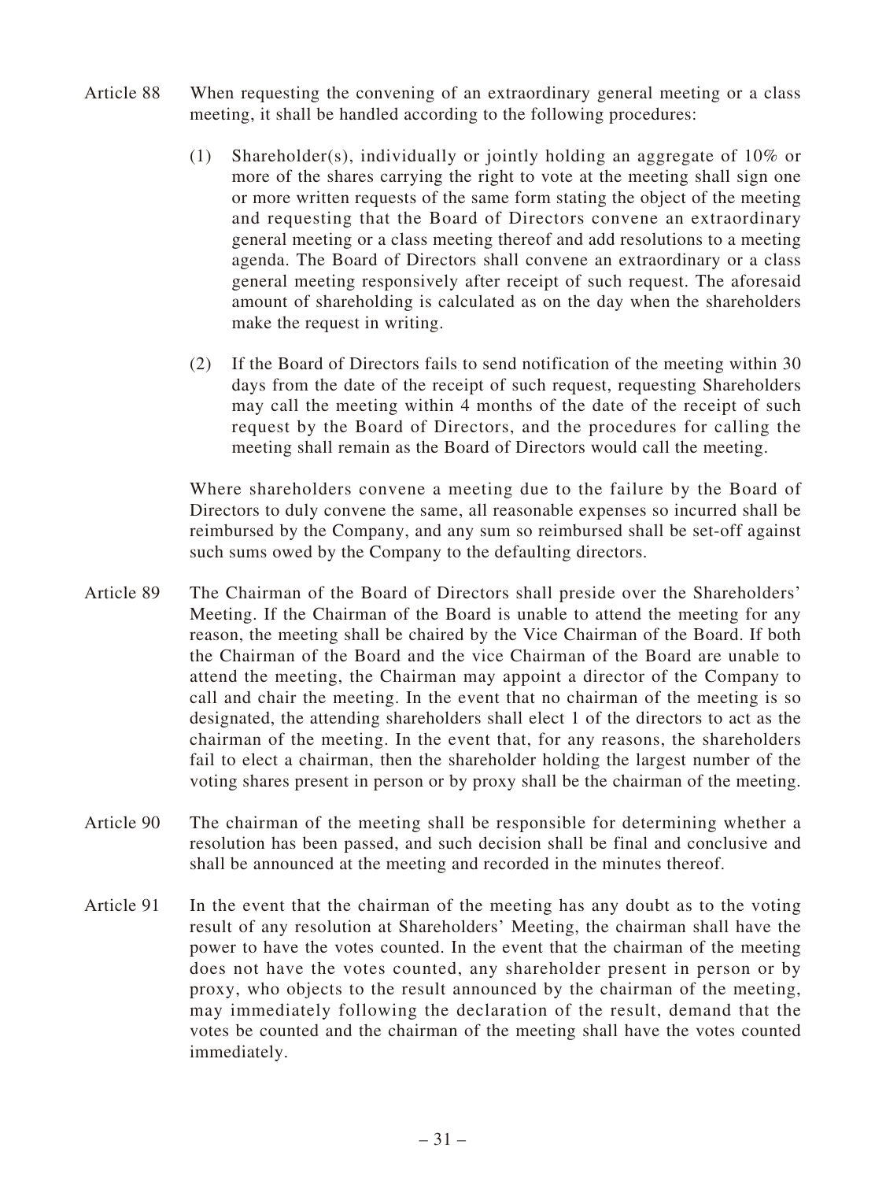Article 88 When requesting the convening of an extraordinary general meeting or a class meeting, it shall be handled according to the following procedures:

(1) Shareholder(s), individually or jointly holding an aggregate of 10% or more of the shares carrying the right to vote at the meeting shall sign one or more written requests of the same form stating the object of the meeting and requesting that the Board of Directors convene an extraordinary general meeting or a class meeting thereof and add resolutions to a meeting agenda. The Board of Directors shall convene an extraordinary or a class general meeting responsively after receipt of such request. The aforesaid amount of shareholding is calculated as on the day when the shareholders make the request in writing.

(2) If the Board of Directors fails to send notification of the meeting within 30 days from the date of the receipt of such request, requesting Shareholders may call the meeting within 4 months of the date of the receipt of such request by the Board of Directors, and the procedures for calling the meeting shall remain as the Board of Directors would call the meeting.

Where shareholders convene a meeting due to the failure by the Board of Directors to duly convene the same, all reasonable expenses so incurred shall be reimbursed by the Company, and any sum so reimbursed shall be set-off against such sums owed by the Company to the defaulting directors.

Article 89 The Chairman of the Board of Directors shall preside over the Shareholders' Meeting. If the Chairman of the Board is unable to attend the meeting for any reason, the meeting shall be chaired by the Vice Chairman of the Board. If both the Chairman of the Board and the vice Chairman of the Board are unable to attend the meeting, the Chairman may appoint a director of the Company to call and chair the meeting. In the event that no chairman of the meeting is so designated, the attending shareholders shall elect 1 of the directors to act as the chairman of the meeting. In the event that, for any reasons, the shareholders fail to elect a chairman, then the shareholder holding the largest number of the voting shares present in person or by proxy shall be the chairman of the meeting.

Article 90 The chairman of the meeting shall be responsible for determining whether a resolution has been passed, and such decision shall be final and conclusive and shall be announced at the meeting and recorded in the minutes thereof.

Article 91 In the event that the chairman of the meeting has any doubt as to the voting result of any resolution at Shareholders' Meeting, the chairman shall have the power to have the votes counted. In the event that the chairman of the meeting does not have the votes counted, any shareholder present in person or by proxy, who objects to the result announced by the chairman of the meeting, may immediately following the declaration of the result, demand that the votes be counted and the chairman of the meeting shall have the votes counted immediately.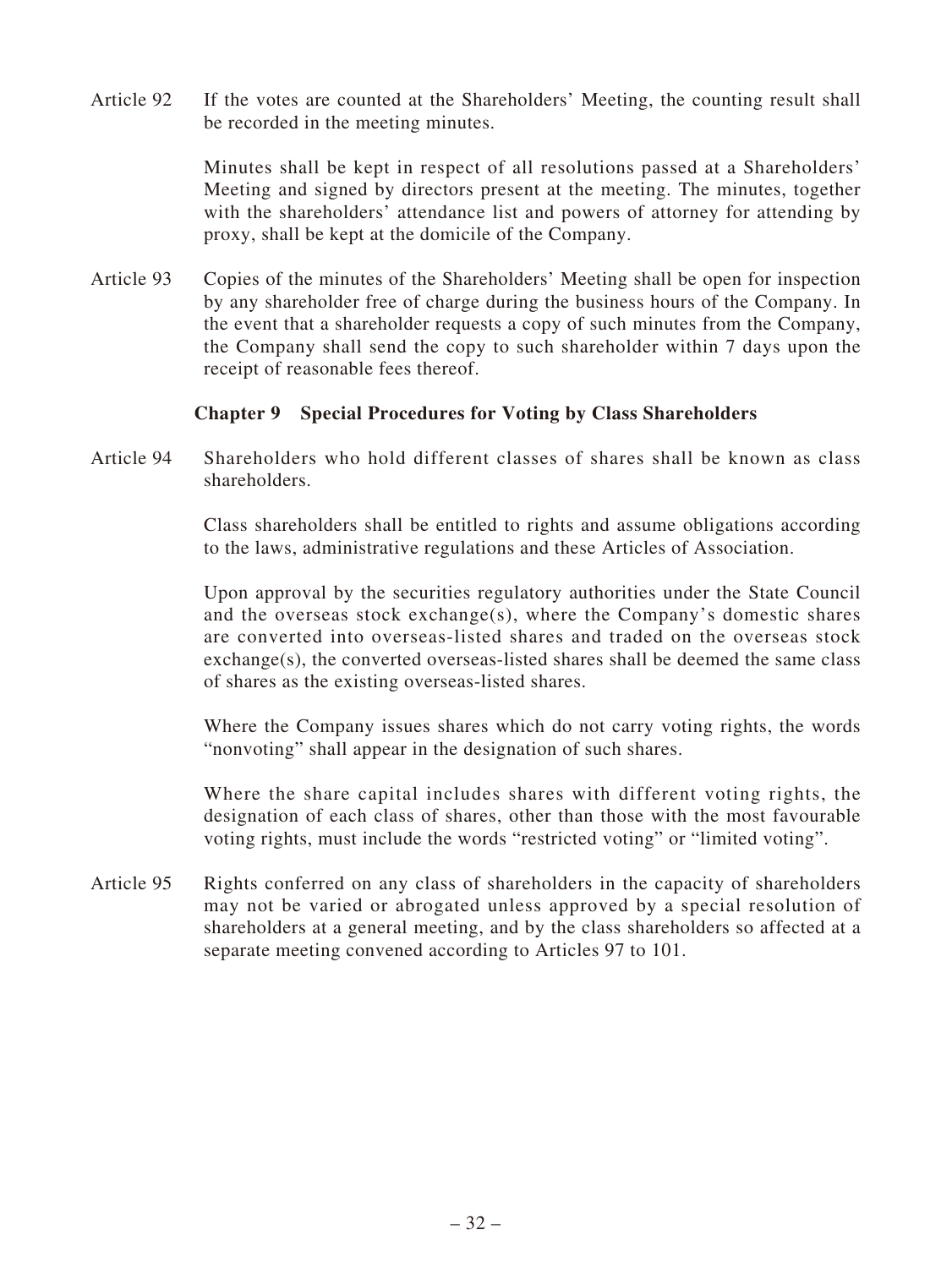Article 92 If the votes are counted at the Shareholders' Meeting, the counting result shall be recorded in the meeting minutes.

Minutes shall be kept in respect of all resolutions passed at a Shareholders' Meeting and signed by directors present at the meeting. The minutes, together with the shareholders' attendance list and powers of attorney for attending by proxy, shall be kept at the domicile of the Company.

Article 93 Copies of the minutes of the Shareholders' Meeting shall be open for inspection by any shareholder free of charge during the business hours of the Company. In the event that a shareholder requests a copy of such minutes from the Company, the Company shall send the copy to such shareholder within 7 days upon the receipt of reasonable fees thereof.

## Chapter 9 Special Procedures for Voting by Class Shareholders

Article 94 Shareholders who hold different classes of shares shall be known as class shareholders.

Class shareholders shall be entitled to rights and assume obligations according to the laws, administrative regulations and these Articles of Association.

Upon approval by the securities regulatory authorities under the State Council and the overseas stock exchange(s), where the Company's domestic shares are converted into overseas-listed shares and traded on the overseas stock exchange(s), the converted overseas-listed shares shall be deemed the same class of shares as the existing overseas-listed shares.

Where the Company issues shares which do not carry voting rights, the words "nonvoting" shall appear in the designation of such shares.

Where the share capital includes shares with different voting rights, the designation of each class of shares, other than those with the most favourable voting rights, must include the words "restricted voting" or "limited voting".

Article 95 Rights conferred on any class of shareholders in the capacity of shareholders may not be varied or abrogated unless approved by a special resolution of shareholders at a general meeting, and by the class shareholders so affected at a separate meeting convened according to Articles 97 to 101.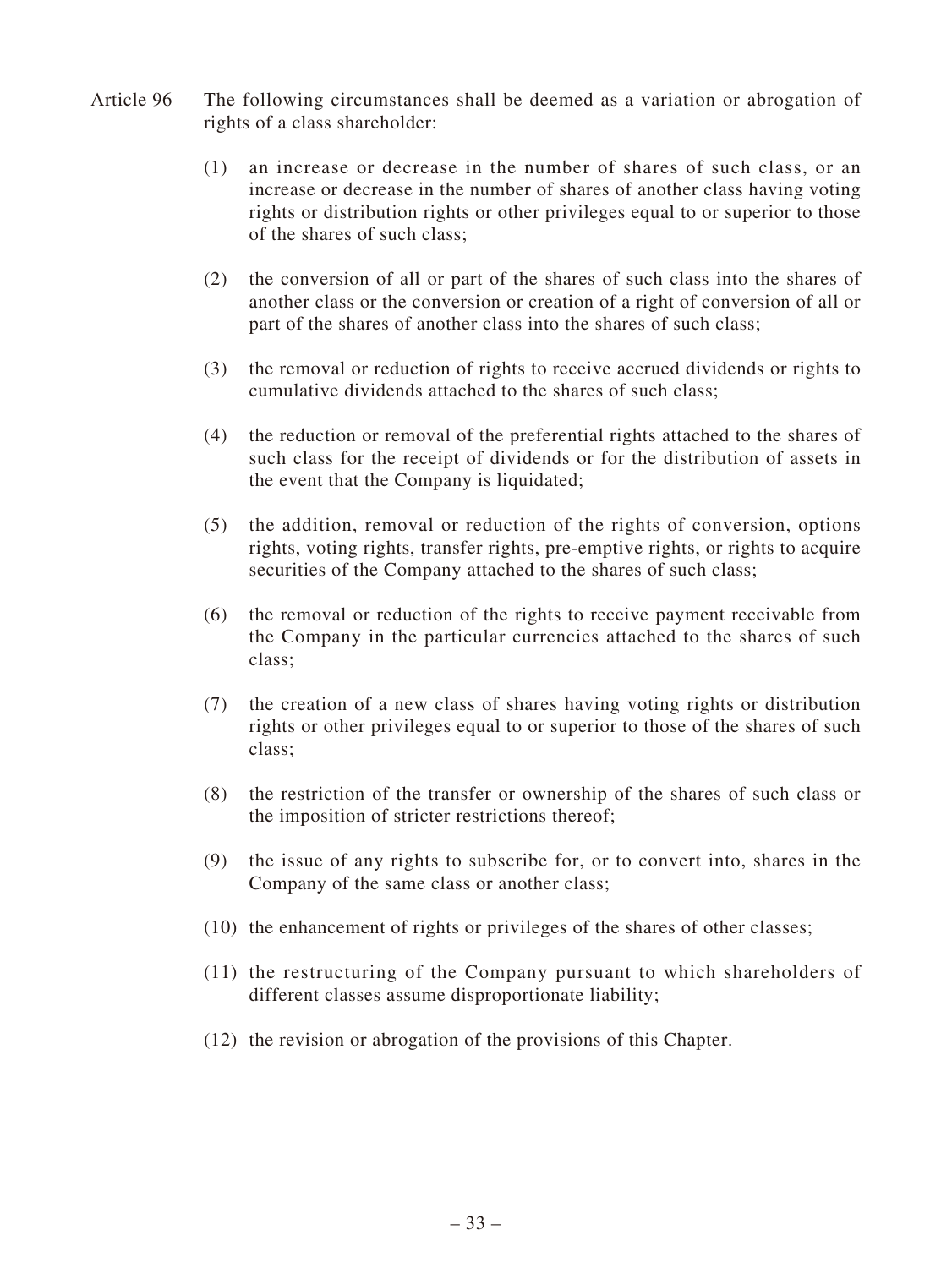Article 96 The following circumstances shall be deemed as a variation or abrogation of rights of a class shareholder:

(1) an increase or decrease in the number of shares of such class, or an increase or decrease in the number of shares of another class having voting rights or distribution rights or other privileges equal to or superior to those of the shares of such class;

(2) the conversion of all or part of the shares of such class into the shares of another class or the conversion or creation of a right of conversion of all or part of the shares of another class into the shares of such class;

(3) the removal or reduction of rights to receive accrued dividends or rights to cumulative dividends attached to the shares of such class;

(4) the reduction or removal of the preferential rights attached to the shares of such class for the receipt of dividends or for the distribution of assets in the event that the Company is liquidated;

(5) the addition, removal or reduction of the rights of conversion, options rights, voting rights, transfer rights, pre-emptive rights, or rights to acquire securities of the Company attached to the shares of such class;

(6) the removal or reduction of the rights to receive payment receivable from the Company in the particular currencies attached to the shares of such class;

(7) the creation of a new class of shares having voting rights or distribution rights or other privileges equal to or superior to those of the shares of such class;

(8) the restriction of the transfer or ownership of the shares of such class or the imposition of stricter restrictions thereof;

(9) the issue of any rights to subscribe for, or to convert into, shares in the Company of the same class or another class;

(10) the enhancement of rights or privileges of the shares of other classes;

(11) the restructuring of the Company pursuant to which shareholders of different classes assume disproportionate liability;

(12) the revision or abrogation of the provisions of this Chapter.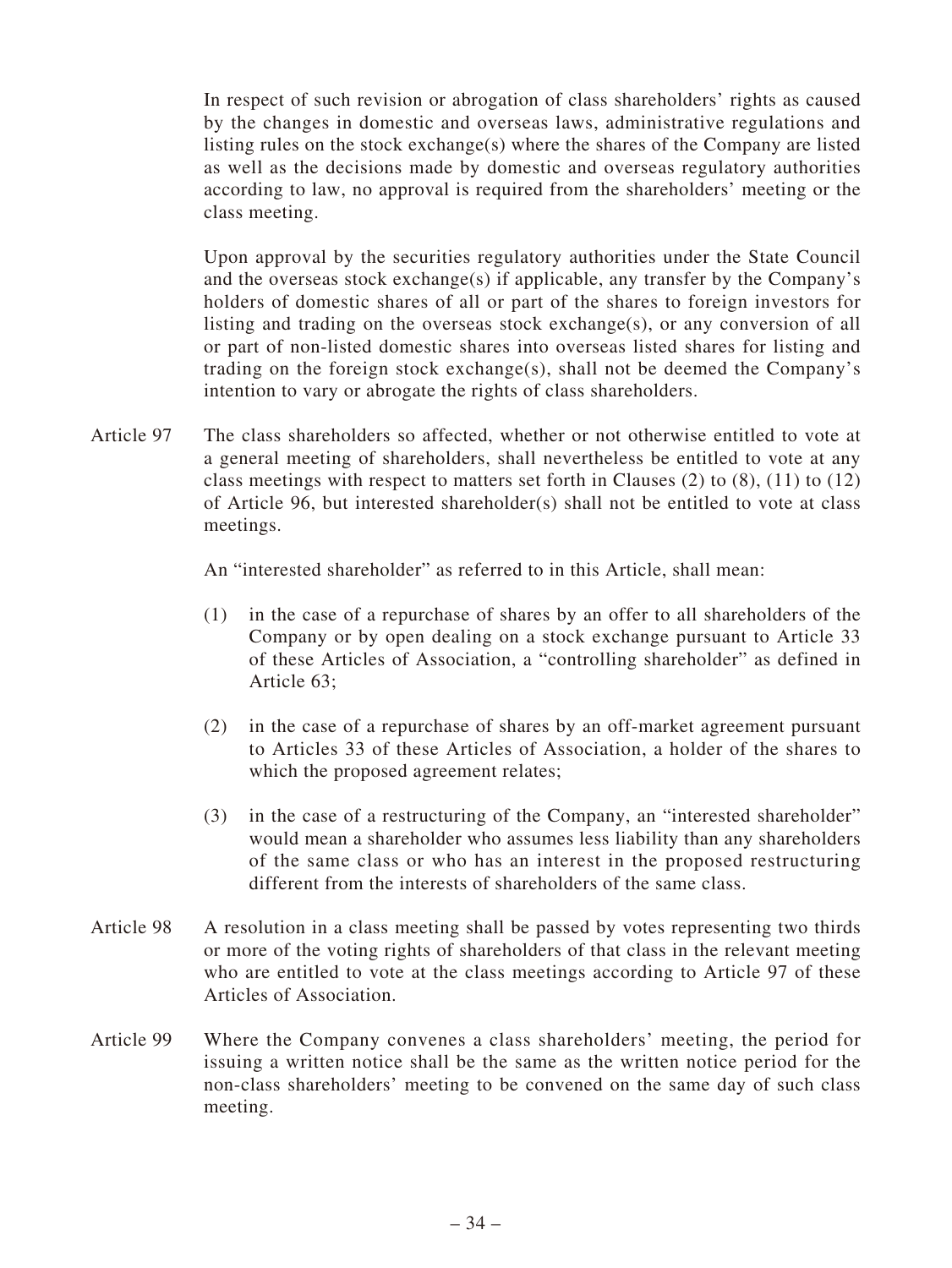In respect of such revision or abrogation of class shareholders' rights as caused by the changes in domestic and overseas laws, administrative regulations and listing rules on the stock exchange(s) where the shares of the Company are listed as well as the decisions made by domestic and overseas regulatory authorities according to law, no approval is required from the shareholders' meeting or the class meeting.

Upon approval by the securities regulatory authorities under the State Council and the overseas stock exchange(s) if applicable, any transfer by the Company's holders of domestic shares of all or part of the shares to foreign investors for listing and trading on the overseas stock exchange(s), or any conversion of all or part of non-listed domestic shares into overseas listed shares for listing and trading on the foreign stock exchange(s), shall not be deemed the Company's intention to vary or abrogate the rights of class shareholders.

Article 97 The class shareholders so affected, whether or not otherwise entitled to vote at a general meeting of shareholders, shall nevertheless be entitled to vote at any class meetings with respect to matters set forth in Clauses (2) to (8), (11) to (12) of Article 96, but interested shareholder(s) shall not be entitled to vote at class meetings.

An "interested shareholder" as referred to in this Article, shall mean:

(1) in the case of a repurchase of shares by an offer to all shareholders of the Company or by open dealing on a stock exchange pursuant to Article 33 of these Articles of Association, a "controlling shareholder" as defined in Article 63;

(2) in the case of a repurchase of shares by an off-market agreement pursuant to Articles 33 of these Articles of Association, a holder of the shares to which the proposed agreement relates;

(3) in the case of a restructuring of the Company, an "interested shareholder" would mean a shareholder who assumes less liability than any shareholders of the same class or who has an interest in the proposed restructuring different from the interests of shareholders of the same class.

Article 98 A resolution in a class meeting shall be passed by votes representing two thirds or more of the voting rights of shareholders of that class in the relevant meeting who are entitled to vote at the class meetings according to Article 97 of these Articles of Association.

Article 99 Where the Company convenes a class shareholders' meeting, the period for issuing a written notice shall be the same as the written notice period for the non-class shareholders' meeting to be convened on the same day of such class meeting.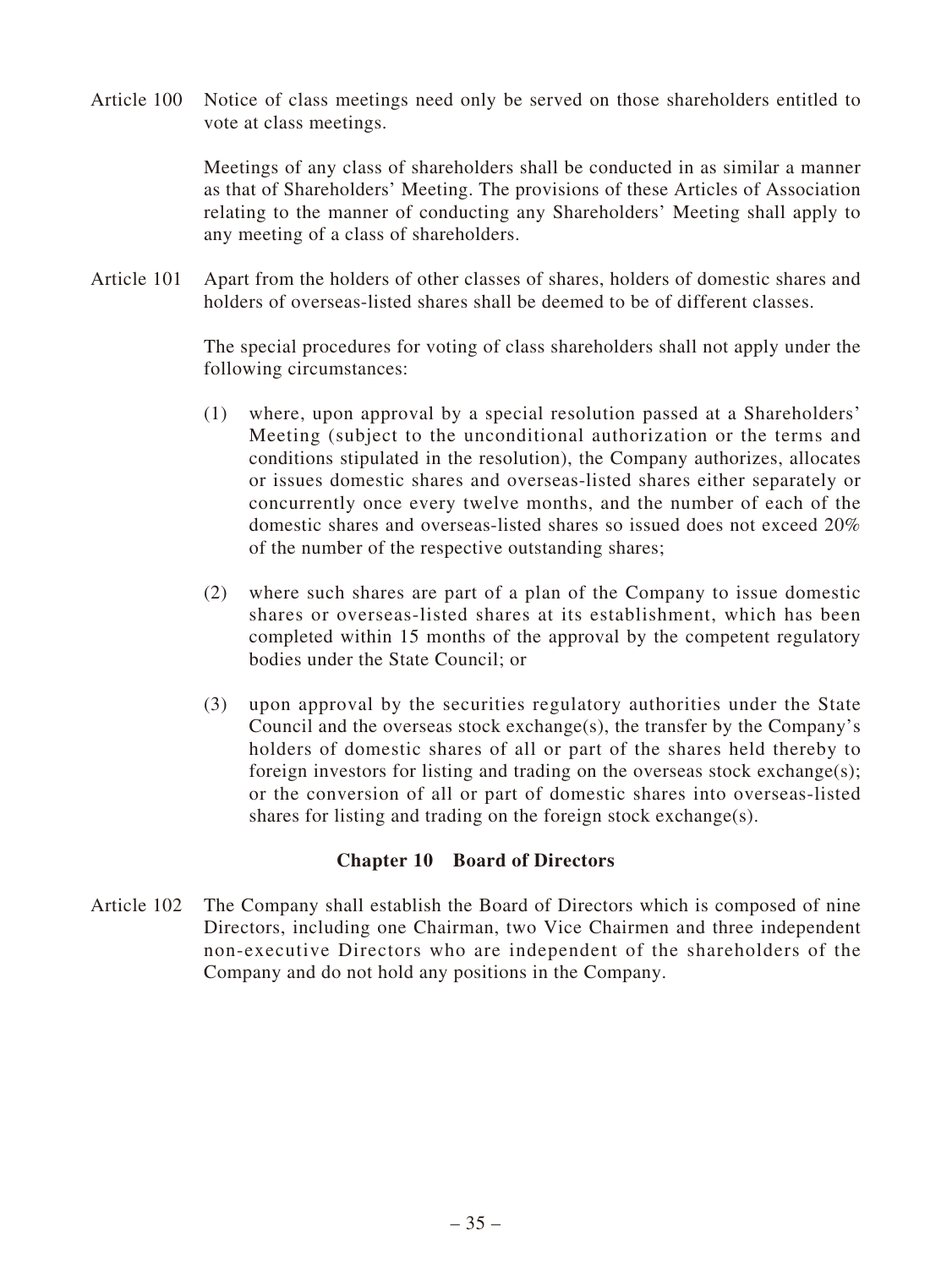Article 100 Notice of class meetings need only be served on those shareholders entitled to vote at class meetings.

Meetings of any class of shareholders shall be conducted in as similar a manner as that of Shareholders' Meeting. The provisions of these Articles of Association relating to the manner of conducting any Shareholders' Meeting shall apply to any meeting of a class of shareholders.

Article 101 Apart from the holders of other classes of shares, holders of domestic shares and holders of overseas-listed shares shall be deemed to be of different classes.

The special procedures for voting of class shareholders shall not apply under the following circumstances:

(1) where, upon approval by a special resolution passed at a Shareholders' Meeting (subject to the unconditional authorization or the terms and conditions stipulated in the resolution), the Company authorizes, allocates or issues domestic shares and overseas-listed shares either separately or concurrently once every twelve months, and the number of each of the domestic shares and overseas-listed shares so issued does not exceed 20% of the number of the respective outstanding shares;

(2) where such shares are part of a plan of the Company to issue domestic shares or overseas-listed shares at its establishment, which has been completed within 15 months of the approval by the competent regulatory bodies under the State Council; or

(3) upon approval by the securities regulatory authorities under the State Council and the overseas stock exchange(s), the transfer by the Company's holders of domestic shares of all or part of the shares held thereby to foreign investors for listing and trading on the overseas stock exchange(s); or the conversion of all or part of domestic shares into overseas-listed shares for listing and trading on the foreign stock exchange(s).

## Chapter 10 Board of Directors

Article 102 The Company shall establish the Board of Directors which is composed of nine Directors, including one Chairman, two Vice Chairmen and three independent non-executive Directors who are independent of the shareholders of the Company and do not hold any positions in the Company.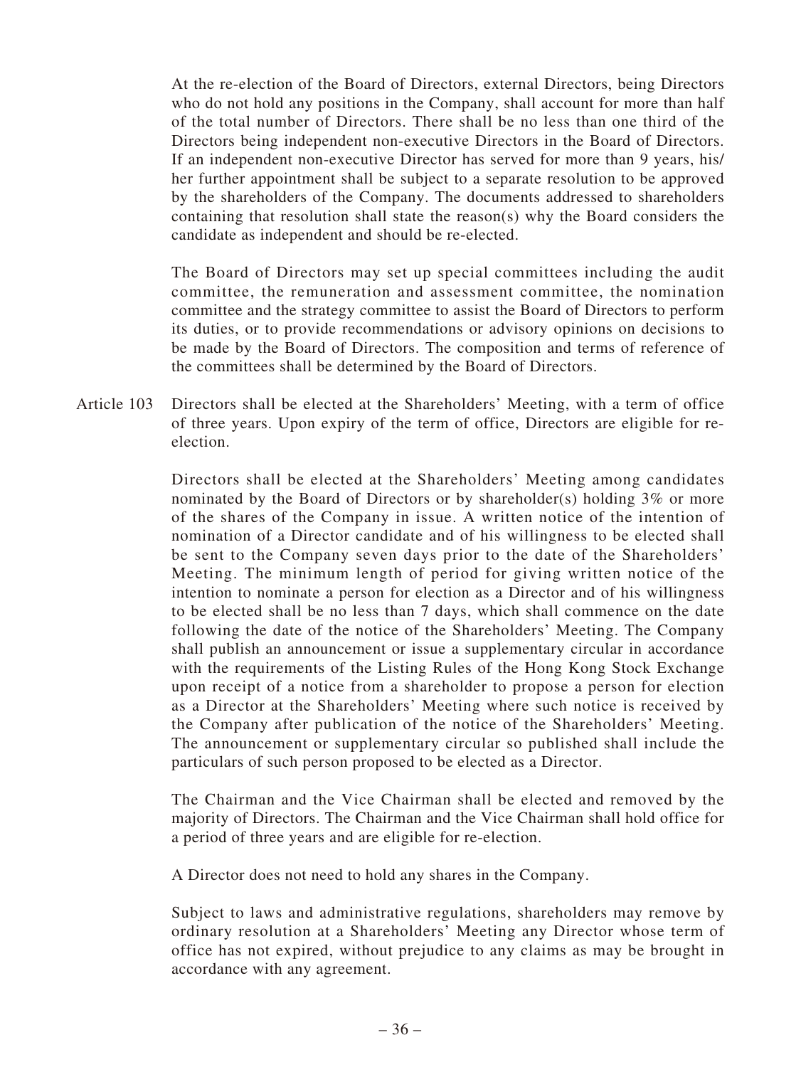At the re-election of the Board of Directors, external Directors, being Directors who do not hold any positions in the Company, shall account for more than half of the total number of Directors. There shall be no less than one third of the Directors being independent non-executive Directors in the Board of Directors. If an independent non-executive Director has served for more than 9 years, his/her further appointment shall be subject to a separate resolution to be approved by the shareholders of the Company. The documents addressed to shareholders containing that resolution shall state the reason(s) why the Board considers the candidate as independent and should be re-elected.

The Board of Directors may set up special committees including the audit committee, the remuneration and assessment committee, the nomination committee and the strategy committee to assist the Board of Directors to perform its duties, or to provide recommendations or advisory opinions on decisions to be made by the Board of Directors. The composition and terms of reference of the committees shall be determined by the Board of Directors.

Article 103 Directors shall be elected at the Shareholders' Meeting, with a term of office of three years. Upon expiry of the term of office, Directors are eligible for re-election.

Directors shall be elected at the Shareholders' Meeting among candidates nominated by the Board of Directors or by shareholder(s) holding 3% or more of the shares of the Company in issue. A written notice of the intention of nomination of a Director candidate and of his willingness to be elected shall be sent to the Company seven days prior to the date of the Shareholders' Meeting. The minimum length of period for giving written notice of the intention to nominate a person for election as a Director and of his willingness to be elected shall be no less than 7 days, which shall commence on the date following the date of the notice of the Shareholders' Meeting. The Company shall publish an announcement or issue a supplementary circular in accordance with the requirements of the Listing Rules of the Hong Kong Stock Exchange upon receipt of a notice from a shareholder to propose a person for election as a Director at the Shareholders' Meeting where such notice is received by the Company after publication of the notice of the Shareholders' Meeting. The announcement or supplementary circular so published shall include the particulars of such person proposed to be elected as a Director.

The Chairman and the Vice Chairman shall be elected and removed by the majority of Directors. The Chairman and the Vice Chairman shall hold office for a period of three years and are eligible for re-election.

A Director does not need to hold any shares in the Company.

Subject to laws and administrative regulations, shareholders may remove by ordinary resolution at a Shareholders' Meeting any Director whose term of office has not expired, without prejudice to any claims as may be brought in accordance with any agreement.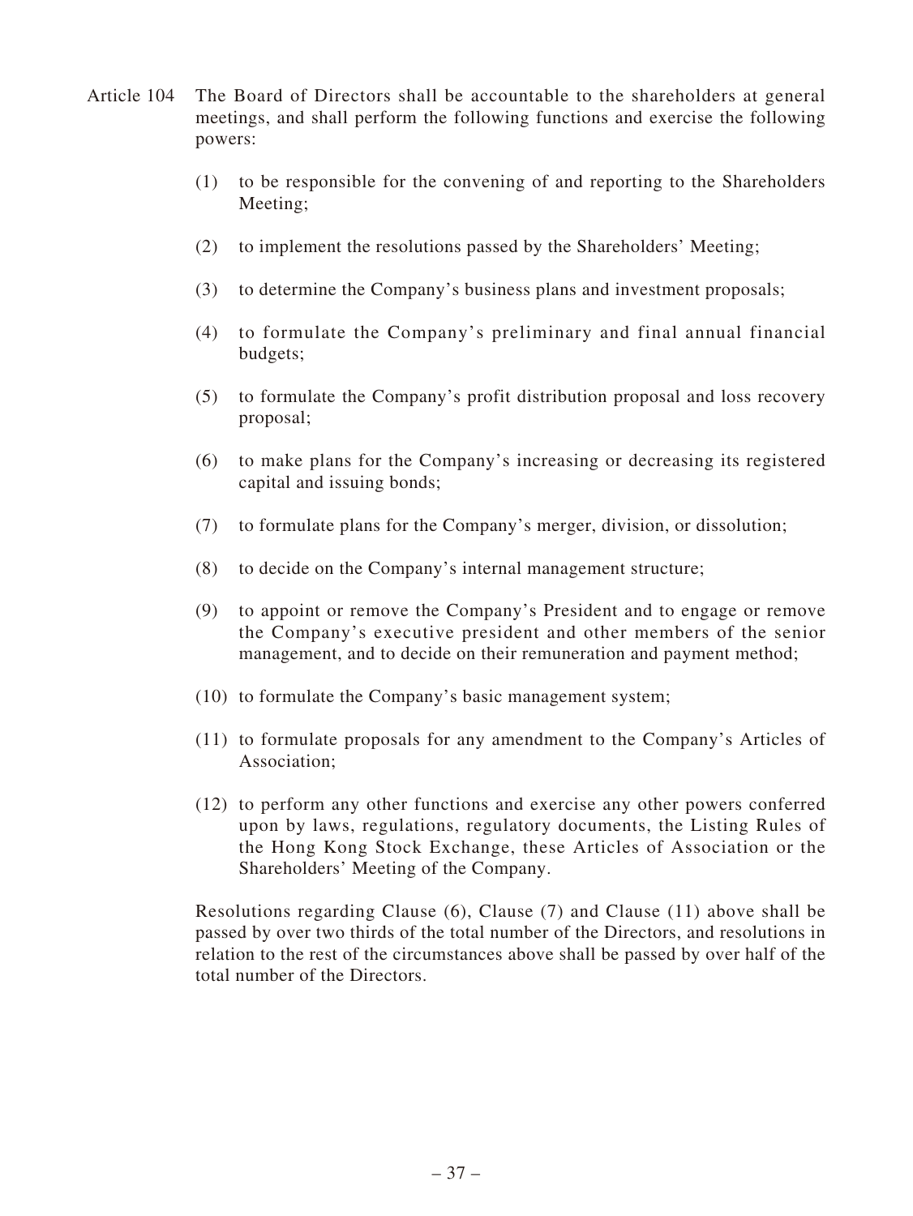Article 104 The Board of Directors shall be accountable to the shareholders at general meetings, and shall perform the following functions and exercise the following powers:

(1) to be responsible for the convening of and reporting to the Shareholders Meeting;

(2) to implement the resolutions passed by the Shareholders' Meeting;

(3) to determine the Company's business plans and investment proposals;

(4) to formulate the Company's preliminary and final annual financial budgets;

(5) to formulate the Company's profit distribution proposal and loss recovery proposal;

(6) to make plans for the Company's increasing or decreasing its registered capital and issuing bonds;

(7) to formulate plans for the Company's merger, division, or dissolution;

(8) to decide on the Company's internal management structure;

(9) to appoint or remove the Company's President and to engage or remove the Company's executive president and other members of the senior management, and to decide on their remuneration and payment method;

(10) to formulate the Company's basic management system;

(11) to formulate proposals for any amendment to the Company's Articles of Association;

(12) to perform any other functions and exercise any other powers conferred upon by laws, regulations, regulatory documents, the Listing Rules of the Hong Kong Stock Exchange, these Articles of Association or the Shareholders' Meeting of the Company.

Resolutions regarding Clause (6), Clause (7) and Clause (11) above shall be passed by over two thirds of the total number of the Directors, and resolutions in relation to the rest of the circumstances above shall be passed by over half of the total number of the Directors.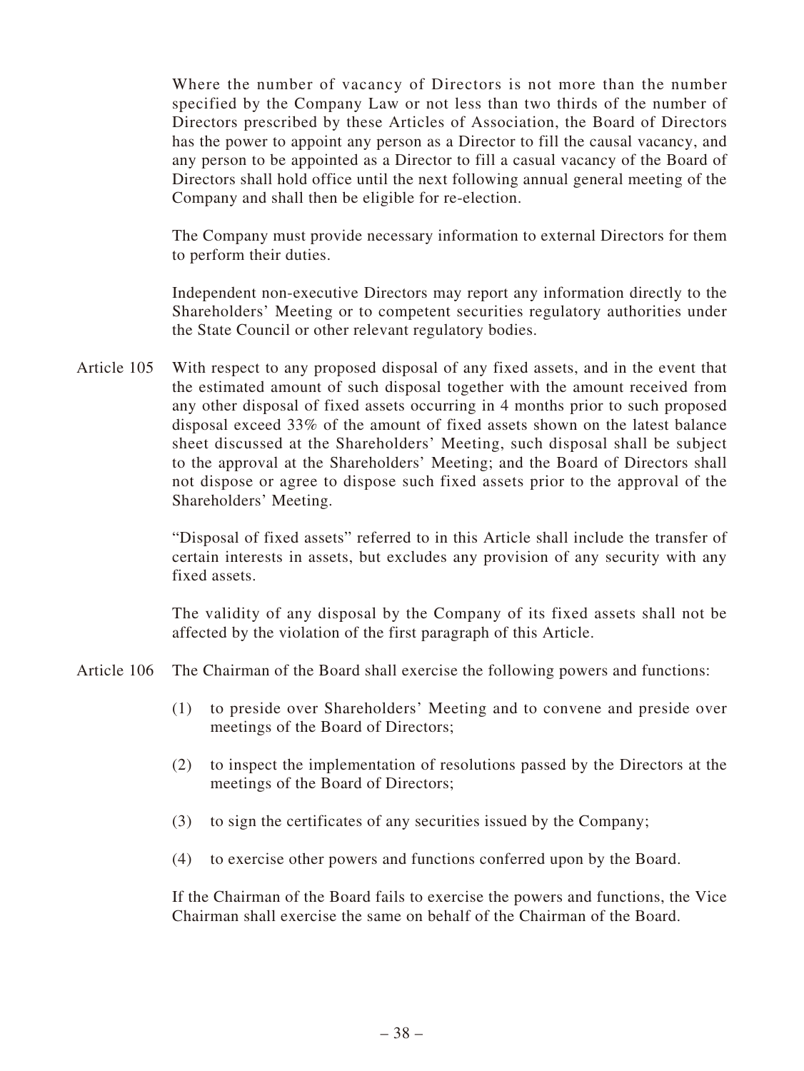Where the number of vacancy of Directors is not more than the number specified by the Company Law or not less than two thirds of the number of Directors prescribed by these Articles of Association, the Board of Directors has the power to appoint any person as a Director to fill the causal vacancy, and any person to be appointed as a Director to fill a casual vacancy of the Board of Directors shall hold office until the next following annual general meeting of the Company and shall then be eligible for re-election.

The Company must provide necessary information to external Directors for them to perform their duties.

Independent non-executive Directors may report any information directly to the Shareholders' Meeting or to competent securities regulatory authorities under the State Council or other relevant regulatory bodies.

Article 105 With respect to any proposed disposal of any fixed assets, and in the event that the estimated amount of such disposal together with the amount received from any other disposal of fixed assets occurring in 4 months prior to such proposed disposal exceed 33% of the amount of fixed assets shown on the latest balance sheet discussed at the Shareholders' Meeting, such disposal shall be subject to the approval at the Shareholders' Meeting; and the Board of Directors shall not dispose or agree to dispose such fixed assets prior to the approval of the Shareholders' Meeting.

"Disposal of fixed assets" referred to in this Article shall include the transfer of certain interests in assets, but excludes any provision of any security with any fixed assets.

The validity of any disposal by the Company of its fixed assets shall not be affected by the violation of the first paragraph of this Article.

Article 106 The Chairman of the Board shall exercise the following powers and functions:

(1) to preside over Shareholders' Meeting and to convene and preside over meetings of the Board of Directors;

(2) to inspect the implementation of resolutions passed by the Directors at the meetings of the Board of Directors;

(3) to sign the certificates of any securities issued by the Company;

(4) to exercise other powers and functions conferred upon by the Board.

If the Chairman of the Board fails to exercise the powers and functions, the Vice Chairman shall exercise the same on behalf of the Chairman of the Board.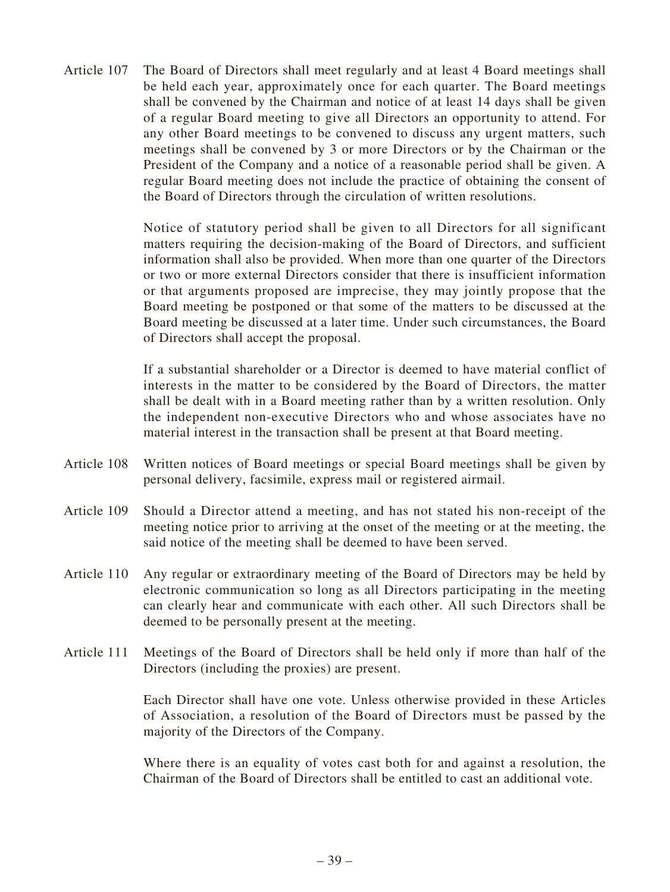Article 107 The Board of Directors shall meet regularly and at least 4 Board meetings shall be held each year, approximately once for each quarter. The Board meetings shall be convened by the Chairman and notice of at least 14 days shall be given of a regular Board meeting to give all Directors an opportunity to attend. For any other Board meetings to be convened to discuss any urgent matters, such meetings shall be convened by 3 or more Directors or by the Chairman or the President of the Company and a notice of a reasonable period shall be given. A regular Board meeting does not include the practice of obtaining the consent of the Board of Directors through the circulation of written resolutions.

Notice of statutory period shall be given to all Directors for all significant matters requiring the decision-making of the Board of Directors, and sufficient information shall also be provided. When more than one quarter of the Directors or two or more external Directors consider that there is insufficient information or that arguments proposed are imprecise, they may jointly propose that the Board meeting be postponed or that some of the matters to be discussed at the Board meeting be discussed at a later time. Under such circumstances, the Board of Directors shall accept the proposal.

If a substantial shareholder or a Director is deemed to have material conflict of interests in the matter to be considered by the Board of Directors, the matter shall be dealt with in a Board meeting rather than by a written resolution. Only the independent non-executive Directors who and whose associates have no material interest in the transaction shall be present at that Board meeting.

Article 108 Written notices of Board meetings or special Board meetings shall be given by personal delivery, facsimile, express mail or registered airmail.

Article 109 Should a Director attend a meeting, and has not stated his non-receipt of the meeting notice prior to arriving at the onset of the meeting or at the meeting, the said notice of the meeting shall be deemed to have been served.

Article 110 Any regular or extraordinary meeting of the Board of Directors may be held by electronic communication so long as all Directors participating in the meeting can clearly hear and communicate with each other. All such Directors shall be deemed to be personally present at the meeting.

Article 111 Meetings of the Board of Directors shall be held only if more than half of the Directors (including the proxies) are present.

Each Director shall have one vote. Unless otherwise provided in these Articles of Association, a resolution of the Board of Directors must be passed by the majority of the Directors of the Company.

Where there is an equality of votes cast both for and against a resolution, the Chairman of the Board of Directors shall be entitled to cast an additional vote.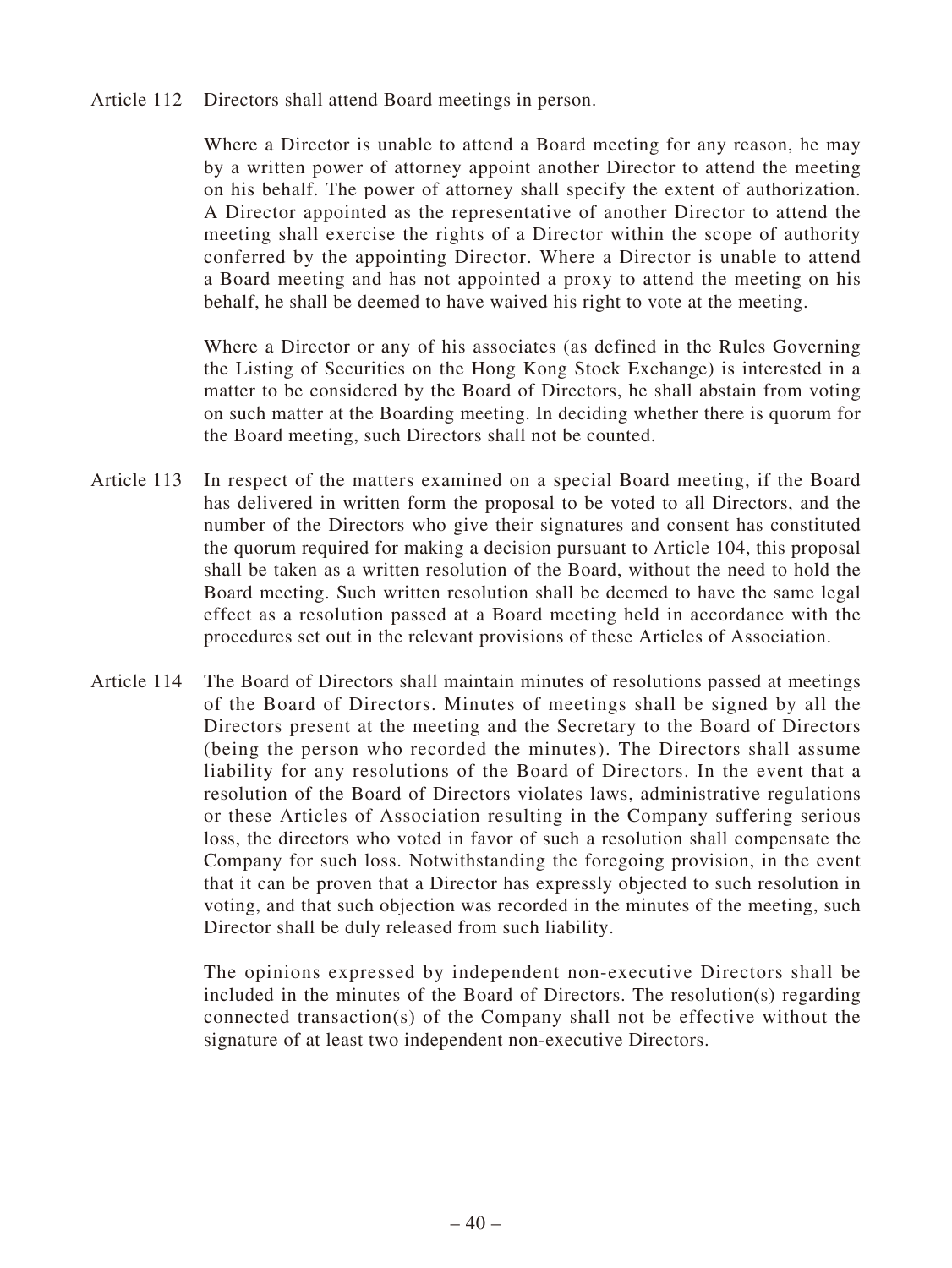Article 112 Directors shall attend Board meetings in person.

Where a Director is unable to attend a Board meeting for any reason, he may by a written power of attorney appoint another Director to attend the meeting on his behalf. The power of attorney shall specify the extent of authorization. A Director appointed as the representative of another Director to attend the meeting shall exercise the rights of a Director within the scope of authority conferred by the appointing Director. Where a Director is unable to attend a Board meeting and has not appointed a proxy to attend the meeting on his behalf, he shall be deemed to have waived his right to vote at the meeting.

Where a Director or any of his associates (as defined in the Rules Governing the Listing of Securities on the Hong Kong Stock Exchange) is interested in a matter to be considered by the Board of Directors, he shall abstain from voting on such matter at the Boarding meeting. In deciding whether there is quorum for the Board meeting, such Directors shall not be counted.

Article 113 In respect of the matters examined on a special Board meeting, if the Board has delivered in written form the proposal to be voted to all Directors, and the number of the Directors who give their signatures and consent has constituted the quorum required for making a decision pursuant to Article 104, this proposal shall be taken as a written resolution of the Board, without the need to hold the Board meeting. Such written resolution shall be deemed to have the same legal effect as a resolution passed at a Board meeting held in accordance with the procedures set out in the relevant provisions of these Articles of Association.

Article 114 The Board of Directors shall maintain minutes of resolutions passed at meetings of the Board of Directors. Minutes of meetings shall be signed by all the Directors present at the meeting and the Secretary to the Board of Directors (being the person who recorded the minutes). The Directors shall assume liability for any resolutions of the Board of Directors. In the event that a resolution of the Board of Directors violates laws, administrative regulations or these Articles of Association resulting in the Company suffering serious loss, the directors who voted in favor of such a resolution shall compensate the Company for such loss. Notwithstanding the foregoing provision, in the event that it can be proven that a Director has expressly objected to such resolution in voting, and that such objection was recorded in the minutes of the meeting, such Director shall be duly released from such liability.

The opinions expressed by independent non-executive Directors shall be included in the minutes of the Board of Directors. The resolution(s) regarding connected transaction(s) of the Company shall not be effective without the signature of at least two independent non-executive Directors.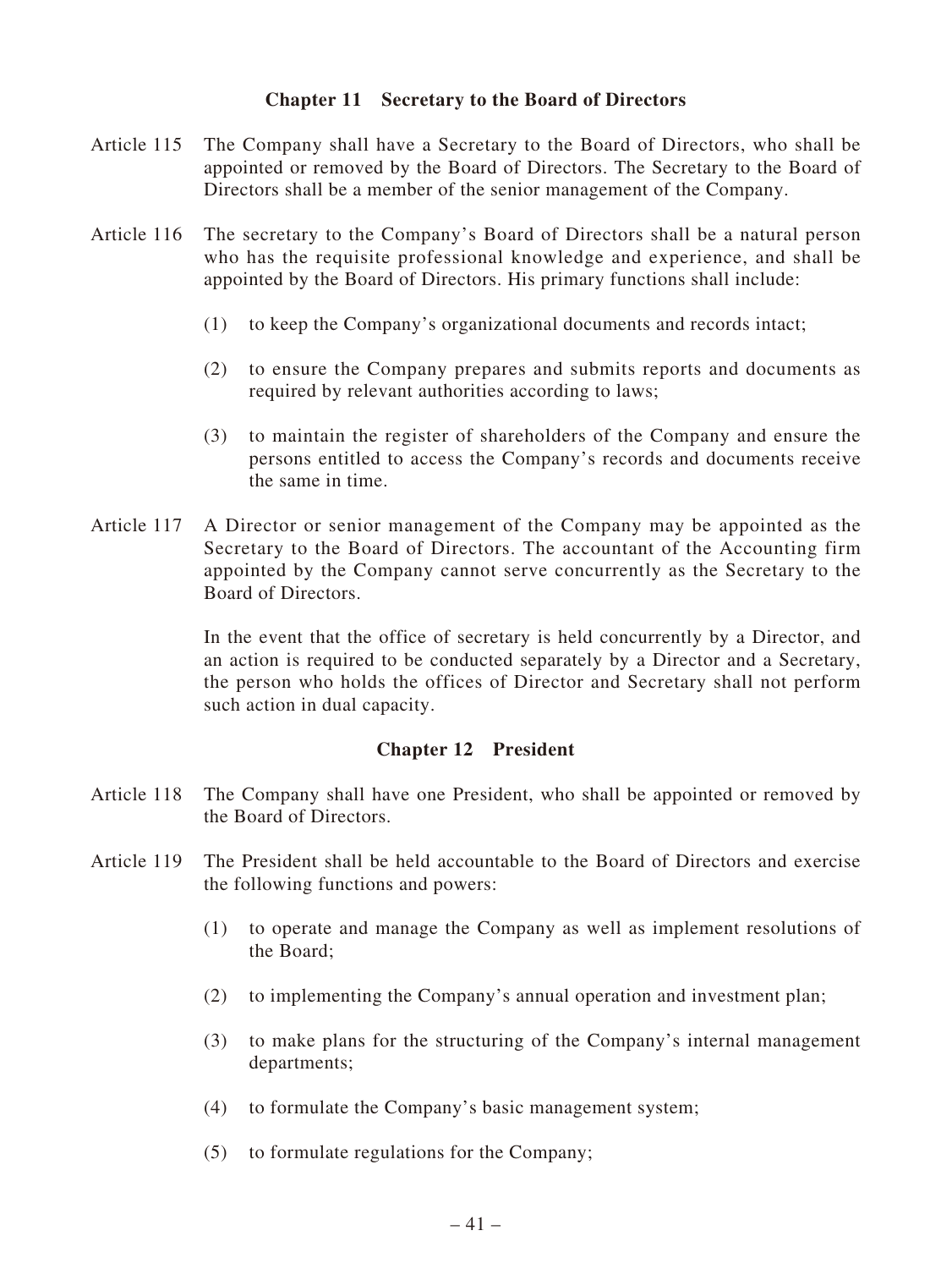## Chapter 11 Secretary to the Board of Directors

Article 115 The Company shall have a Secretary to the Board of Directors, who shall be appointed or removed by the Board of Directors. The Secretary to the Board of Directors shall be a member of the senior management of the Company.

Article 116 The secretary to the Company's Board of Directors shall be a natural person who has the requisite professional knowledge and experience, and shall be appointed by the Board of Directors. His primary functions shall include:

(1) to keep the Company's organizational documents and records intact;

(2) to ensure the Company prepares and submits reports and documents as required by relevant authorities according to laws;

(3) to maintain the register of shareholders of the Company and ensure the persons entitled to access the Company's records and documents receive the same in time.

Article 117 A Director or senior management of the Company may be appointed as the Secretary to the Board of Directors. The accountant of the Accounting firm appointed by the Company cannot serve concurrently as the Secretary to the Board of Directors.

In the event that the office of secretary is held concurrently by a Director, and an action is required to be conducted separately by a Director and a Secretary, the person who holds the offices of Director and Secretary shall not perform such action in dual capacity.

## Chapter 12 President

Article 118 The Company shall have one President, who shall be appointed or removed by the Board of Directors.

Article 119 The President shall be held accountable to the Board of Directors and exercise the following functions and powers:

(1) to operate and manage the Company as well as implement resolutions of the Board;

(2) to implementing the Company's annual operation and investment plan;

(3) to make plans for the structuring of the Company's internal management departments;

(4) to formulate the Company's basic management system;

(5) to formulate regulations for the Company;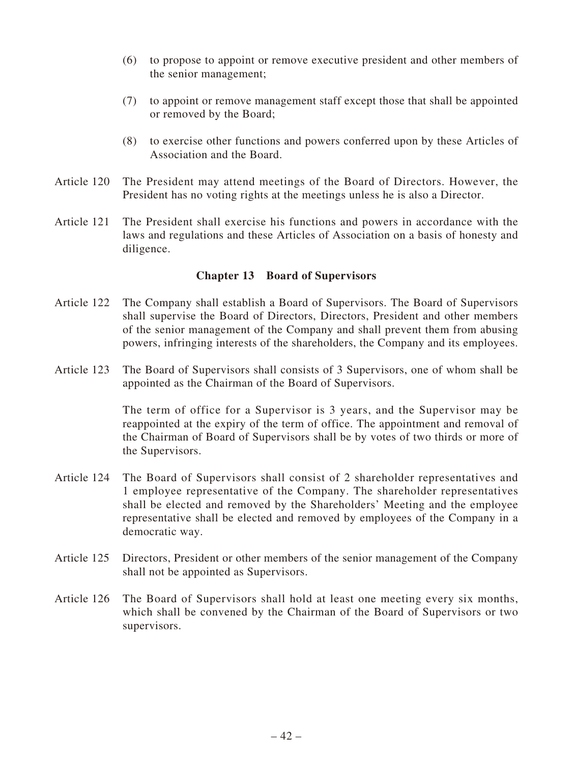(6) to propose to appoint or remove executive president and other members of the senior management;

(7) to appoint or remove management staff except those that shall be appointed or removed by the Board;

(8) to exercise other functions and powers conferred upon by these Articles of Association and the Board.

Article 120 The President may attend meetings of the Board of Directors. However, the President has no voting rights at the meetings unless he is also a Director.

Article 121 The President shall exercise his functions and powers in accordance with the laws and regulations and these Articles of Association on a basis of honesty and diligence.

## Chapter 13 Board of Supervisors

Article 122 The Company shall establish a Board of Supervisors. The Board of Supervisors shall supervise the Board of Directors, Directors, President and other members of the senior management of the Company and shall prevent them from abusing powers, infringing interests of the shareholders, the Company and its employees.

Article 123 The Board of Supervisors shall consists of 3 Supervisors, one of whom shall be appointed as the Chairman of the Board of Supervisors.

The term of office for a Supervisor is 3 years, and the Supervisor may be reappointed at the expiry of the term of office. The appointment and removal of the Chairman of Board of Supervisors shall be by votes of two thirds or more of the Supervisors.

Article 124 The Board of Supervisors shall consist of 2 shareholder representatives and 1 employee representative of the Company. The shareholder representatives shall be elected and removed by the Shareholders' Meeting and the employee representative shall be elected and removed by employees of the Company in a democratic way.

Article 125 Directors, President or other members of the senior management of the Company shall not be appointed as Supervisors.

Article 126 The Board of Supervisors shall hold at least one meeting every six months, which shall be convened by the Chairman of the Board of Supervisors or two supervisors.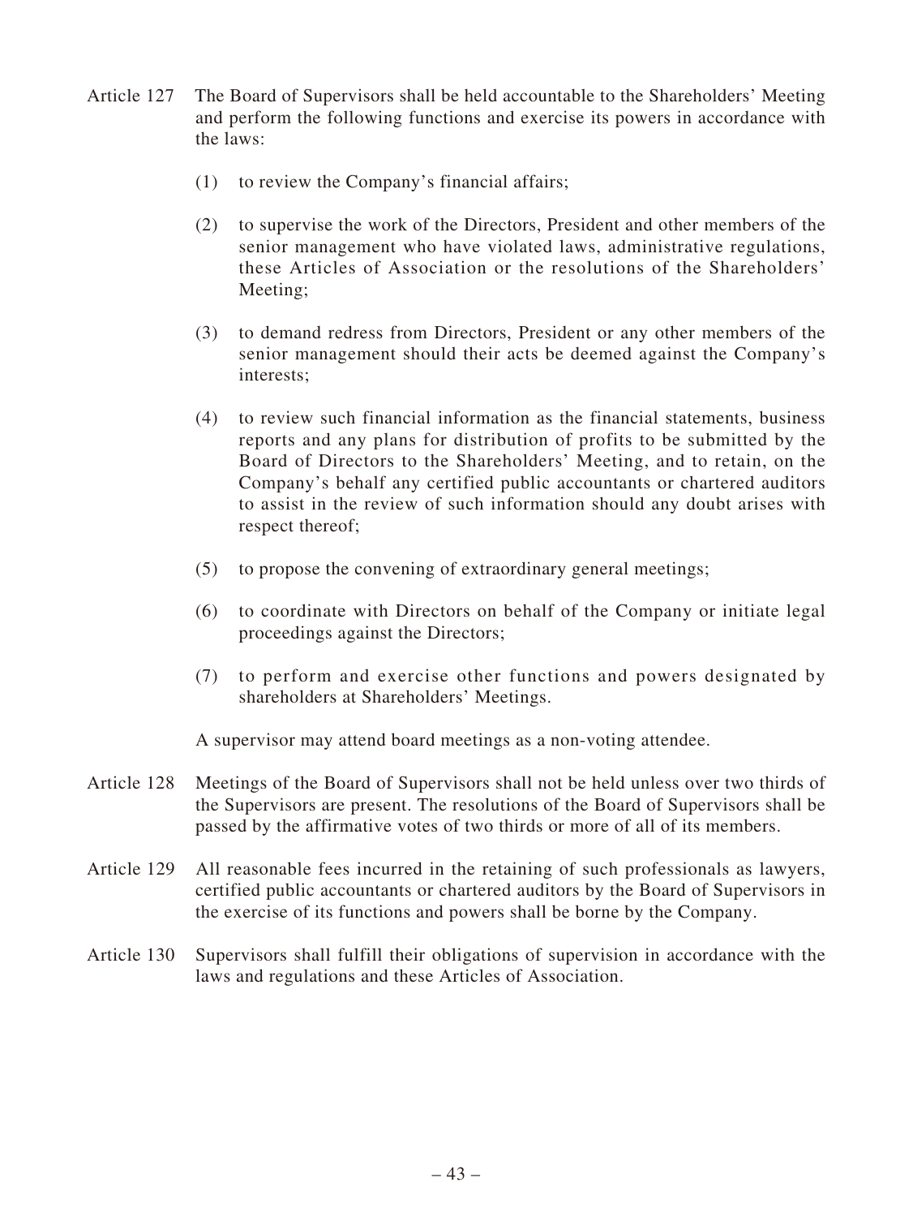Article 127 The Board of Supervisors shall be held accountable to the Shareholders' Meeting and perform the following functions and exercise its powers in accordance with the laws:

(1) to review the Company's financial affairs;

(2) to supervise the work of the Directors, President and other members of the senior management who have violated laws, administrative regulations, these Articles of Association or the resolutions of the Shareholders' Meeting;

(3) to demand redress from Directors, President or any other members of the senior management should their acts be deemed against the Company's interests;

(4) to review such financial information as the financial statements, business reports and any plans for distribution of profits to be submitted by the Board of Directors to the Shareholders' Meeting, and to retain, on the Company's behalf any certified public accountants or chartered auditors to assist in the review of such information should any doubt arises with respect thereof;

(5) to propose the convening of extraordinary general meetings;

(6) to coordinate with Directors on behalf of the Company or initiate legal proceedings against the Directors;

(7) to perform and exercise other functions and powers designated by shareholders at Shareholders' Meetings.

A supervisor may attend board meetings as a non-voting attendee.

Article 128 Meetings of the Board of Supervisors shall not be held unless over two thirds of the Supervisors are present. The resolutions of the Board of Supervisors shall be passed by the affirmative votes of two thirds or more of all of its members.

Article 129 All reasonable fees incurred in the retaining of such professionals as lawyers, certified public accountants or chartered auditors by the Board of Supervisors in the exercise of its functions and powers shall be borne by the Company.

Article 130 Supervisors shall fulfill their obligations of supervision in accordance with the laws and regulations and these Articles of Association.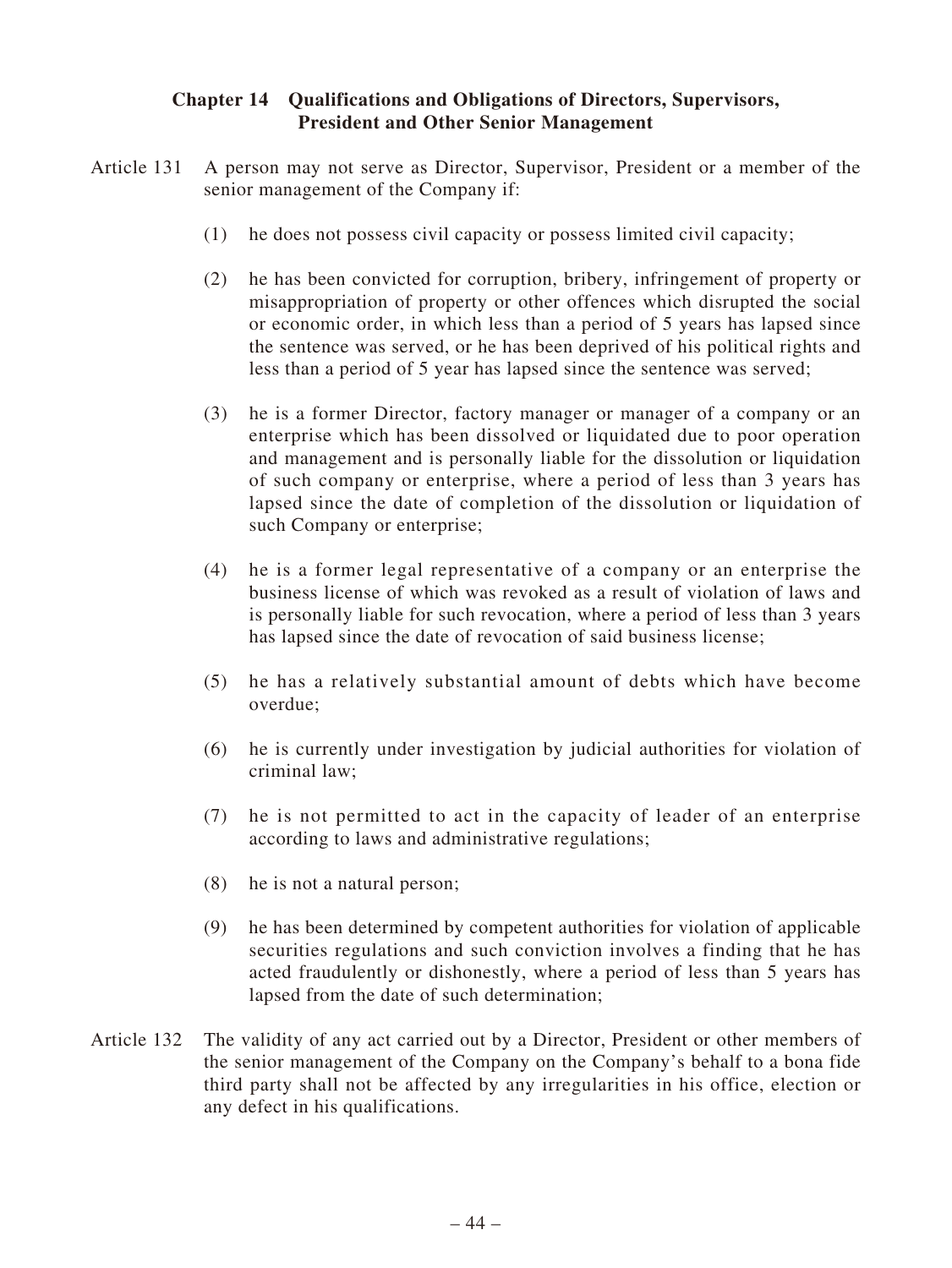## Chapter 14 Qualifications and Obligations of Directors, Supervisors, President and Other Senior Management

Article 131 A person may not serve as Director, Supervisor, President or a member of the senior management of the Company if:

(1) he does not possess civil capacity or possess limited civil capacity;

(2) he has been convicted for corruption, bribery, infringement of property or misappropriation of property or other offences which disrupted the social or economic order, in which less than a period of 5 years has lapsed since the sentence was served, or he has been deprived of his political rights and less than a period of 5 year has lapsed since the sentence was served;

(3) he is a former Director, factory manager or manager of a company or an enterprise which has been dissolved or liquidated due to poor operation and management and is personally liable for the dissolution or liquidation of such company or enterprise, where a period of less than 3 years has lapsed since the date of completion of the dissolution or liquidation of such Company or enterprise;

(4) he is a former legal representative of a company or an enterprise the business license of which was revoked as a result of violation of laws and is personally liable for such revocation, where a period of less than 3 years has lapsed since the date of revocation of said business license;

(5) he has a relatively substantial amount of debts which have become overdue;

(6) he is currently under investigation by judicial authorities for violation of criminal law;

(7) he is not permitted to act in the capacity of leader of an enterprise according to laws and administrative regulations;

(8) he is not a natural person;

(9) he has been determined by competent authorities for violation of applicable securities regulations and such conviction involves a finding that he has acted fraudulently or dishonestly, where a period of less than 5 years has lapsed from the date of such determination;

Article 132 The validity of any act carried out by a Director, President or other members of the senior management of the Company on the Company's behalf to a bona fide third party shall not be affected by any irregularities in his office, election or any defect in his qualifications.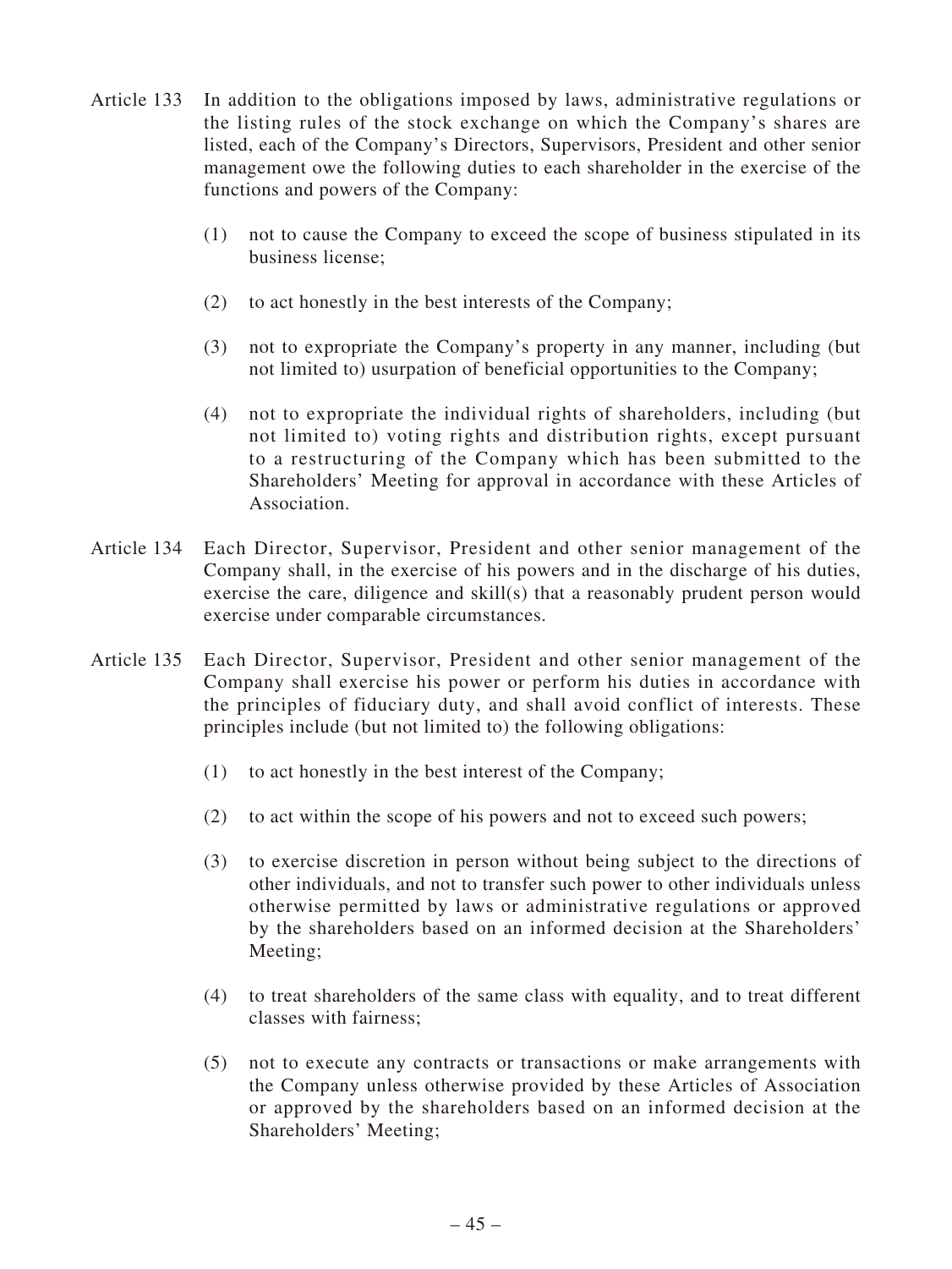Article 133 In addition to the obligations imposed by laws, administrative regulations or the listing rules of the stock exchange on which the Company's shares are listed, each of the Company's Directors, Supervisors, President and other senior management owe the following duties to each shareholder in the exercise of the functions and powers of the Company:

(1) not to cause the Company to exceed the scope of business stipulated in its business license;

(2) to act honestly in the best interests of the Company;

(3) not to expropriate the Company's property in any manner, including (but not limited to) usurpation of beneficial opportunities to the Company;

(4) not to expropriate the individual rights of shareholders, including (but not limited to) voting rights and distribution rights, except pursuant to a restructuring of the Company which has been submitted to the Shareholders' Meeting for approval in accordance with these Articles of Association.

Article 134 Each Director, Supervisor, President and other senior management of the Company shall, in the exercise of his powers and in the discharge of his duties, exercise the care, diligence and skill(s) that a reasonably prudent person would exercise under comparable circumstances.

Article 135 Each Director, Supervisor, President and other senior management of the Company shall exercise his power or perform his duties in accordance with the principles of fiduciary duty, and shall avoid conflict of interests. These principles include (but not limited to) the following obligations:

(1) to act honestly in the best interest of the Company;

(2) to act within the scope of his powers and not to exceed such powers;

(3) to exercise discretion in person without being subject to the directions of other individuals, and not to transfer such power to other individuals unless otherwise permitted by laws or administrative regulations or approved by the shareholders based on an informed decision at the Shareholders' Meeting;

(4) to treat shareholders of the same class with equality, and to treat different classes with fairness;

(5) not to execute any contracts or transactions or make arrangements with the Company unless otherwise provided by these Articles of Association or approved by the shareholders based on an informed decision at the Shareholders' Meeting;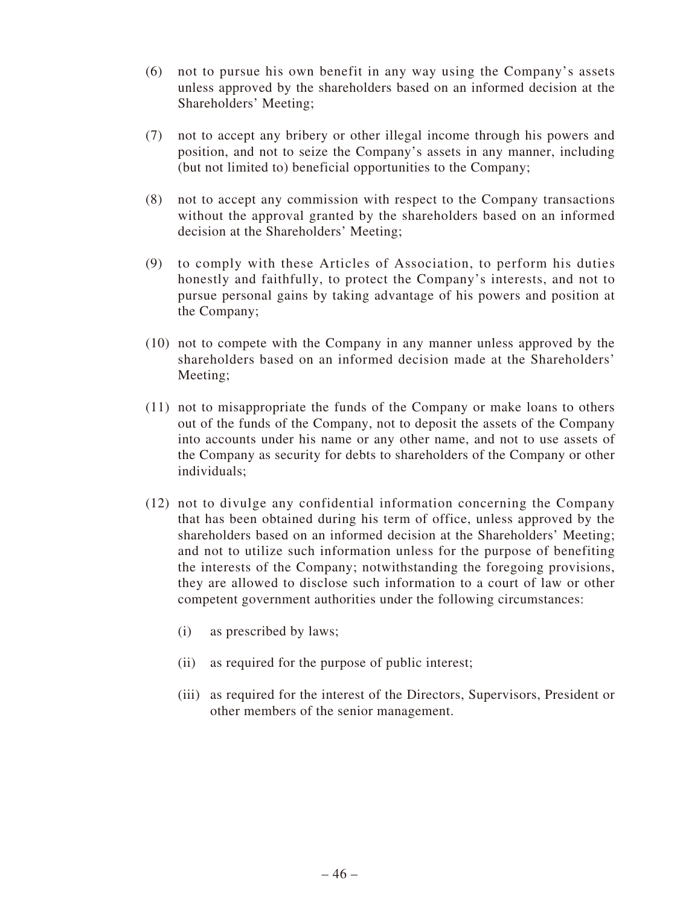(6) not to pursue his own benefit in any way using the Company's assets unless approved by the shareholders based on an informed decision at the Shareholders' Meeting;

(7) not to accept any bribery or other illegal income through his powers and position, and not to seize the Company's assets in any manner, including (but not limited to) beneficial opportunities to the Company;

(8) not to accept any commission with respect to the Company transactions without the approval granted by the shareholders based on an informed decision at the Shareholders' Meeting;

(9) to comply with these Articles of Association, to perform his duties honestly and faithfully, to protect the Company's interests, and not to pursue personal gains by taking advantage of his powers and position at the Company;

(10) not to compete with the Company in any manner unless approved by the shareholders based on an informed decision made at the Shareholders' Meeting;

(11) not to misappropriate the funds of the Company or make loans to others out of the funds of the Company, not to deposit the assets of the Company into accounts under his name or any other name, and not to use assets of the Company as security for debts to shareholders of the Company or other individuals;

(12) not to divulge any confidential information concerning the Company that has been obtained during his term of office, unless approved by the shareholders based on an informed decision at the Shareholders' Meeting; and not to utilize such information unless for the purpose of benefiting the interests of the Company; notwithstanding the foregoing provisions, they are allowed to disclose such information to a court of law or other competent government authorities under the following circumstances:

  (i) as prescribed by laws;

  (ii) as required for the purpose of public interest;

  (iii) as required for the interest of the Directors, Supervisors, President or other members of the senior management.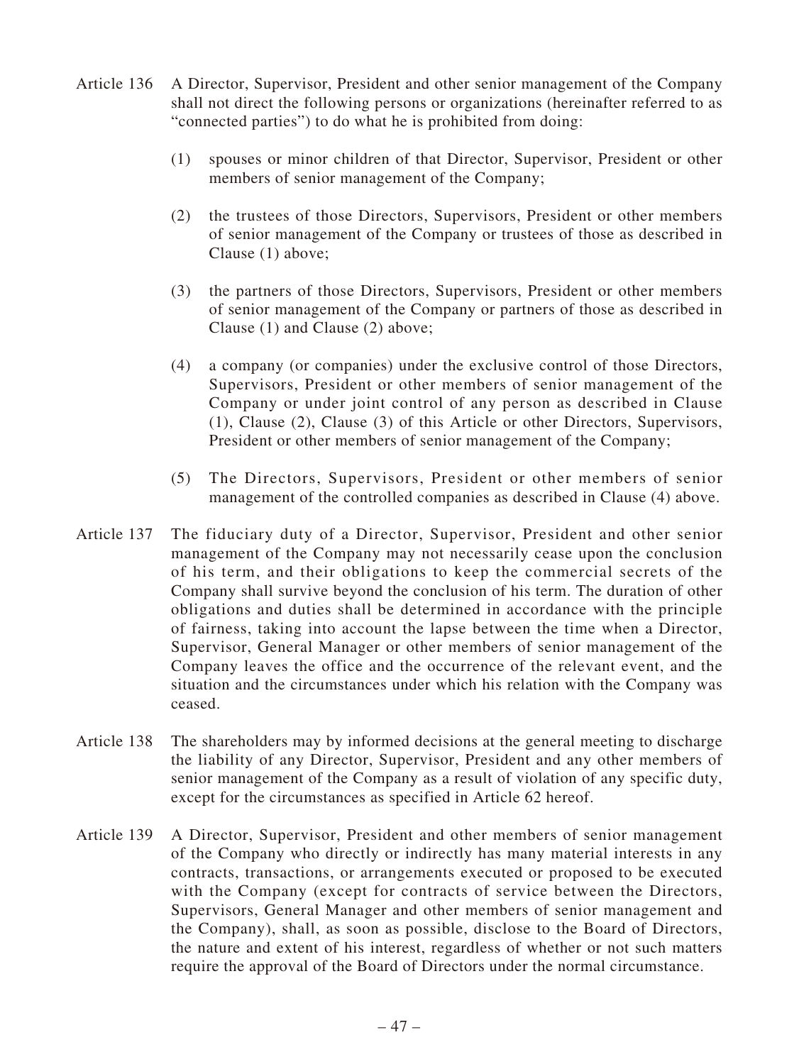Article 136 A Director, Supervisor, President and other senior management of the Company shall not direct the following persons or organizations (hereinafter referred to as "connected parties") to do what he is prohibited from doing:

(1) spouses or minor children of that Director, Supervisor, President or other members of senior management of the Company;

(2) the trustees of those Directors, Supervisors, President or other members of senior management of the Company or trustees of those as described in Clause (1) above;

(3) the partners of those Directors, Supervisors, President or other members of senior management of the Company or partners of those as described in Clause (1) and Clause (2) above;

(4) a company (or companies) under the exclusive control of those Directors, Supervisors, President or other members of senior management of the Company or under joint control of any person as described in Clause (1), Clause (2), Clause (3) of this Article or other Directors, Supervisors, President or other members of senior management of the Company;

(5) The Directors, Supervisors, President or other members of senior management of the controlled companies as described in Clause (4) above.

Article 137 The fiduciary duty of a Director, Supervisor, President and other senior management of the Company may not necessarily cease upon the conclusion of his term, and their obligations to keep the commercial secrets of the Company shall survive beyond the conclusion of his term. The duration of other obligations and duties shall be determined in accordance with the principle of fairness, taking into account the lapse between the time when a Director, Supervisor, General Manager or other members of senior management of the Company leaves the office and the occurrence of the relevant event, and the situation and the circumstances under which his relation with the Company was ceased.

Article 138 The shareholders may by informed decisions at the general meeting to discharge the liability of any Director, Supervisor, President and any other members of senior management of the Company as a result of violation of any specific duty, except for the circumstances as specified in Article 62 hereof.

Article 139 A Director, Supervisor, President and other members of senior management of the Company who directly or indirectly has many material interests in any contracts, transactions, or arrangements executed or proposed to be executed with the Company (except for contracts of service between the Directors, Supervisors, General Manager and other members of senior management and the Company), shall, as soon as possible, disclose to the Board of Directors, the nature and extent of his interest, regardless of whether or not such matters require the approval of the Board of Directors under the normal circumstance.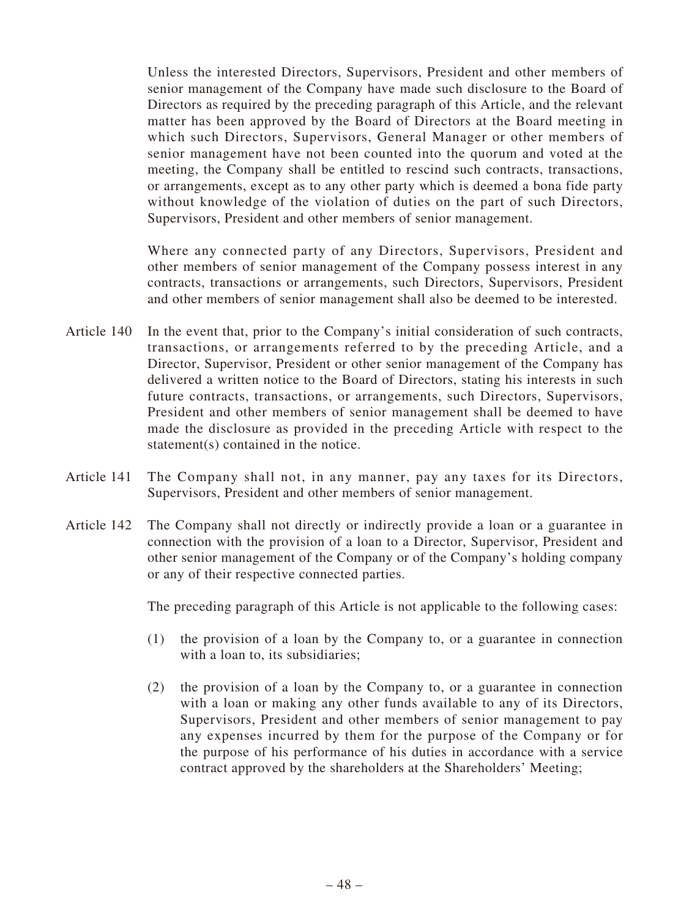Unless the interested Directors, Supervisors, President and other members of senior management of the Company have made such disclosure to the Board of Directors as required by the preceding paragraph of this Article, and the relevant matter has been approved by the Board of Directors at the Board meeting in which such Directors, Supervisors, General Manager or other members of senior management have not been counted into the quorum and voted at the meeting, the Company shall be entitled to rescind such contracts, transactions, or arrangements, except as to any other party which is deemed a bona fide party without knowledge of the violation of duties on the part of such Directors, Supervisors, President and other members of senior management.

Where any connected party of any Directors, Supervisors, President and other members of senior management of the Company possess interest in any contracts, transactions or arrangements, such Directors, Supervisors, President and other members of senior management shall also be deemed to be interested.

Article 140 In the event that, prior to the Company's initial consideration of such contracts, transactions, or arrangements referred to by the preceding Article, and a Director, Supervisor, President or other senior management of the Company has delivered a written notice to the Board of Directors, stating his interests in such future contracts, transactions, or arrangements, such Directors, Supervisors, President and other members of senior management shall be deemed to have made the disclosure as provided in the preceding Article with respect to the statement(s) contained in the notice.

Article 141 The Company shall not, in any manner, pay any taxes for its Directors, Supervisors, President and other members of senior management.

Article 142 The Company shall not directly or indirectly provide a loan or a guarantee in connection with the provision of a loan to a Director, Supervisor, President and other senior management of the Company or of the Company's holding company or any of their respective connected parties.

The preceding paragraph of this Article is not applicable to the following cases:

(1) the provision of a loan by the Company to, or a guarantee in connection with a loan to, its subsidiaries;

(2) the provision of a loan by the Company to, or a guarantee in connection with a loan or making any other funds available to any of its Directors, Supervisors, President and other members of senior management to pay any expenses incurred by them for the purpose of the Company or for the purpose of his performance of his duties in accordance with a service contract approved by the shareholders at the Shareholders' Meeting;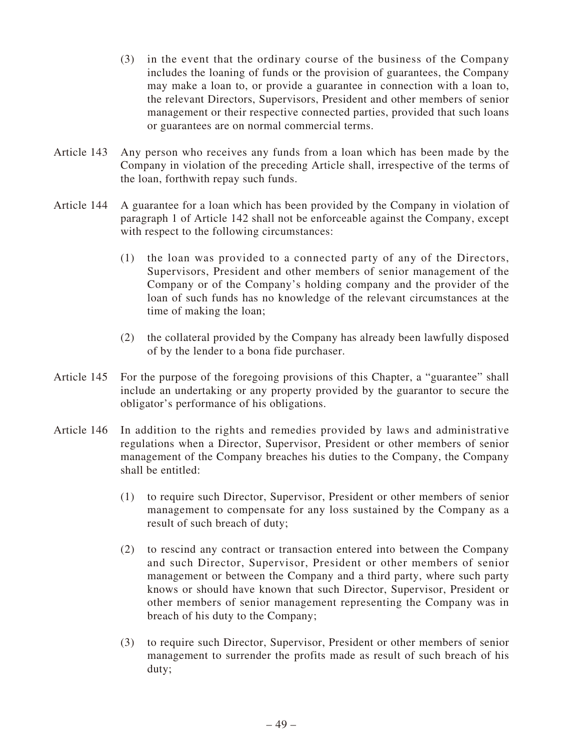(3) in the event that the ordinary course of the business of the Company includes the loaning of funds or the provision of guarantees, the Company may make a loan to, or provide a guarantee in connection with a loan to, the relevant Directors, Supervisors, President and other members of senior management or their respective connected parties, provided that such loans or guarantees are on normal commercial terms.

Article 143 Any person who receives any funds from a loan which has been made by the Company in violation of the preceding Article shall, irrespective of the terms of the loan, forthwith repay such funds.

Article 144 A guarantee for a loan which has been provided by the Company in violation of paragraph 1 of Article 142 shall not be enforceable against the Company, except with respect to the following circumstances:

(1) the loan was provided to a connected party of any of the Directors, Supervisors, President and other members of senior management of the Company or of the Company's holding company and the provider of the loan of such funds has no knowledge of the relevant circumstances at the time of making the loan;

(2) the collateral provided by the Company has already been lawfully disposed of by the lender to a bona fide purchaser.

Article 145 For the purpose of the foregoing provisions of this Chapter, a "guarantee" shall include an undertaking or any property provided by the guarantor to secure the obligator's performance of his obligations.

Article 146 In addition to the rights and remedies provided by laws and administrative regulations when a Director, Supervisor, President or other members of senior management of the Company breaches his duties to the Company, the Company shall be entitled:

(1) to require such Director, Supervisor, President or other members of senior management to compensate for any loss sustained by the Company as a result of such breach of duty;

(2) to rescind any contract or transaction entered into between the Company and such Director, Supervisor, President or other members of senior management or between the Company and a third party, where such party knows or should have known that such Director, Supervisor, President or other members of senior management representing the Company was in breach of his duty to the Company;

(3) to require such Director, Supervisor, President or other members of senior management to surrender the profits made as result of such breach of his duty;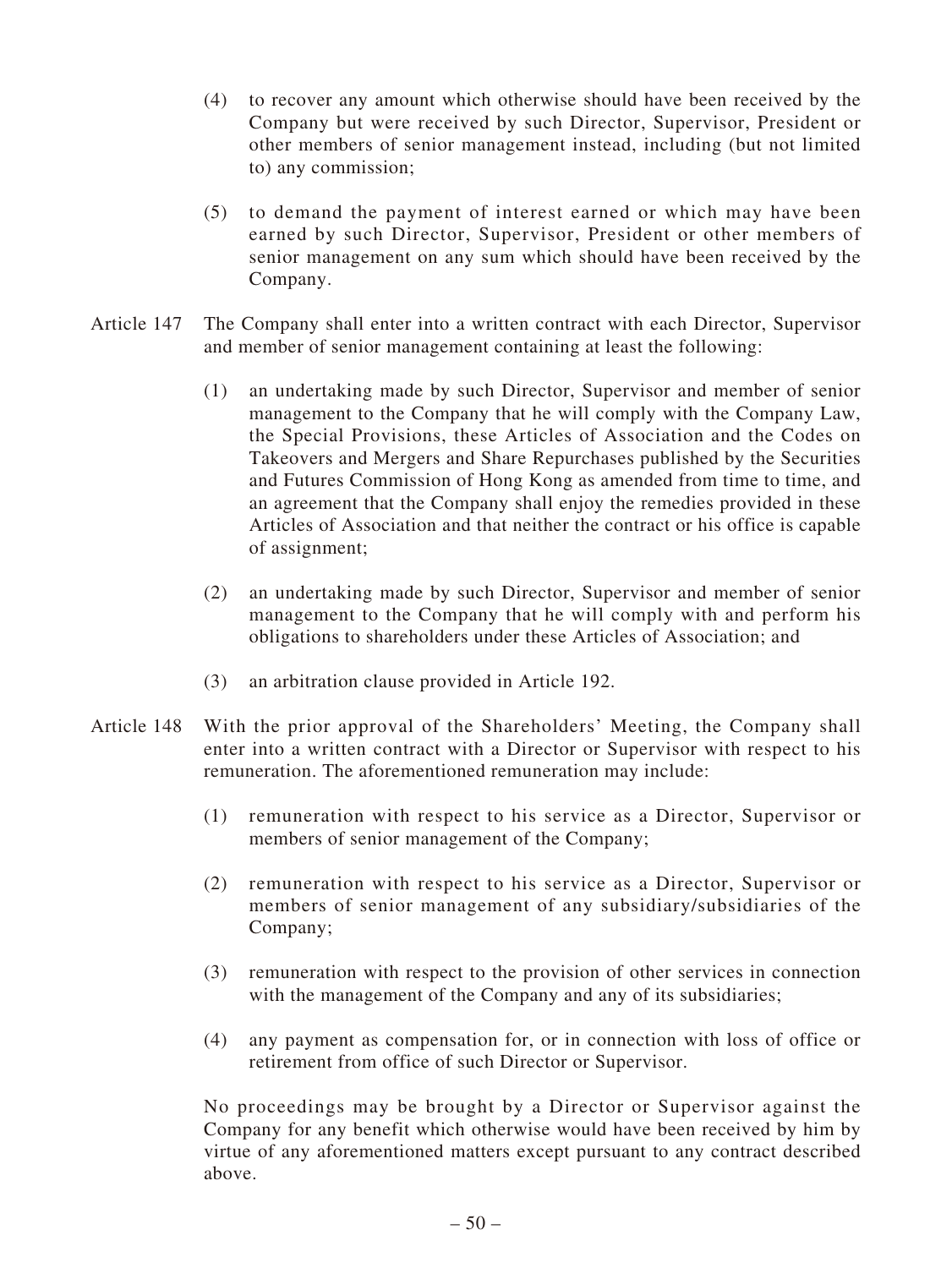(4) to recover any amount which otherwise should have been received by the Company but were received by such Director, Supervisor, President or other members of senior management instead, including (but not limited to) any commission;

(5) to demand the payment of interest earned or which may have been earned by such Director, Supervisor, President or other members of senior management on any sum which should have been received by the Company.

Article 147 The Company shall enter into a written contract with each Director, Supervisor and member of senior management containing at least the following:

(1) an undertaking made by such Director, Supervisor and member of senior management to the Company that he will comply with the Company Law, the Special Provisions, these Articles of Association and the Codes on Takeovers and Mergers and Share Repurchases published by the Securities and Futures Commission of Hong Kong as amended from time to time, and an agreement that the Company shall enjoy the remedies provided in these Articles of Association and that neither the contract or his office is capable of assignment;

(2) an undertaking made by such Director, Supervisor and member of senior management to the Company that he will comply with and perform his obligations to shareholders under these Articles of Association; and

(3) an arbitration clause provided in Article 192.

Article 148 With the prior approval of the Shareholders' Meeting, the Company shall enter into a written contract with a Director or Supervisor with respect to his remuneration. The aforementioned remuneration may include:

(1) remuneration with respect to his service as a Director, Supervisor or members of senior management of the Company;

(2) remuneration with respect to his service as a Director, Supervisor or members of senior management of any subsidiary/subsidiaries of the Company;

(3) remuneration with respect to the provision of other services in connection with the management of the Company and any of its subsidiaries;

(4) any payment as compensation for, or in connection with loss of office or retirement from office of such Director or Supervisor.

No proceedings may be brought by a Director or Supervisor against the Company for any benefit which otherwise would have been received by him by virtue of any aforementioned matters except pursuant to any contract described above.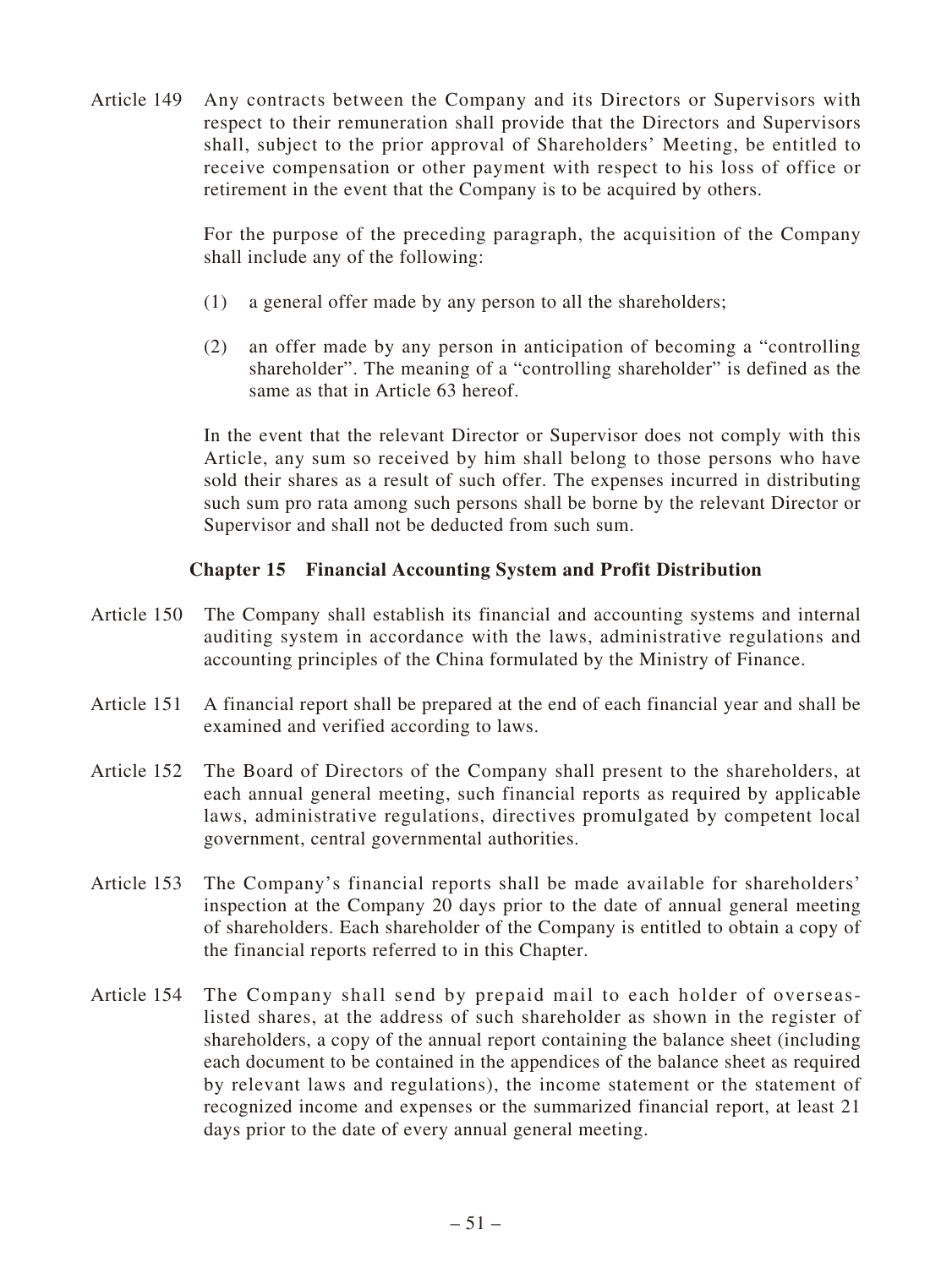Article 149 Any contracts between the Company and its Directors or Supervisors with respect to their remuneration shall provide that the Directors and Supervisors shall, subject to the prior approval of Shareholders' Meeting, be entitled to receive compensation or other payment with respect to his loss of office or retirement in the event that the Company is to be acquired by others.

For the purpose of the preceding paragraph, the acquisition of the Company shall include any of the following:

(1) a general offer made by any person to all the shareholders;

(2) an offer made by any person in anticipation of becoming a "controlling shareholder". The meaning of a "controlling shareholder" is defined as the same as that in Article 63 hereof.

In the event that the relevant Director or Supervisor does not comply with this Article, any sum so received by him shall belong to those persons who have sold their shares as a result of such offer. The expenses incurred in distributing such sum pro rata among such persons shall be borne by the relevant Director or Supervisor and shall not be deducted from such sum.

## Chapter 15 Financial Accounting System and Profit Distribution

Article 150 The Company shall establish its financial and accounting systems and internal auditing system in accordance with the laws, administrative regulations and accounting principles of the China formulated by the Ministry of Finance.

Article 151 A financial report shall be prepared at the end of each financial year and shall be examined and verified according to laws.

Article 152 The Board of Directors of the Company shall present to the shareholders, at each annual general meeting, such financial reports as required by applicable laws, administrative regulations, directives promulgated by competent local government, central governmental authorities.

Article 153 The Company's financial reports shall be made available for shareholders' inspection at the Company 20 days prior to the date of annual general meeting of shareholders. Each shareholder of the Company is entitled to obtain a copy of the financial reports referred to in this Chapter.

Article 154 The Company shall send by prepaid mail to each holder of overseas-listed shares, at the address of such shareholder as shown in the register of shareholders, a copy of the annual report containing the balance sheet (including each document to be contained in the appendices of the balance sheet as required by relevant laws and regulations), the income statement or the statement of recognized income and expenses or the summarized financial report, at least 21 days prior to the date of every annual general meeting.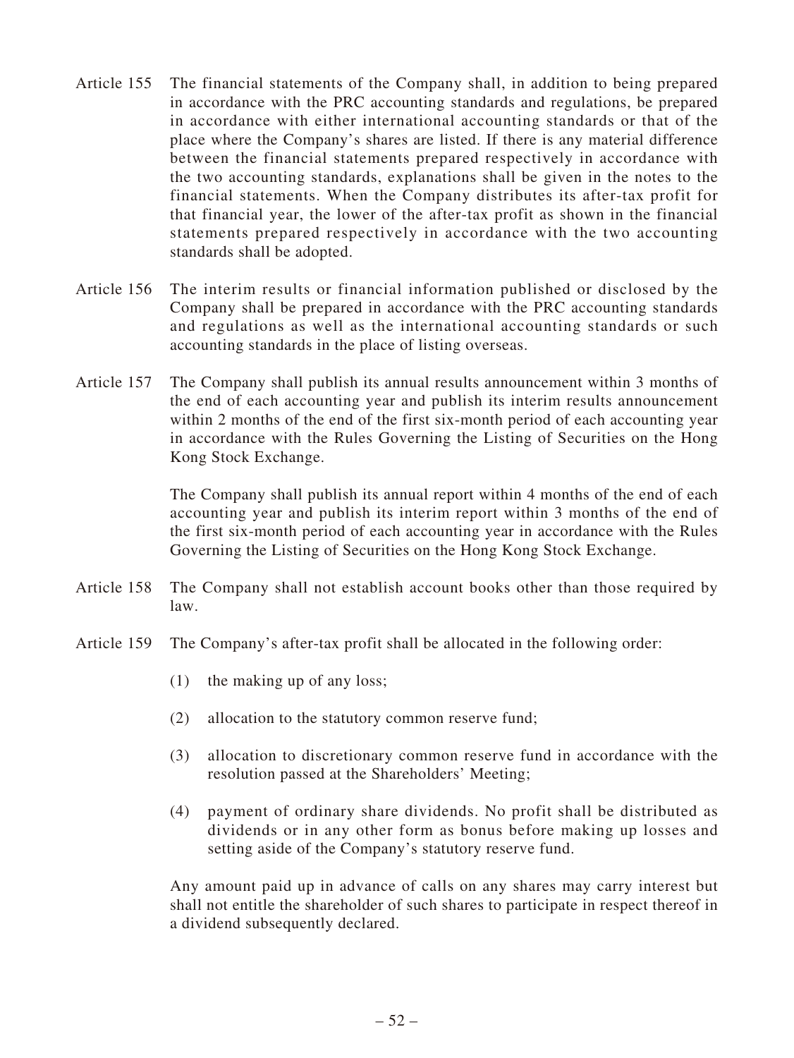Article 155 The financial statements of the Company shall, in addition to being prepared in accordance with the PRC accounting standards and regulations, be prepared in accordance with either international accounting standards or that of the place where the Company's shares are listed. If there is any material difference between the financial statements prepared respectively in accordance with the two accounting standards, explanations shall be given in the notes to the financial statements. When the Company distributes its after-tax profit for that financial year, the lower of the after-tax profit as shown in the financial statements prepared respectively in accordance with the two accounting standards shall be adopted.

Article 156 The interim results or financial information published or disclosed by the Company shall be prepared in accordance with the PRC accounting standards and regulations as well as the international accounting standards or such accounting standards in the place of listing overseas.

Article 157 The Company shall publish its annual results announcement within 3 months of the end of each accounting year and publish its interim results announcement within 2 months of the end of the first six-month period of each accounting year in accordance with the Rules Governing the Listing of Securities on the Hong Kong Stock Exchange.

The Company shall publish its annual report within 4 months of the end of each accounting year and publish its interim report within 3 months of the end of the first six-month period of each accounting year in accordance with the Rules Governing the Listing of Securities on the Hong Kong Stock Exchange.

Article 158 The Company shall not establish account books other than those required by law.

Article 159 The Company's after-tax profit shall be allocated in the following order:

(1) the making up of any loss;

(2) allocation to the statutory common reserve fund;

(3) allocation to discretionary common reserve fund in accordance with the resolution passed at the Shareholders' Meeting;

(4) payment of ordinary share dividends. No profit shall be distributed as dividends or in any other form as bonus before making up losses and setting aside of the Company's statutory reserve fund.

Any amount paid up in advance of calls on any shares may carry interest but shall not entitle the shareholder of such shares to participate in respect thereof in a dividend subsequently declared.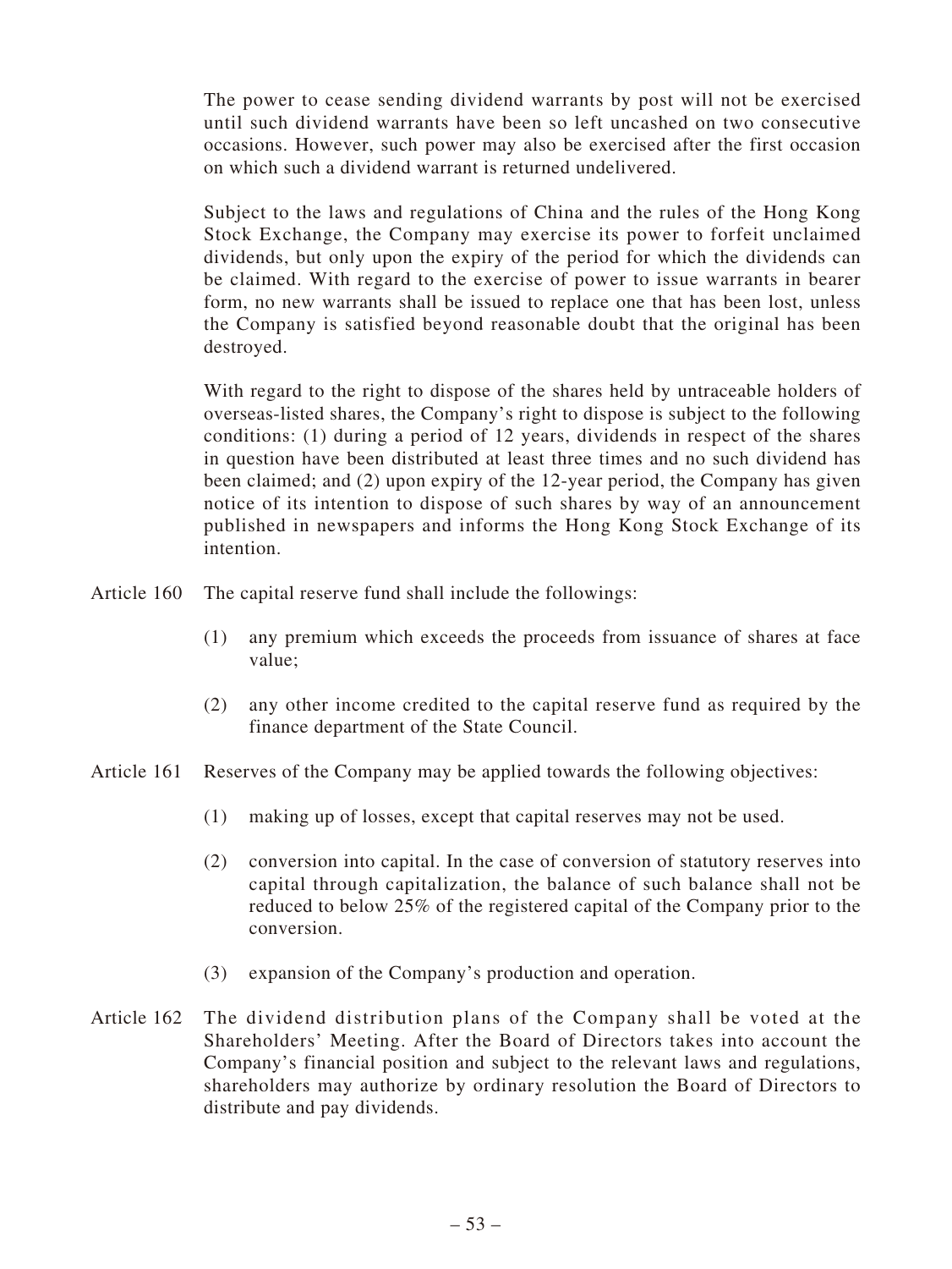The power to cease sending dividend warrants by post will not be exercised until such dividend warrants have been so left uncashed on two consecutive occasions. However, such power may also be exercised after the first occasion on which such a dividend warrant is returned undelivered.

Subject to the laws and regulations of China and the rules of the Hong Kong Stock Exchange, the Company may exercise its power to forfeit unclaimed dividends, but only upon the expiry of the period for which the dividends can be claimed. With regard to the exercise of power to issue warrants in bearer form, no new warrants shall be issued to replace one that has been lost, unless the Company is satisfied beyond reasonable doubt that the original has been destroyed.

With regard to the right to dispose of the shares held by untraceable holders of overseas-listed shares, the Company's right to dispose is subject to the following conditions: (1) during a period of 12 years, dividends in respect of the shares in question have been distributed at least three times and no such dividend has been claimed; and (2) upon expiry of the 12-year period, the Company has given notice of its intention to dispose of such shares by way of an announcement published in newspapers and informs the Hong Kong Stock Exchange of its intention.

Article 160 The capital reserve fund shall include the followings:

(1) any premium which exceeds the proceeds from issuance of shares at face value;

(2) any other income credited to the capital reserve fund as required by the finance department of the State Council.

Article 161 Reserves of the Company may be applied towards the following objectives:

(1) making up of losses, except that capital reserves may not be used.

(2) conversion into capital. In the case of conversion of statutory reserves into capital through capitalization, the balance of such balance shall not be reduced to below 25% of the registered capital of the Company prior to the conversion.

(3) expansion of the Company's production and operation.

Article 162 The dividend distribution plans of the Company shall be voted at the Shareholders' Meeting. After the Board of Directors takes into account the Company's financial position and subject to the relevant laws and regulations, shareholders may authorize by ordinary resolution the Board of Directors to distribute and pay dividends.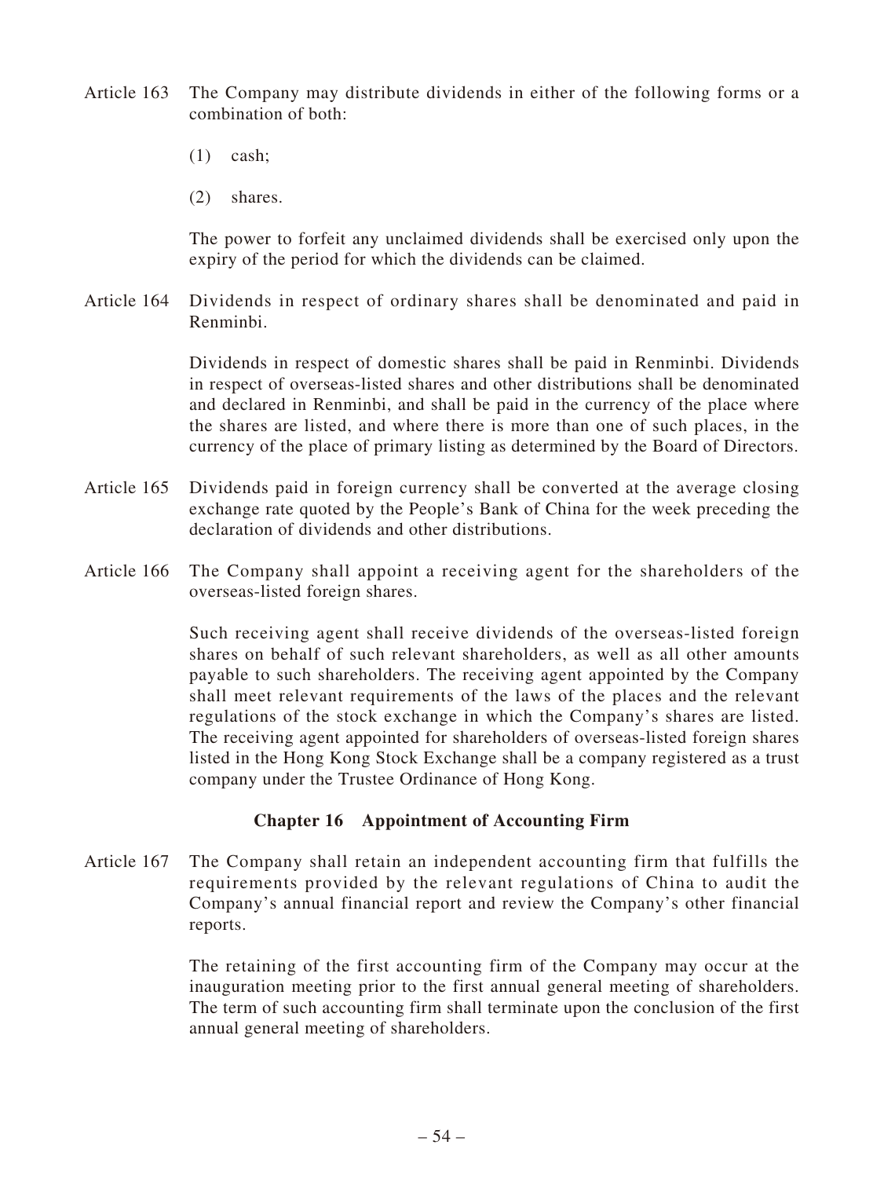Article 163 The Company may distribute dividends in either of the following forms or a combination of both:

(1) cash;

(2) shares.

The power to forfeit any unclaimed dividends shall be exercised only upon the expiry of the period for which the dividends can be claimed.

Article 164 Dividends in respect of ordinary shares shall be denominated and paid in Renminbi.

Dividends in respect of domestic shares shall be paid in Renminbi. Dividends in respect of overseas-listed shares and other distributions shall be denominated and declared in Renminbi, and shall be paid in the currency of the place where the shares are listed, and where there is more than one of such places, in the currency of the place of primary listing as determined by the Board of Directors.

Article 165 Dividends paid in foreign currency shall be converted at the average closing exchange rate quoted by the People's Bank of China for the week preceding the declaration of dividends and other distributions.

Article 166 The Company shall appoint a receiving agent for the shareholders of the overseas-listed foreign shares.

Such receiving agent shall receive dividends of the overseas-listed foreign shares on behalf of such relevant shareholders, as well as all other amounts payable to such shareholders. The receiving agent appointed by the Company shall meet relevant requirements of the laws of the places and the relevant regulations of the stock exchange in which the Company's shares are listed. The receiving agent appointed for shareholders of overseas-listed foreign shares listed in the Hong Kong Stock Exchange shall be a company registered as a trust company under the Trustee Ordinance of Hong Kong.

## Chapter 16 Appointment of Accounting Firm

Article 167 The Company shall retain an independent accounting firm that fulfills the requirements provided by the relevant regulations of China to audit the Company's annual financial report and review the Company's other financial reports.

The retaining of the first accounting firm of the Company may occur at the inauguration meeting prior to the first annual general meeting of shareholders. The term of such accounting firm shall terminate upon the conclusion of the first annual general meeting of shareholders.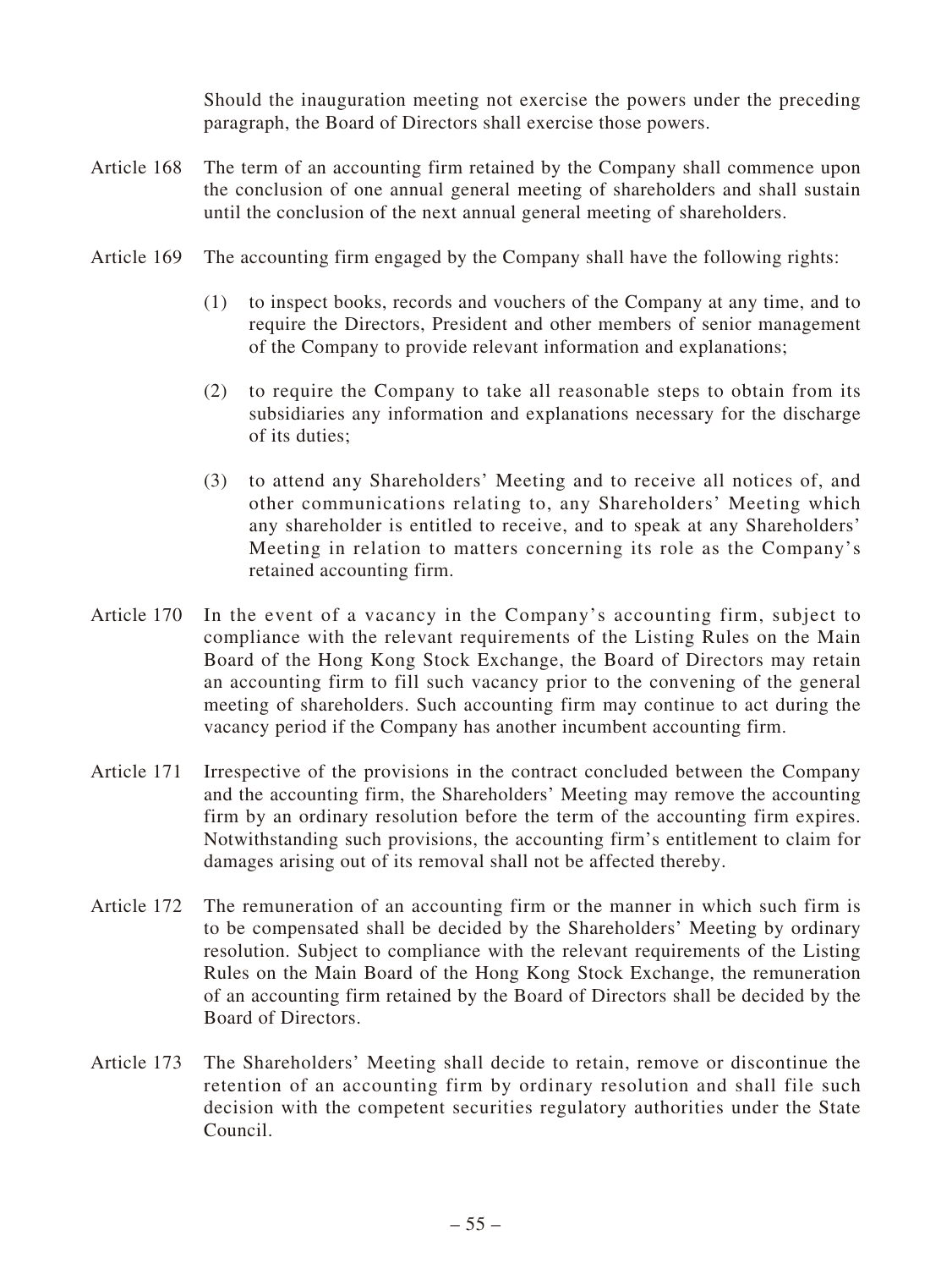Should the inauguration meeting not exercise the powers under the preceding paragraph, the Board of Directors shall exercise those powers.

Article 168 The term of an accounting firm retained by the Company shall commence upon the conclusion of one annual general meeting of shareholders and shall sustain until the conclusion of the next annual general meeting of shareholders.

Article 169 The accounting firm engaged by the Company shall have the following rights:

(1) to inspect books, records and vouchers of the Company at any time, and to require the Directors, President and other members of senior management of the Company to provide relevant information and explanations;

(2) to require the Company to take all reasonable steps to obtain from its subsidiaries any information and explanations necessary for the discharge of its duties;

(3) to attend any Shareholders' Meeting and to receive all notices of, and other communications relating to, any Shareholders' Meeting which any shareholder is entitled to receive, and to speak at any Shareholders' Meeting in relation to matters concerning its role as the Company's retained accounting firm.

Article 170 In the event of a vacancy in the Company's accounting firm, subject to compliance with the relevant requirements of the Listing Rules on the Main Board of the Hong Kong Stock Exchange, the Board of Directors may retain an accounting firm to fill such vacancy prior to the convening of the general meeting of shareholders. Such accounting firm may continue to act during the vacancy period if the Company has another incumbent accounting firm.

Article 171 Irrespective of the provisions in the contract concluded between the Company and the accounting firm, the Shareholders' Meeting may remove the accounting firm by an ordinary resolution before the term of the accounting firm expires. Notwithstanding such provisions, the accounting firm's entitlement to claim for damages arising out of its removal shall not be affected thereby.

Article 172 The remuneration of an accounting firm or the manner in which such firm is to be compensated shall be decided by the Shareholders' Meeting by ordinary resolution. Subject to compliance with the relevant requirements of the Listing Rules on the Main Board of the Hong Kong Stock Exchange, the remuneration of an accounting firm retained by the Board of Directors shall be decided by the Board of Directors.

Article 173 The Shareholders' Meeting shall decide to retain, remove or discontinue the retention of an accounting firm by ordinary resolution and shall file such decision with the competent securities regulatory authorities under the State Council.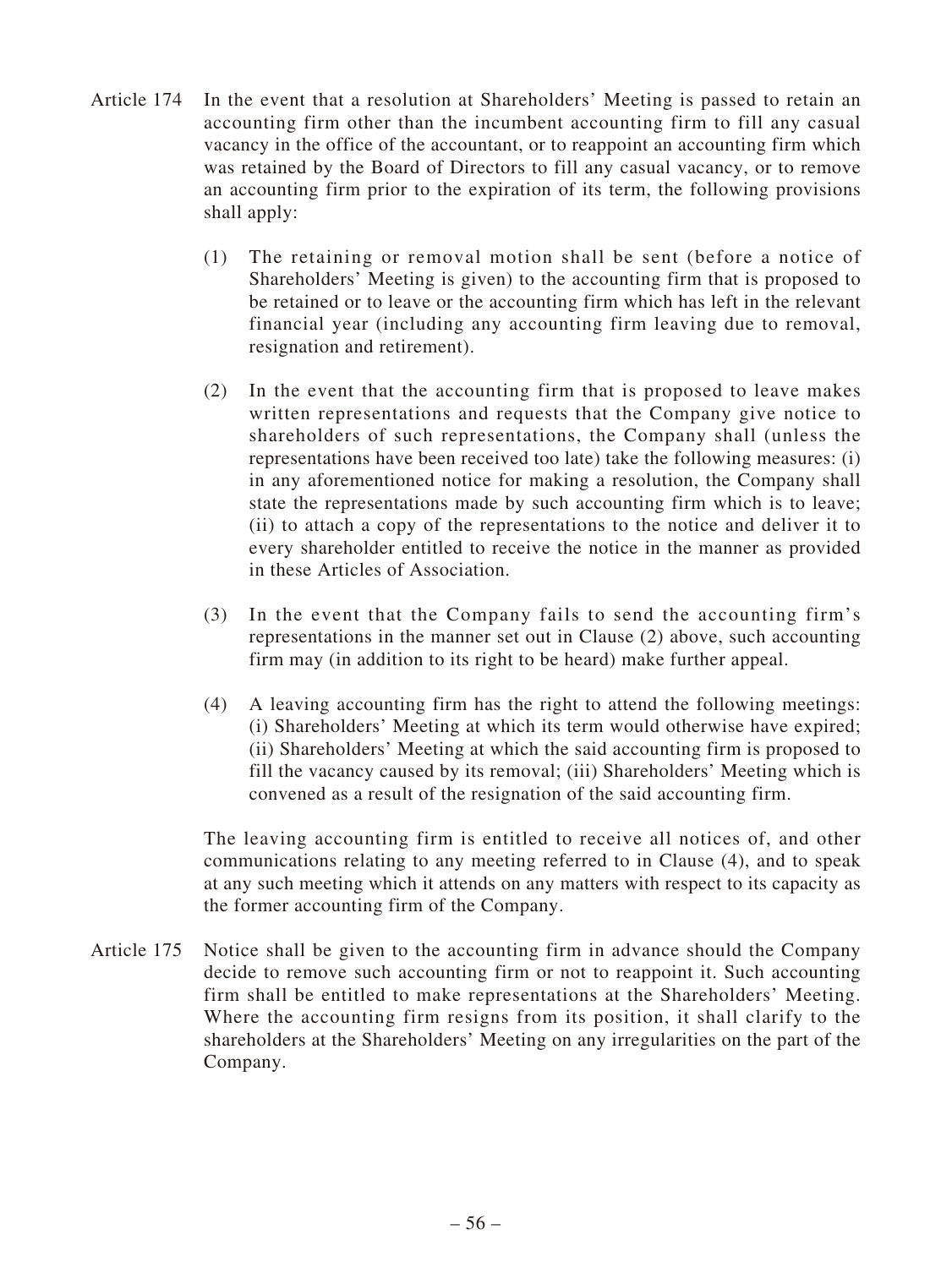Article 174 In the event that a resolution at Shareholders' Meeting is passed to retain an accounting firm other than the incumbent accounting firm to fill any casual vacancy in the office of the accountant, or to reappoint an accounting firm which was retained by the Board of Directors to fill any casual vacancy, or to remove an accounting firm prior to the expiration of its term, the following provisions shall apply:

(1) The retaining or removal motion shall be sent (before a notice of Shareholders' Meeting is given) to the accounting firm that is proposed to be retained or to leave or the accounting firm which has left in the relevant financial year (including any accounting firm leaving due to removal, resignation and retirement).

(2) In the event that the accounting firm that is proposed to leave makes written representations and requests that the Company give notice to shareholders of such representations, the Company shall (unless the representations have been received too late) take the following measures: (i) in any aforementioned notice for making a resolution, the Company shall state the representations made by such accounting firm which is to leave; (ii) to attach a copy of the representations to the notice and deliver it to every shareholder entitled to receive the notice in the manner as provided in these Articles of Association.

(3) In the event that the Company fails to send the accounting firm's representations in the manner set out in Clause (2) above, such accounting firm may (in addition to its right to be heard) make further appeal.

(4) A leaving accounting firm has the right to attend the following meetings: (i) Shareholders' Meeting at which its term would otherwise have expired; (ii) Shareholders' Meeting at which the said accounting firm is proposed to fill the vacancy caused by its removal; (iii) Shareholders' Meeting which is convened as a result of the resignation of the said accounting firm.

The leaving accounting firm is entitled to receive all notices of, and other communications relating to any meeting referred to in Clause (4), and to speak at any such meeting which it attends on any matters with respect to its capacity as the former accounting firm of the Company.

Article 175 Notice shall be given to the accounting firm in advance should the Company decide to remove such accounting firm or not to reappoint it. Such accounting firm shall be entitled to make representations at the Shareholders' Meeting. Where the accounting firm resigns from its position, it shall clarify to the shareholders at the Shareholders' Meeting on any irregularities on the part of the Company.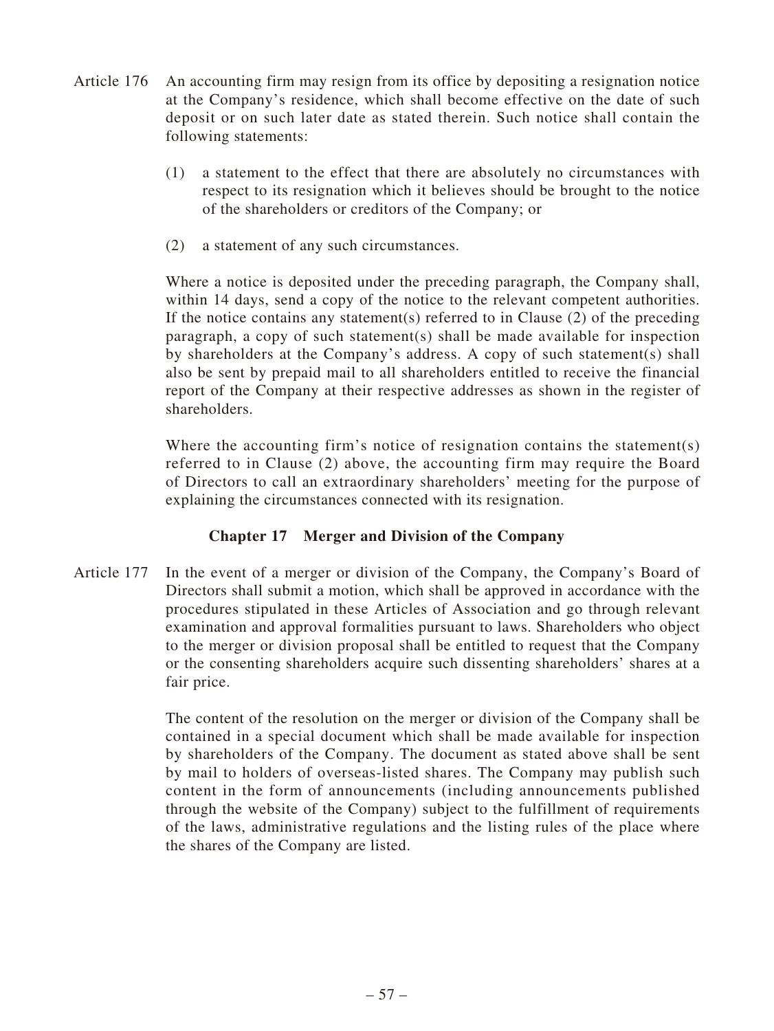Article 176 An accounting firm may resign from its office by depositing a resignation notice at the Company's residence, which shall become effective on the date of such deposit or on such later date as stated therein. Such notice shall contain the following statements:

(1) a statement to the effect that there are absolutely no circumstances with respect to its resignation which it believes should be brought to the notice of the shareholders or creditors of the Company; or

(2) a statement of any such circumstances.

Where a notice is deposited under the preceding paragraph, the Company shall, within 14 days, send a copy of the notice to the relevant competent authorities. If the notice contains any statement(s) referred to in Clause (2) of the preceding paragraph, a copy of such statement(s) shall be made available for inspection by shareholders at the Company's address. A copy of such statement(s) shall also be sent by prepaid mail to all shareholders entitled to receive the financial report of the Company at their respective addresses as shown in the register of shareholders.

Where the accounting firm's notice of resignation contains the statement(s) referred to in Clause (2) above, the accounting firm may require the Board of Directors to call an extraordinary shareholders' meeting for the purpose of explaining the circumstances connected with its resignation.

## Chapter 17 Merger and Division of the Company

Article 177 In the event of a merger or division of the Company, the Company's Board of Directors shall submit a motion, which shall be approved in accordance with the procedures stipulated in these Articles of Association and go through relevant examination and approval formalities pursuant to laws. Shareholders who object to the merger or division proposal shall be entitled to request that the Company or the consenting shareholders acquire such dissenting shareholders' shares at a fair price.

The content of the resolution on the merger or division of the Company shall be contained in a special document which shall be made available for inspection by shareholders of the Company. The document as stated above shall be sent by mail to holders of overseas-listed shares. The Company may publish such content in the form of announcements (including announcements published through the website of the Company) subject to the fulfillment of requirements of the laws, administrative regulations and the listing rules of the place where the shares of the Company are listed.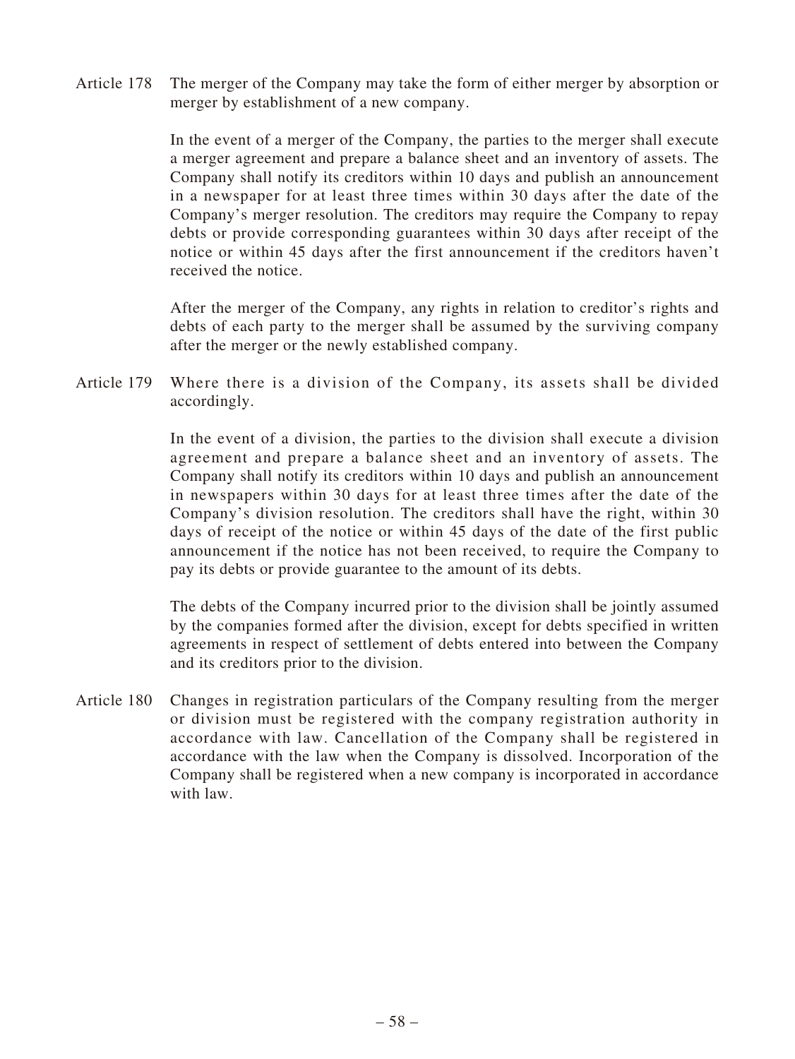Article 178 The merger of the Company may take the form of either merger by absorption or merger by establishment of a new company.

In the event of a merger of the Company, the parties to the merger shall execute a merger agreement and prepare a balance sheet and an inventory of assets. The Company shall notify its creditors within 10 days and publish an announcement in a newspaper for at least three times within 30 days after the date of the Company's merger resolution. The creditors may require the Company to repay debts or provide corresponding guarantees within 30 days after receipt of the notice or within 45 days after the first announcement if the creditors haven't received the notice.

After the merger of the Company, any rights in relation to creditor's rights and debts of each party to the merger shall be assumed by the surviving company after the merger or the newly established company.

Article 179 Where there is a division of the Company, its assets shall be divided accordingly.

In the event of a division, the parties to the division shall execute a division agreement and prepare a balance sheet and an inventory of assets. The Company shall notify its creditors within 10 days and publish an announcement in newspapers within 30 days for at least three times after the date of the Company's division resolution. The creditors shall have the right, within 30 days of receipt of the notice or within 45 days of the date of the first public announcement if the notice has not been received, to require the Company to pay its debts or provide guarantee to the amount of its debts.

The debts of the Company incurred prior to the division shall be jointly assumed by the companies formed after the division, except for debts specified in written agreements in respect of settlement of debts entered into between the Company and its creditors prior to the division.

Article 180 Changes in registration particulars of the Company resulting from the merger or division must be registered with the company registration authority in accordance with law. Cancellation of the Company shall be registered in accordance with the law when the Company is dissolved. Incorporation of the Company shall be registered when a new company is incorporated in accordance with law.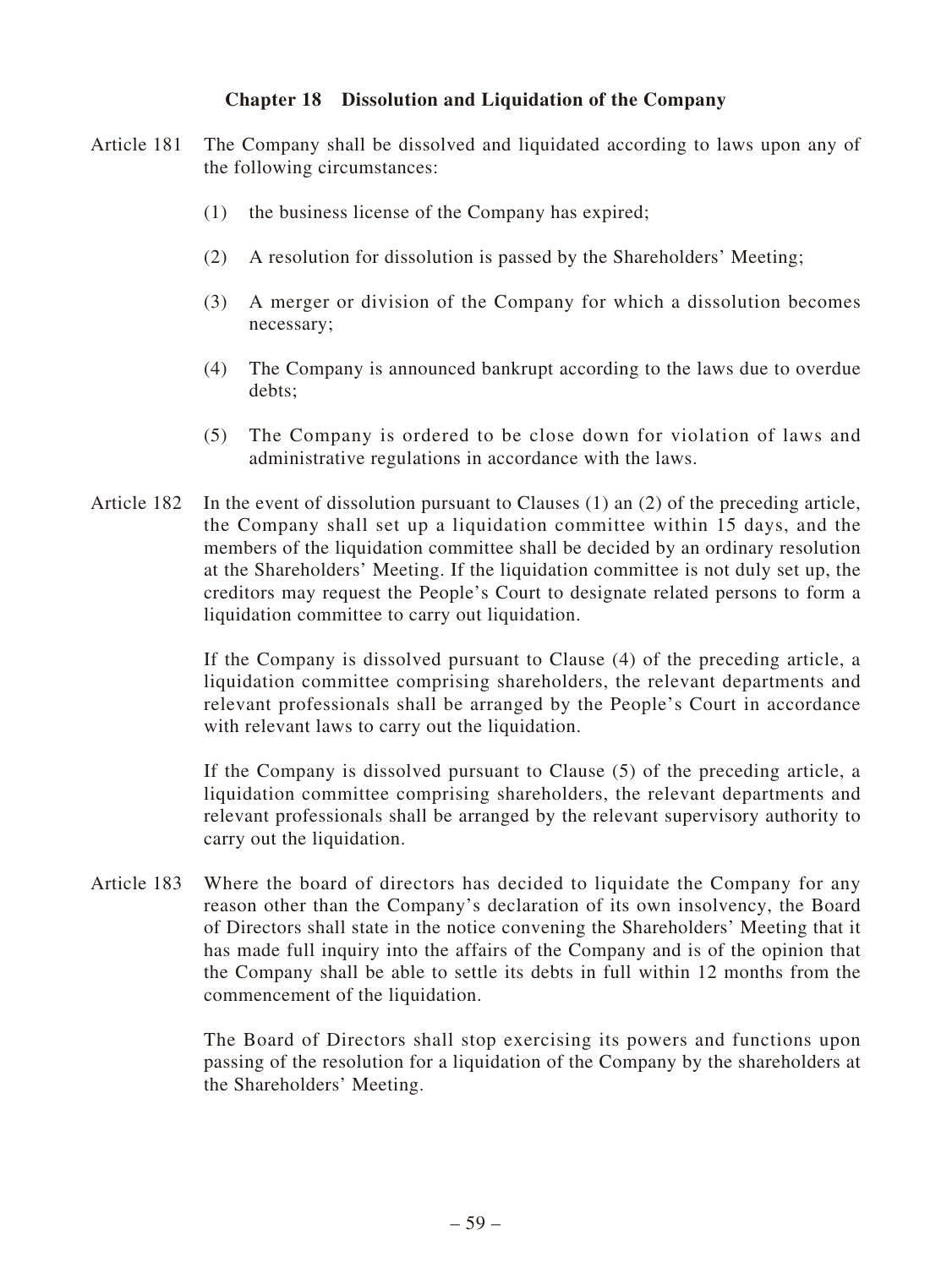## Chapter 18 Dissolution and Liquidation of the Company

Article 181 The Company shall be dissolved and liquidated according to laws upon any of the following circumstances:

(1) the business license of the Company has expired;

(2) A resolution for dissolution is passed by the Shareholders' Meeting;

(3) A merger or division of the Company for which a dissolution becomes necessary;

(4) The Company is announced bankrupt according to the laws due to overdue debts;

(5) The Company is ordered to be close down for violation of laws and administrative regulations in accordance with the laws.

Article 182 In the event of dissolution pursuant to Clauses (1) an (2) of the preceding article, the Company shall set up a liquidation committee within 15 days, and the members of the liquidation committee shall be decided by an ordinary resolution at the Shareholders' Meeting. If the liquidation committee is not duly set up, the creditors may request the People's Court to designate related persons to form a liquidation committee to carry out liquidation.

If the Company is dissolved pursuant to Clause (4) of the preceding article, a liquidation committee comprising shareholders, the relevant departments and relevant professionals shall be arranged by the People's Court in accordance with relevant laws to carry out the liquidation.

If the Company is dissolved pursuant to Clause (5) of the preceding article, a liquidation committee comprising shareholders, the relevant departments and relevant professionals shall be arranged by the relevant supervisory authority to carry out the liquidation.

Article 183 Where the board of directors has decided to liquidate the Company for any reason other than the Company's declaration of its own insolvency, the Board of Directors shall state in the notice convening the Shareholders' Meeting that it has made full inquiry into the affairs of the Company and is of the opinion that the Company shall be able to settle its debts in full within 12 months from the commencement of the liquidation.

The Board of Directors shall stop exercising its powers and functions upon passing of the resolution for a liquidation of the Company by the shareholders at the Shareholders' Meeting.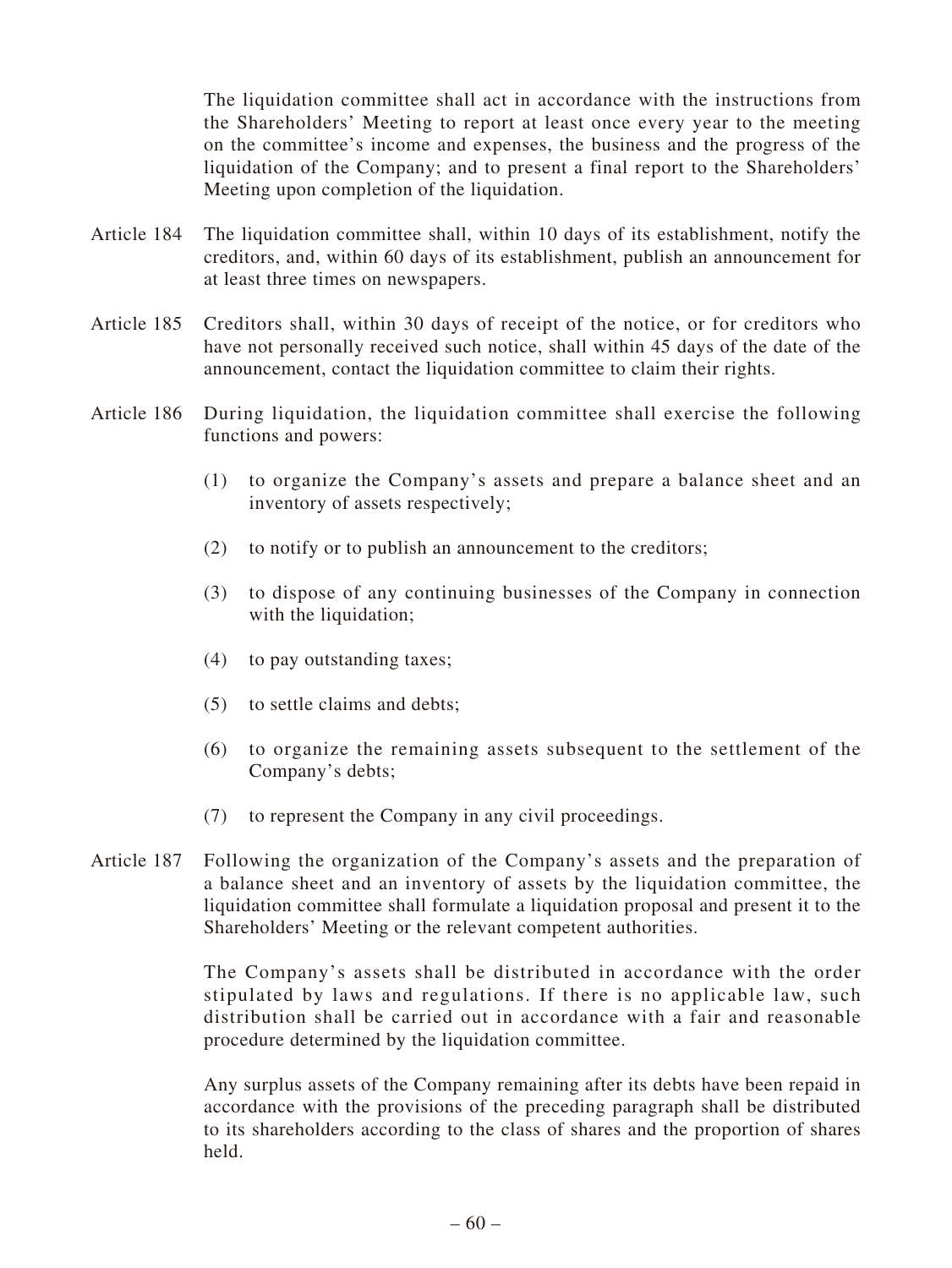The liquidation committee shall act in accordance with the instructions from the Shareholders' Meeting to report at least once every year to the meeting on the committee's income and expenses, the business and the progress of the liquidation of the Company; and to present a final report to the Shareholders' Meeting upon completion of the liquidation.

Article 184 The liquidation committee shall, within 10 days of its establishment, notify the creditors, and, within 60 days of its establishment, publish an announcement for at least three times on newspapers.

Article 185 Creditors shall, within 30 days of receipt of the notice, or for creditors who have not personally received such notice, shall within 45 days of the date of the announcement, contact the liquidation committee to claim their rights.

Article 186 During liquidation, the liquidation committee shall exercise the following functions and powers:

(1) to organize the Company's assets and prepare a balance sheet and an inventory of assets respectively;

(2) to notify or to publish an announcement to the creditors;

(3) to dispose of any continuing businesses of the Company in connection with the liquidation;

(4) to pay outstanding taxes;

(5) to settle claims and debts;

(6) to organize the remaining assets subsequent to the settlement of the Company's debts;

(7) to represent the Company in any civil proceedings.

Article 187 Following the organization of the Company's assets and the preparation of a balance sheet and an inventory of assets by the liquidation committee, the liquidation committee shall formulate a liquidation proposal and present it to the Shareholders' Meeting or the relevant competent authorities.

The Company's assets shall be distributed in accordance with the order stipulated by laws and regulations. If there is no applicable law, such distribution shall be carried out in accordance with a fair and reasonable procedure determined by the liquidation committee.

Any surplus assets of the Company remaining after its debts have been repaid in accordance with the provisions of the preceding paragraph shall be distributed to its shareholders according to the class of shares and the proportion of shares held.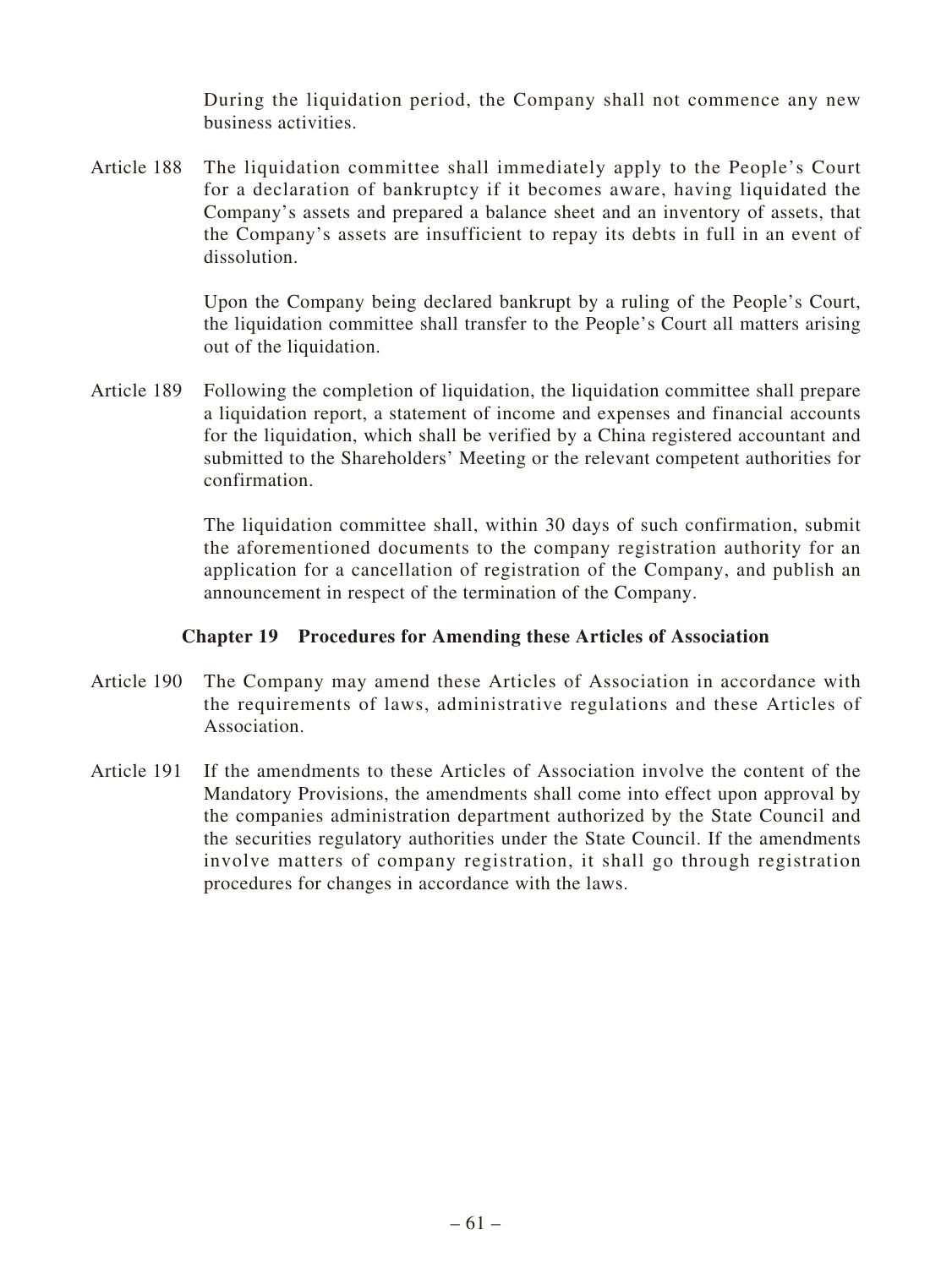During the liquidation period, the Company shall not commence any new business activities.

Article 188 The liquidation committee shall immediately apply to the People's Court for a declaration of bankruptcy if it becomes aware, having liquidated the Company's assets and prepared a balance sheet and an inventory of assets, that the Company's assets are insufficient to repay its debts in full in an event of dissolution.

Upon the Company being declared bankrupt by a ruling of the People's Court, the liquidation committee shall transfer to the People's Court all matters arising out of the liquidation.

Article 189 Following the completion of liquidation, the liquidation committee shall prepare a liquidation report, a statement of income and expenses and financial accounts for the liquidation, which shall be verified by a China registered accountant and submitted to the Shareholders' Meeting or the relevant competent authorities for confirmation.

The liquidation committee shall, within 30 days of such confirmation, submit the aforementioned documents to the company registration authority for an application for a cancellation of registration of the Company, and publish an announcement in respect of the termination of the Company.

## Chapter 19 Procedures for Amending these Articles of Association

Article 190 The Company may amend these Articles of Association in accordance with the requirements of laws, administrative regulations and these Articles of Association.

Article 191 If the amendments to these Articles of Association involve the content of the Mandatory Provisions, the amendments shall come into effect upon approval by the companies administration department authorized by the State Council and the securities regulatory authorities under the State Council. If the amendments involve matters of company registration, it shall go through registration procedures for changes in accordance with the laws.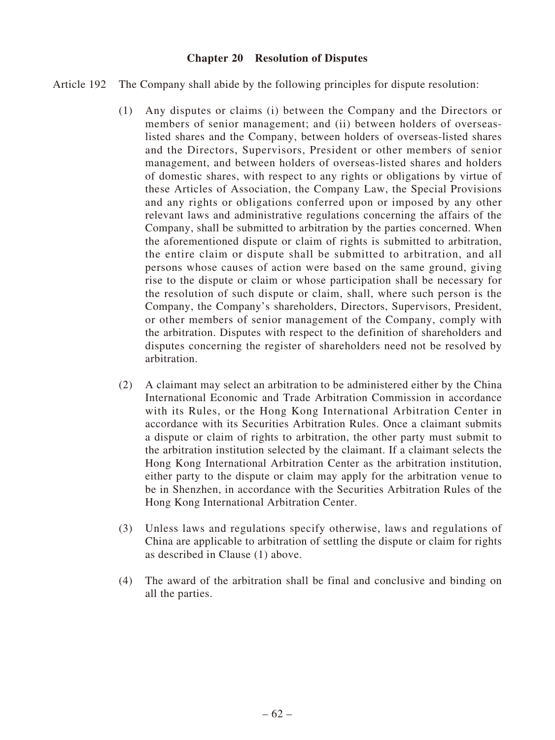## Chapter 20 Resolution of Disputes

Article 192 The Company shall abide by the following principles for dispute resolution:

(1) Any disputes or claims (i) between the Company and the Directors or members of senior management; and (ii) between holders of overseas-listed shares and the Company, between holders of overseas-listed shares and the Directors, Supervisors, President or other members of senior management, and between holders of overseas-listed shares and holders of domestic shares, with respect to any rights or obligations by virtue of these Articles of Association, the Company Law, the Special Provisions and any rights or obligations conferred upon or imposed by any other relevant laws and administrative regulations concerning the affairs of the Company, shall be submitted to arbitration by the parties concerned. When the aforementioned dispute or claim of rights is submitted to arbitration, the entire claim or dispute shall be submitted to arbitration, and all persons whose causes of action were based on the same ground, giving rise to the dispute or claim or whose participation shall be necessary for the resolution of such dispute or claim, shall, where such person is the Company, the Company's shareholders, Directors, Supervisors, President, or other members of senior management of the Company, comply with the arbitration. Disputes with respect to the definition of shareholders and disputes concerning the register of shareholders need not be resolved by arbitration.

(2) A claimant may select an arbitration to be administered either by the China International Economic and Trade Arbitration Commission in accordance with its Rules, or the Hong Kong International Arbitration Center in accordance with its Securities Arbitration Rules. Once a claimant submits a dispute or claim of rights to arbitration, the other party must submit to the arbitration institution selected by the claimant. If a claimant selects the Hong Kong International Arbitration Center as the arbitration institution, either party to the dispute or claim may apply for the arbitration venue to be in Shenzhen, in accordance with the Securities Arbitration Rules of the Hong Kong International Arbitration Center.

(3) Unless laws and regulations specify otherwise, laws and regulations of China are applicable to arbitration of settling the dispute or claim for rights as described in Clause (1) above.

(4) The award of the arbitration shall be final and conclusive and binding on all the parties.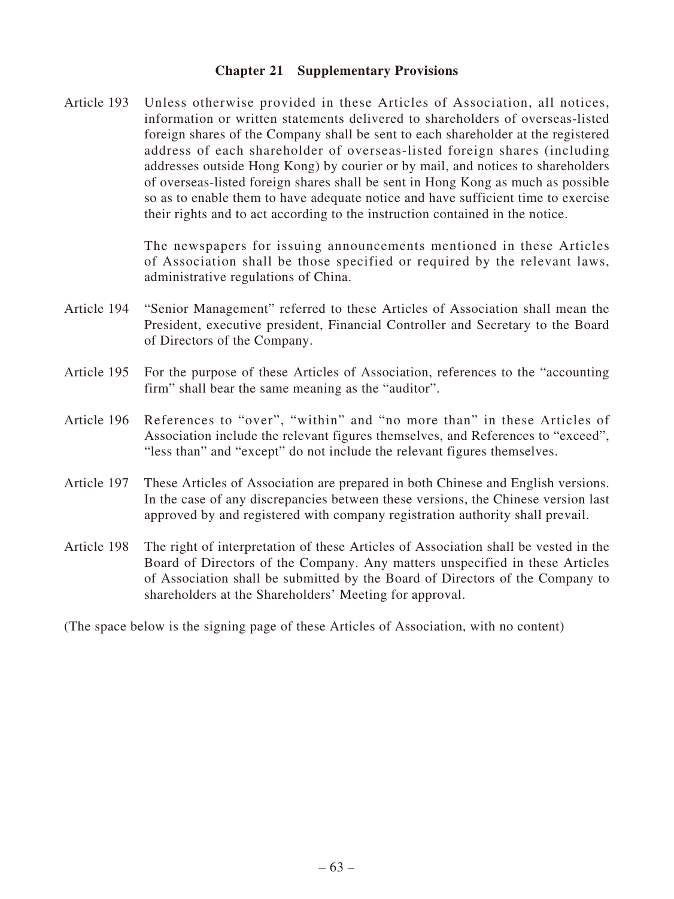## Chapter 21 Supplementary Provisions

Article 193 Unless otherwise provided in these Articles of Association, all notices, information or written statements delivered to shareholders of overseas-listed foreign shares of the Company shall be sent to each shareholder at the registered address of each shareholder of overseas-listed foreign shares (including addresses outside Hong Kong) by courier or by mail, and notices to shareholders of overseas-listed foreign shares shall be sent in Hong Kong as much as possible so as to enable them to have adequate notice and have sufficient time to exercise their rights and to act according to the instruction contained in the notice.

The newspapers for issuing announcements mentioned in these Articles of Association shall be those specified or required by the relevant laws, administrative regulations of China.

Article 194 "Senior Management" referred to these Articles of Association shall mean the President, executive president, Financial Controller and Secretary to the Board of Directors of the Company.

Article 195 For the purpose of these Articles of Association, references to the "accounting firm" shall bear the same meaning as the "auditor".

Article 196 References to "over", "within" and "no more than" in these Articles of Association include the relevant figures themselves, and References to "exceed", "less than" and "except" do not include the relevant figures themselves.

Article 197 These Articles of Association are prepared in both Chinese and English versions. In the case of any discrepancies between these versions, the Chinese version last approved by and registered with company registration authority shall prevail.

Article 198 The right of interpretation of these Articles of Association shall be vested in the Board of Directors of the Company. Any matters unspecified in these Articles of Association shall be submitted by the Board of Directors of the Company to shareholders at the Shareholders' Meeting for approval.

(The space below is the signing page of these Articles of Association, with no content)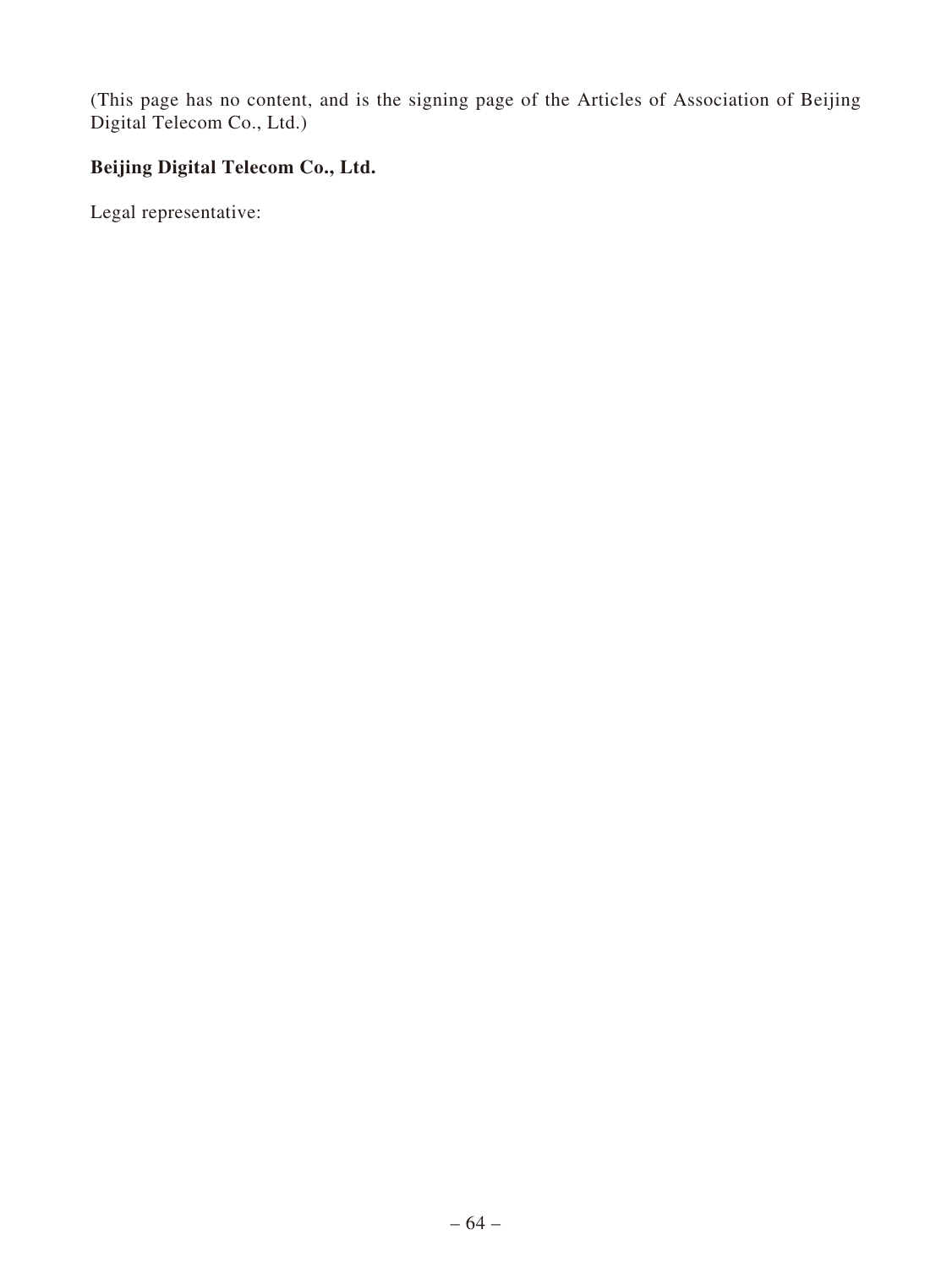(This page has no content, and is the signing page of the Articles of Association of Beijing Digital Telecom Co., Ltd.)

**Beijing Digital Telecom Co., Ltd.**

Legal representative: